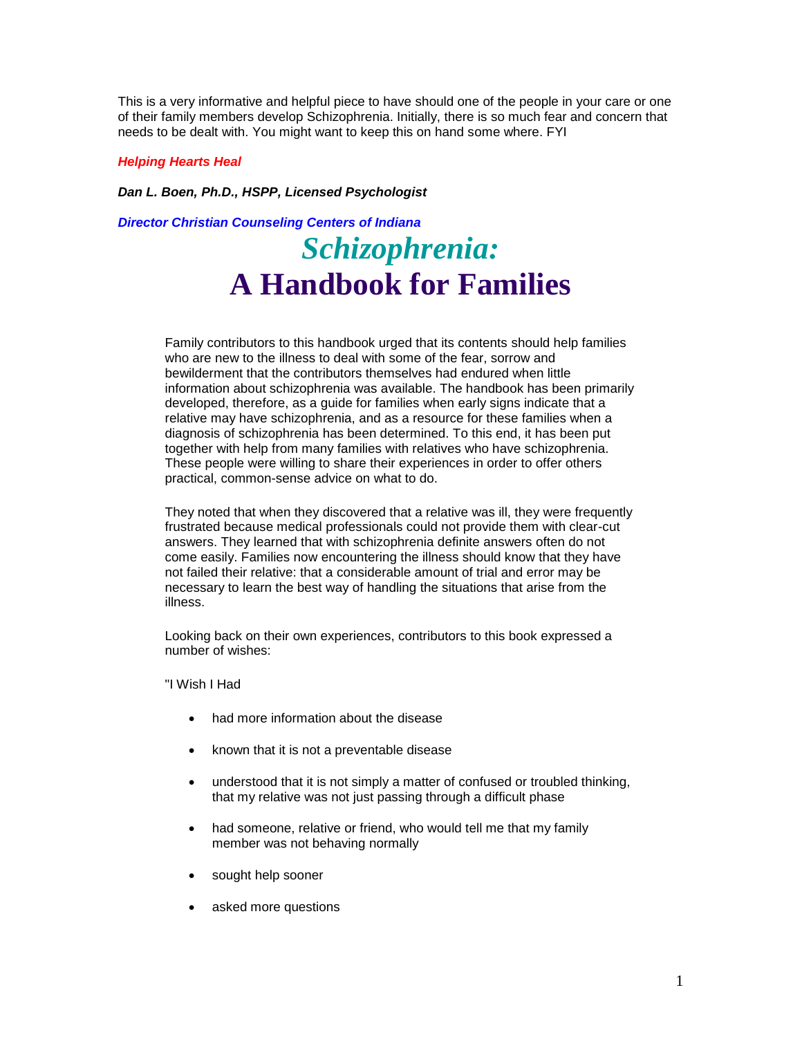This is a very informative and helpful piece to have should one of the people in your care or one of their family members develop Schizophrenia. Initially, there is so much fear and concern that needs to be dealt with. You might want to keep this on hand some where. FYI

***Helping Hearts Heal***

***Dan L. Boen, Ph.D., HSPP, Licensed Psychologist***

***Director Christian Counseling Centers of Indiana***

# *Schizophrenia:*
# A Handbook for Families

Family contributors to this handbook urged that its contents should help families who are new to the illness to deal with some of the fear, sorrow and bewilderment that the contributors themselves had endured when little information about schizophrenia was available. The handbook has been primarily developed, therefore, as a guide for families when early signs indicate that a relative may have schizophrenia, and as a resource for these families when a diagnosis of schizophrenia has been determined. To this end, it has been put together with help from many families with relatives who have schizophrenia. These people were willing to share their experiences in order to offer others practical, common-sense advice on what to do.

They noted that when they discovered that a relative was ill, they were frequently frustrated because medical professionals could not provide them with clear-cut answers. They learned that with schizophrenia definite answers often do not come easily. Families now encountering the illness should know that they have not failed their relative: that a considerable amount of trial and error may be necessary to learn the best way of handling the situations that arise from the illness.

Looking back on their own experiences, contributors to this book expressed a number of wishes:

"I Wish I Had

- had more information about the disease
- known that it is not a preventable disease
- understood that it is not simply a matter of confused or troubled thinking, that my relative was not just passing through a difficult phase
- had someone, relative or friend, who would tell me that my family member was not behaving normally
- sought help sooner
- asked more questions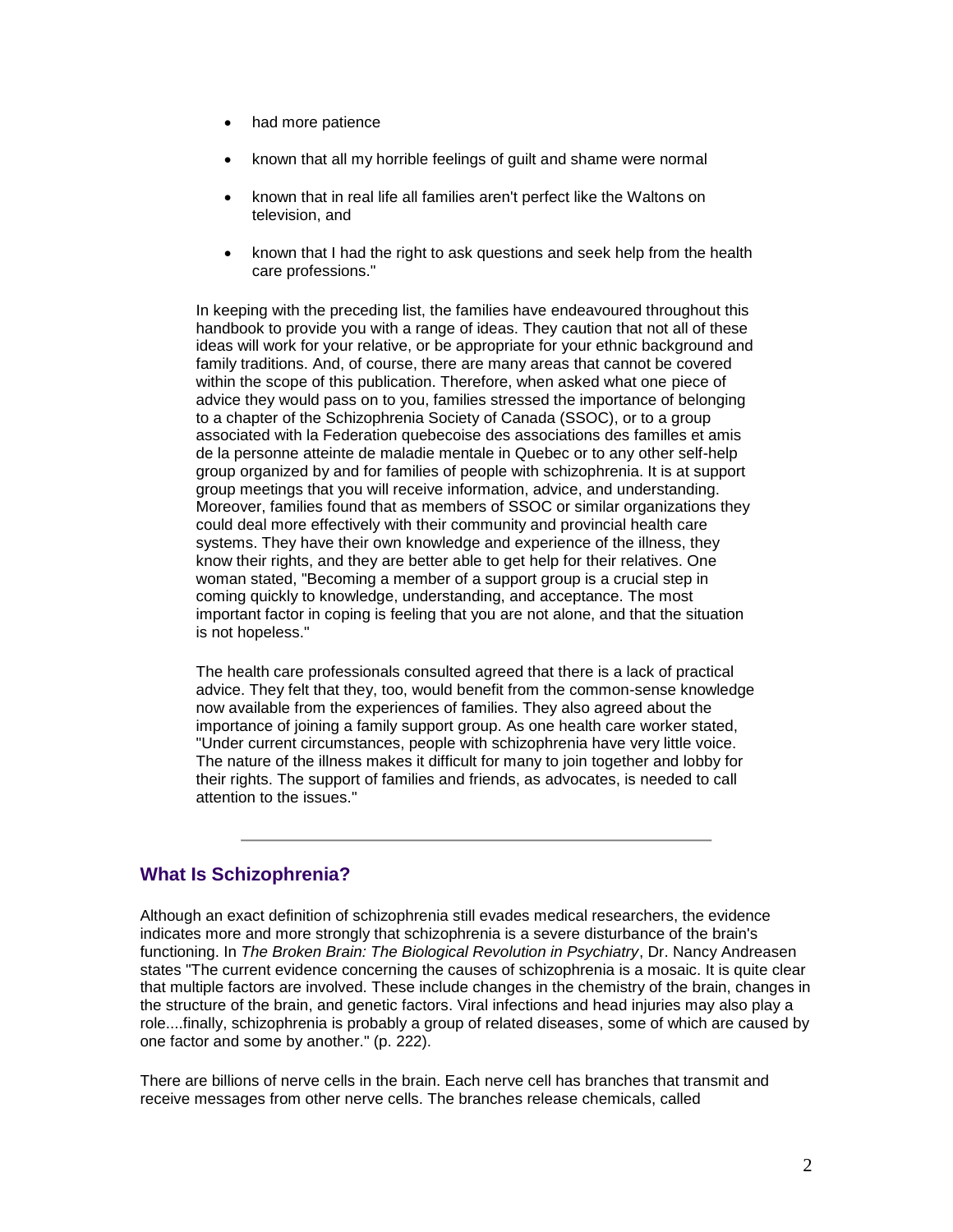- had more patience
- known that all my horrible feelings of guilt and shame were normal
- known that in real life all families aren't perfect like the Waltons on television, and
- known that I had the right to ask questions and seek help from the health care professions."

In keeping with the preceding list, the families have endeavoured throughout this handbook to provide you with a range of ideas. They caution that not all of these ideas will work for your relative, or be appropriate for your ethnic background and family traditions. And, of course, there are many areas that cannot be covered within the scope of this publication. Therefore, when asked what one piece of advice they would pass on to you, families stressed the importance of belonging to a chapter of the Schizophrenia Society of Canada (SSOC), or to a group associated with la Federation quebecoise des associations des familles et amis de la personne atteinte de maladie mentale in Quebec or to any other self-help group organized by and for families of people with schizophrenia. It is at support group meetings that you will receive information, advice, and understanding. Moreover, families found that as members of SSOC or similar organizations they could deal more effectively with their community and provincial health care systems. They have their own knowledge and experience of the illness, they know their rights, and they are better able to get help for their relatives. One woman stated, "Becoming a member of a support group is a crucial step in coming quickly to knowledge, understanding, and acceptance. The most important factor in coping is feeling that you are not alone, and that the situation is not hopeless."

The health care professionals consulted agreed that there is a lack of practical advice. They felt that they, too, would benefit from the common-sense knowledge now available from the experiences of families. They also agreed about the importance of joining a family support group. As one health care worker stated, "Under current circumstances, people with schizophrenia have very little voice. The nature of the illness makes it difficult for many to join together and lobby for their rights. The support of families and friends, as advocates, is needed to call attention to the issues."

---

## What Is Schizophrenia?

Although an exact definition of schizophrenia still evades medical researchers, the evidence indicates more and more strongly that schizophrenia is a severe disturbance of the brain's functioning. In *The Broken Brain: The Biological Revolution in Psychiatry*, Dr. Nancy Andreasen states "The current evidence concerning the causes of schizophrenia is a mosaic. It is quite clear that multiple factors are involved. These include changes in the chemistry of the brain, changes in the structure of the brain, and genetic factors. Viral infections and head injuries may also play a role....finally, schizophrenia is probably a group of related diseases, some of which are caused by one factor and some by another." (p. 222).

There are billions of nerve cells in the brain. Each nerve cell has branches that transmit and receive messages from other nerve cells. The branches release chemicals, called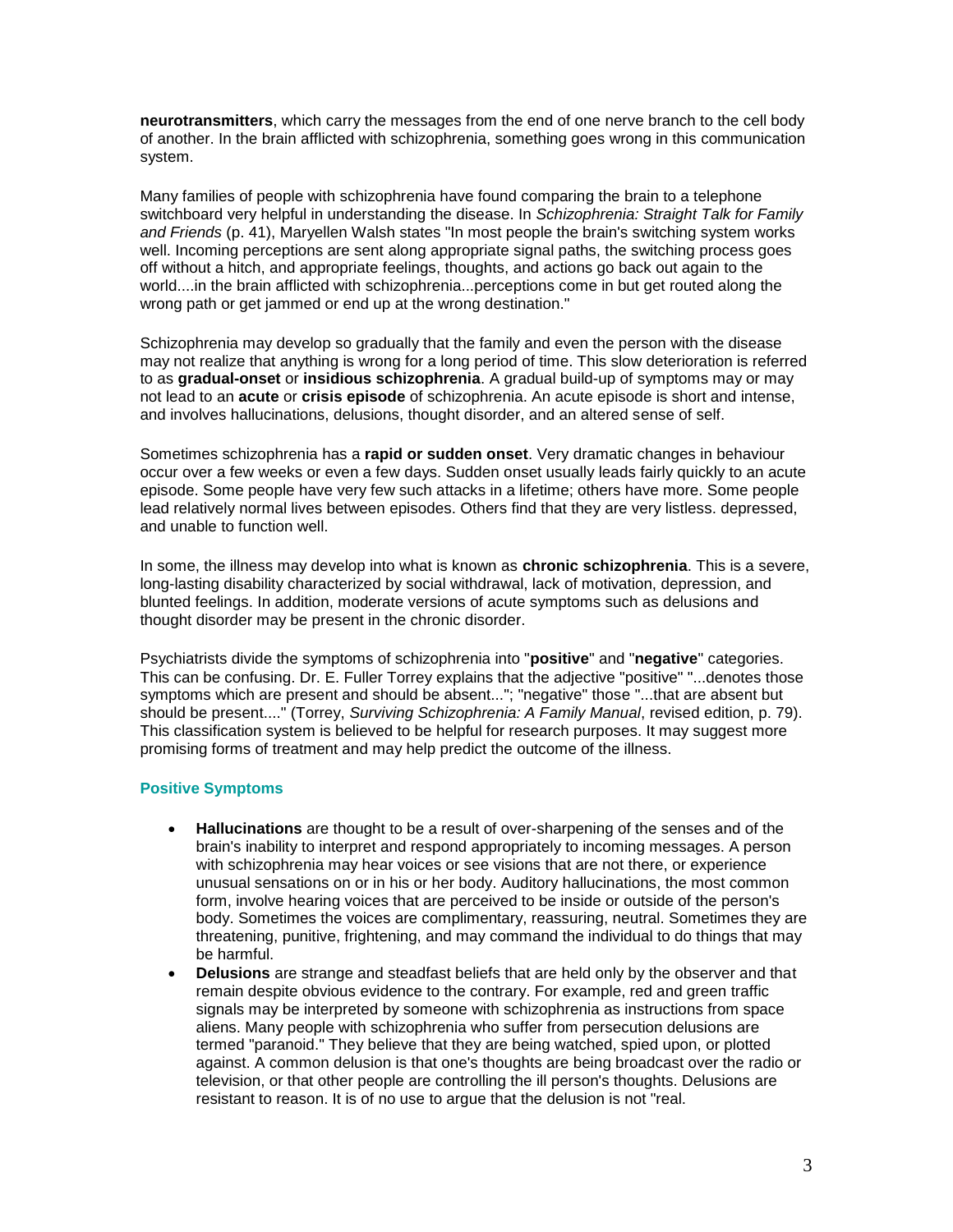**neurotransmitters**, which carry the messages from the end of one nerve branch to the cell body of another. In the brain afflicted with schizophrenia, something goes wrong in this communication system.

Many families of people with schizophrenia have found comparing the brain to a telephone switchboard very helpful in understanding the disease. In *Schizophrenia: Straight Talk for Family and Friends* (p. 41), Maryellen Walsh states "In most people the brain's switching system works well. Incoming perceptions are sent along appropriate signal paths, the switching process goes off without a hitch, and appropriate feelings, thoughts, and actions go back out again to the world....in the brain afflicted with schizophrenia...perceptions come in but get routed along the wrong path or get jammed or end up at the wrong destination."

Schizophrenia may develop so gradually that the family and even the person with the disease may not realize that anything is wrong for a long period of time. This slow deterioration is referred to as **gradual-onset** or **insidious schizophrenia**. A gradual build-up of symptoms may or may not lead to an **acute** or **crisis episode** of schizophrenia. An acute episode is short and intense, and involves hallucinations, delusions, thought disorder, and an altered sense of self.

Sometimes schizophrenia has a **rapid or sudden onset**. Very dramatic changes in behaviour occur over a few weeks or even a few days. Sudden onset usually leads fairly quickly to an acute episode. Some people have very few such attacks in a lifetime; others have more. Some people lead relatively normal lives between episodes. Others find that they are very listless. depressed, and unable to function well.

In some, the illness may develop into what is known as **chronic schizophrenia**. This is a severe, long-lasting disability characterized by social withdrawal, lack of motivation, depression, and blunted feelings. In addition, moderate versions of acute symptoms such as delusions and thought disorder may be present in the chronic disorder.

Psychiatrists divide the symptoms of schizophrenia into "**positive**" and "**negative**" categories. This can be confusing. Dr. E. Fuller Torrey explains that the adjective "positive" "...denotes those symptoms which are present and should be absent..."; "negative" those "...that are absent but should be present...." (Torrey, *Surviving Schizophrenia: A Family Manual*, revised edition, p. 79). This classification system is believed to be helpful for research purposes. It may suggest more promising forms of treatment and may help predict the outcome of the illness.

### Positive Symptoms

- **Hallucinations** are thought to be a result of over-sharpening of the senses and of the brain's inability to interpret and respond appropriately to incoming messages. A person with schizophrenia may hear voices or see visions that are not there, or experience unusual sensations on or in his or her body. Auditory hallucinations, the most common form, involve hearing voices that are perceived to be inside or outside of the person's body. Sometimes the voices are complimentary, reassuring, neutral. Sometimes they are threatening, punitive, frightening, and may command the individual to do things that may be harmful.
- **Delusions** are strange and steadfast beliefs that are held only by the observer and that remain despite obvious evidence to the contrary. For example, red and green traffic signals may be interpreted by someone with schizophrenia as instructions from space aliens. Many people with schizophrenia who suffer from persecution delusions are termed "paranoid." They believe that they are being watched, spied upon, or plotted against. A common delusion is that one's thoughts are being broadcast over the radio or television, or that other people are controlling the ill person's thoughts. Delusions are resistant to reason. It is of no use to argue that the delusion is not "real.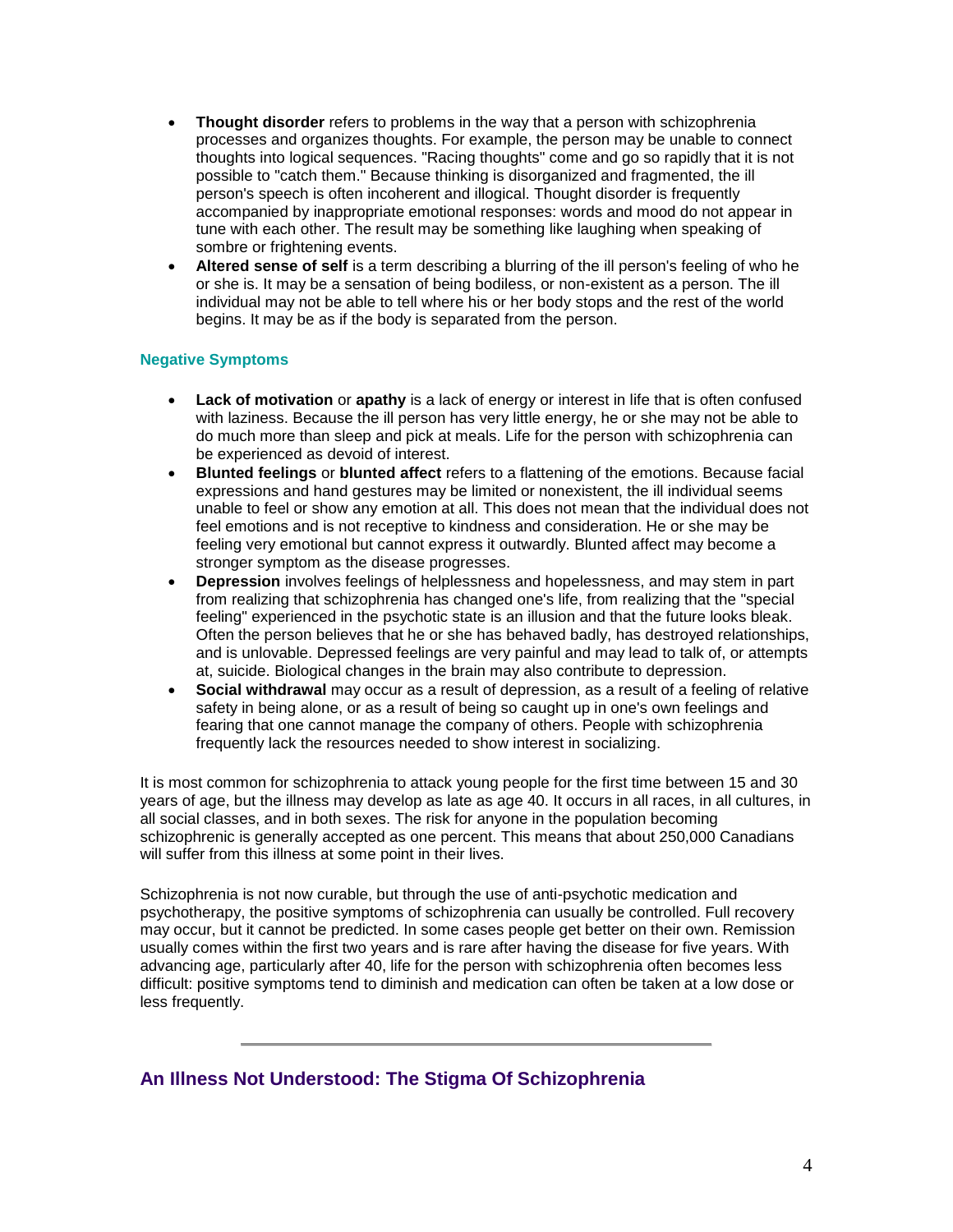- **Thought disorder** refers to problems in the way that a person with schizophrenia processes and organizes thoughts. For example, the person may be unable to connect thoughts into logical sequences. "Racing thoughts" come and go so rapidly that it is not possible to "catch them." Because thinking is disorganized and fragmented, the ill person's speech is often incoherent and illogical. Thought disorder is frequently accompanied by inappropriate emotional responses: words and mood do not appear in tune with each other. The result may be something like laughing when speaking of sombre or frightening events.
- **Altered sense of self** is a term describing a blurring of the ill person's feeling of who he or she is. It may be a sensation of being bodiless, or non-existent as a person. The ill individual may not be able to tell where his or her body stops and the rest of the world begins. It may be as if the body is separated from the person.

#### Negative Symptoms

- **Lack of motivation** or **apathy** is a lack of energy or interest in life that is often confused with laziness. Because the ill person has very little energy, he or she may not be able to do much more than sleep and pick at meals. Life for the person with schizophrenia can be experienced as devoid of interest.
- **Blunted feelings** or **blunted affect** refers to a flattening of the emotions. Because facial expressions and hand gestures may be limited or nonexistent, the ill individual seems unable to feel or show any emotion at all. This does not mean that the individual does not feel emotions and is not receptive to kindness and consideration. He or she may be feeling very emotional but cannot express it outwardly. Blunted affect may become a stronger symptom as the disease progresses.
- **Depression** involves feelings of helplessness and hopelessness, and may stem in part from realizing that schizophrenia has changed one's life, from realizing that the "special feeling" experienced in the psychotic state is an illusion and that the future looks bleak. Often the person believes that he or she has behaved badly, has destroyed relationships, and is unlovable. Depressed feelings are very painful and may lead to talk of, or attempts at, suicide. Biological changes in the brain may also contribute to depression.
- **Social withdrawal** may occur as a result of depression, as a result of a feeling of relative safety in being alone, or as a result of being so caught up in one's own feelings and fearing that one cannot manage the company of others. People with schizophrenia frequently lack the resources needed to show interest in socializing.

It is most common for schizophrenia to attack young people for the first time between 15 and 30 years of age, but the illness may develop as late as age 40. It occurs in all races, in all cultures, in all social classes, and in both sexes. The risk for anyone in the population becoming schizophrenic is generally accepted as one percent. This means that about 250,000 Canadians will suffer from this illness at some point in their lives.

Schizophrenia is not now curable, but through the use of anti-psychotic medication and psychotherapy, the positive symptoms of schizophrenia can usually be controlled. Full recovery may occur, but it cannot be predicted. In some cases people get better on their own. Remission usually comes within the first two years and is rare after having the disease for five years. With advancing age, particularly after 40, life for the person with schizophrenia often becomes less difficult: positive symptoms tend to diminish and medication can often be taken at a low dose or less frequently.

---

## An Illness Not Understood: The Stigma Of Schizophrenia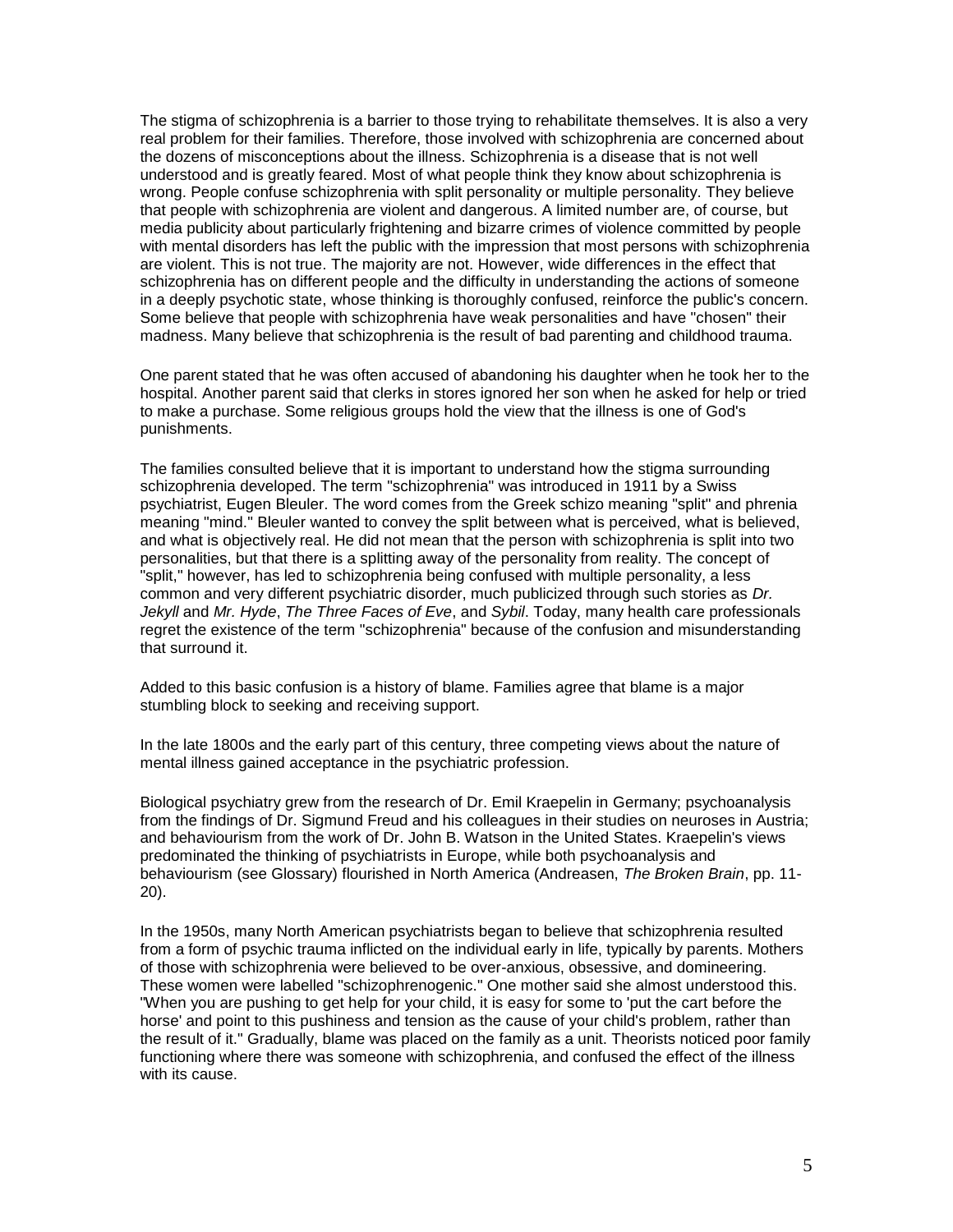The stigma of schizophrenia is a barrier to those trying to rehabilitate themselves. It is also a very real problem for their families. Therefore, those involved with schizophrenia are concerned about the dozens of misconceptions about the illness. Schizophrenia is a disease that is not well understood and is greatly feared. Most of what people think they know about schizophrenia is wrong. People confuse schizophrenia with split personality or multiple personality. They believe that people with schizophrenia are violent and dangerous. A limited number are, of course, but media publicity about particularly frightening and bizarre crimes of violence committed by people with mental disorders has left the public with the impression that most persons with schizophrenia are violent. This is not true. The majority are not. However, wide differences in the effect that schizophrenia has on different people and the difficulty in understanding the actions of someone in a deeply psychotic state, whose thinking is thoroughly confused, reinforce the public's concern. Some believe that people with schizophrenia have weak personalities and have "chosen" their madness. Many believe that schizophrenia is the result of bad parenting and childhood trauma.

One parent stated that he was often accused of abandoning his daughter when he took her to the hospital. Another parent said that clerks in stores ignored her son when he asked for help or tried to make a purchase. Some religious groups hold the view that the illness is one of God's punishments.

The families consulted believe that it is important to understand how the stigma surrounding schizophrenia developed. The term "schizophrenia" was introduced in 1911 by a Swiss psychiatrist, Eugen Bleuler. The word comes from the Greek schizo meaning "split" and phrenia meaning "mind." Bleuler wanted to convey the split between what is perceived, what is believed, and what is objectively real. He did not mean that the person with schizophrenia is split into two personalities, but that there is a splitting away of the personality from reality. The concept of "split," however, has led to schizophrenia being confused with multiple personality, a less common and very different psychiatric disorder, much publicized through such stories as *Dr. Jekyll* and *Mr. Hyde*, *The Three Faces of Eve*, and *Sybil*. Today, many health care professionals regret the existence of the term "schizophrenia" because of the confusion and misunderstanding that surround it.

Added to this basic confusion is a history of blame. Families agree that blame is a major stumbling block to seeking and receiving support.

In the late 1800s and the early part of this century, three competing views about the nature of mental illness gained acceptance in the psychiatric profession.

Biological psychiatry grew from the research of Dr. Emil Kraepelin in Germany; psychoanalysis from the findings of Dr. Sigmund Freud and his colleagues in their studies on neuroses in Austria; and behaviourism from the work of Dr. John B. Watson in the United States. Kraepelin's views predominated the thinking of psychiatrists in Europe, while both psychoanalysis and behaviourism (see Glossary) flourished in North America (Andreasen, *The Broken Brain*, pp. 11-20).

In the 1950s, many North American psychiatrists began to believe that schizophrenia resulted from a form of psychic trauma inflicted on the individual early in life, typically by parents. Mothers of those with schizophrenia were believed to be over-anxious, obsessive, and domineering. These women were labelled "schizophrenogenic." One mother said she almost understood this. "When you are pushing to get help for your child, it is easy for some to 'put the cart before the horse' and point to this pushiness and tension as the cause of your child's problem, rather than the result of it." Gradually, blame was placed on the family as a unit. Theorists noticed poor family functioning where there was someone with schizophrenia, and confused the effect of the illness with its cause.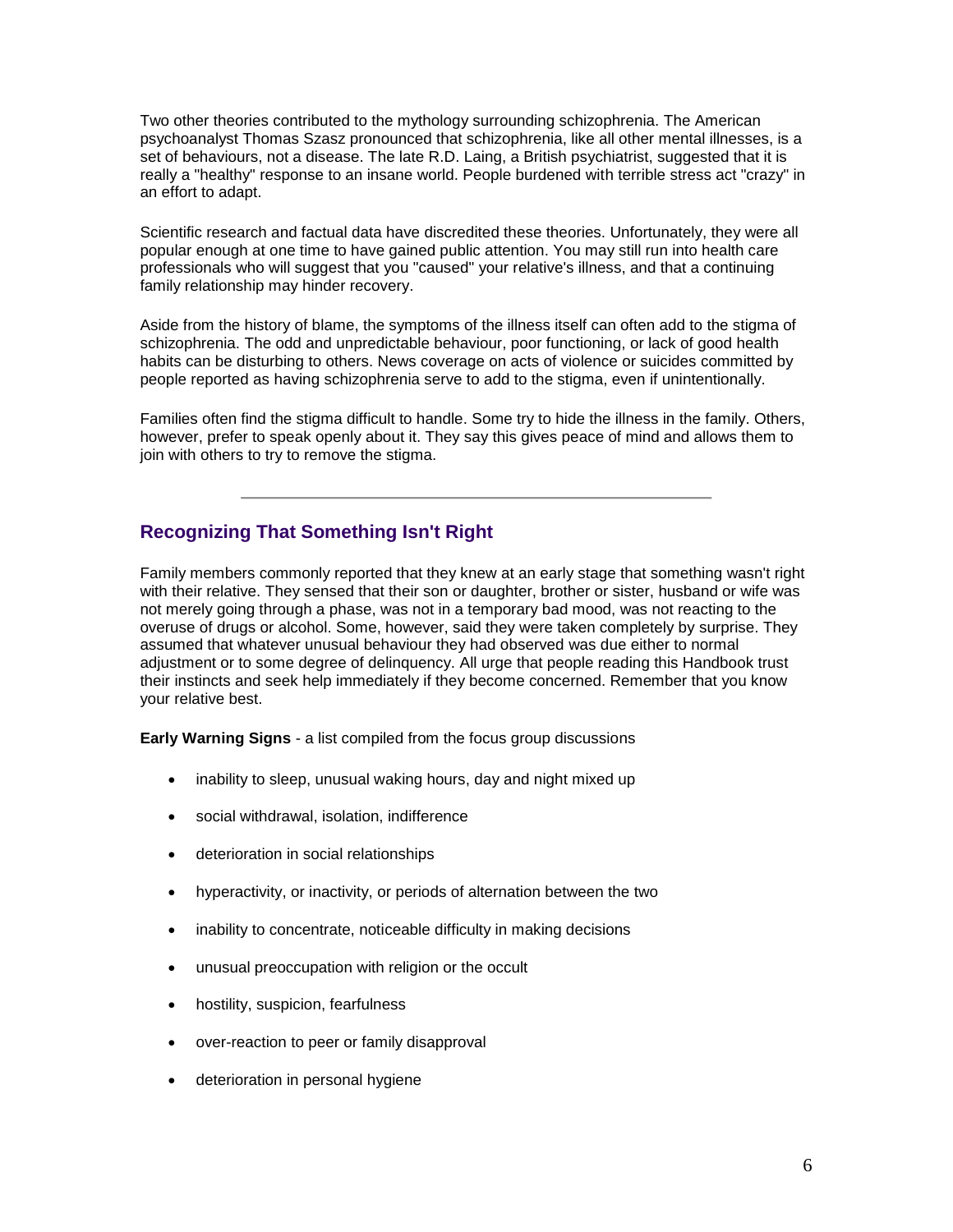Two other theories contributed to the mythology surrounding schizophrenia. The American psychoanalyst Thomas Szasz pronounced that schizophrenia, like all other mental illnesses, is a set of behaviours, not a disease. The late R.D. Laing, a British psychiatrist, suggested that it is really a "healthy" response to an insane world. People burdened with terrible stress act "crazy" in an effort to adapt.

Scientific research and factual data have discredited these theories. Unfortunately, they were all popular enough at one time to have gained public attention. You may still run into health care professionals who will suggest that you "caused" your relative's illness, and that a continuing family relationship may hinder recovery.

Aside from the history of blame, the symptoms of the illness itself can often add to the stigma of schizophrenia. The odd and unpredictable behaviour, poor functioning, or lack of good health habits can be disturbing to others. News coverage on acts of violence or suicides committed by people reported as having schizophrenia serve to add to the stigma, even if unintentionally.

Families often find the stigma difficult to handle. Some try to hide the illness in the family. Others, however, prefer to speak openly about it. They say this gives peace of mind and allows them to join with others to try to remove the stigma.

---

## Recognizing That Something Isn't Right

Family members commonly reported that they knew at an early stage that something wasn't right with their relative. They sensed that their son or daughter, brother or sister, husband or wife was not merely going through a phase, was not in a temporary bad mood, was not reacting to the overuse of drugs or alcohol. Some, however, said they were taken completely by surprise. They assumed that whatever unusual behaviour they had observed was due either to normal adjustment or to some degree of delinquency. All urge that people reading this Handbook trust their instincts and seek help immediately if they become concerned. Remember that you know your relative best.

**Early Warning Signs** - a list compiled from the focus group discussions

- inability to sleep, unusual waking hours, day and night mixed up
- social withdrawal, isolation, indifference
- deterioration in social relationships
- hyperactivity, or inactivity, or periods of alternation between the two
- inability to concentrate, noticeable difficulty in making decisions
- unusual preoccupation with religion or the occult
- hostility, suspicion, fearfulness
- over-reaction to peer or family disapproval
- deterioration in personal hygiene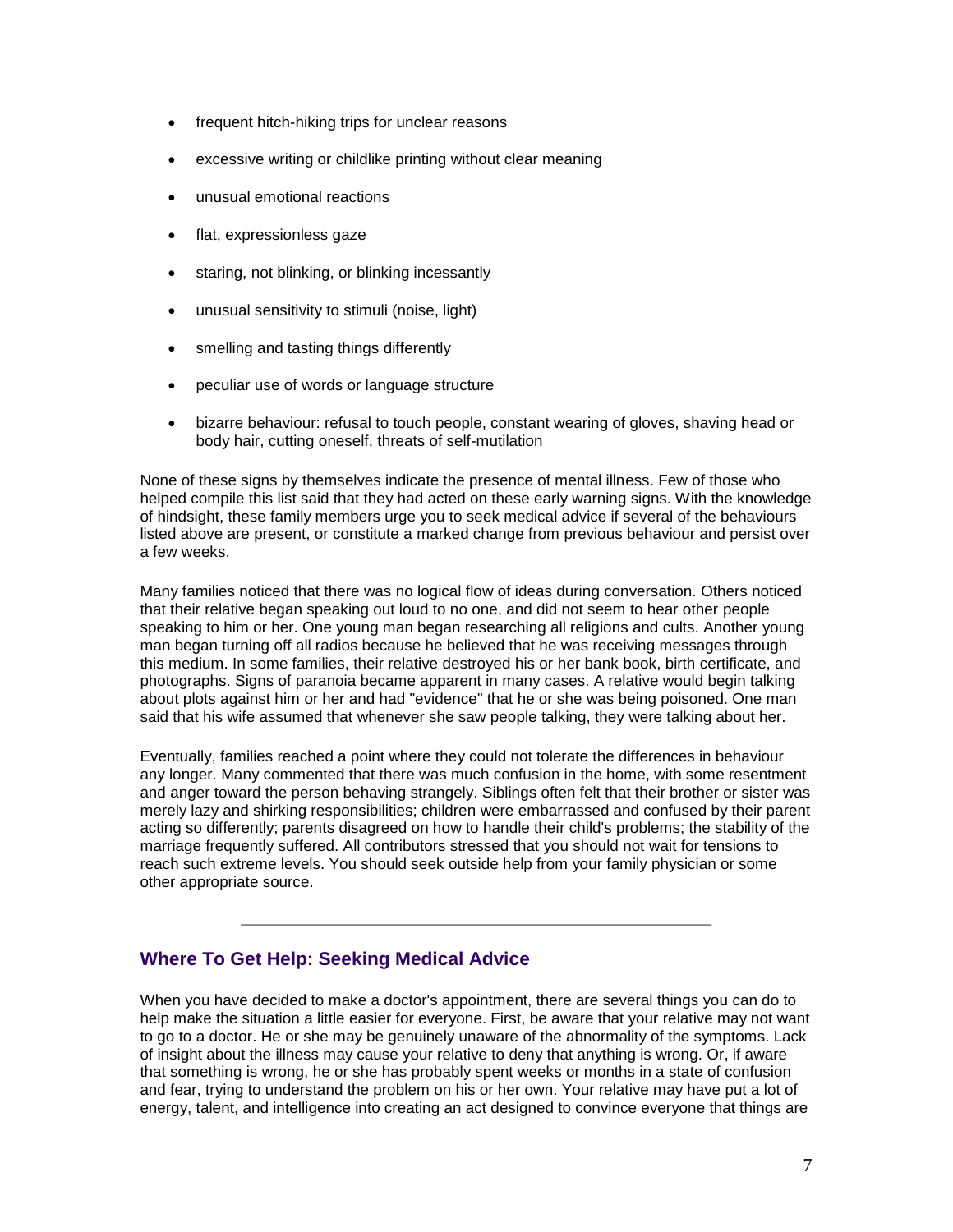- frequent hitch-hiking trips for unclear reasons
- excessive writing or childlike printing without clear meaning
- unusual emotional reactions
- flat, expressionless gaze
- staring, not blinking, or blinking incessantly
- unusual sensitivity to stimuli (noise, light)
- smelling and tasting things differently
- peculiar use of words or language structure
- bizarre behaviour: refusal to touch people, constant wearing of gloves, shaving head or body hair, cutting oneself, threats of self-mutilation

None of these signs by themselves indicate the presence of mental illness. Few of those who helped compile this list said that they had acted on these early warning signs. With the knowledge of hindsight, these family members urge you to seek medical advice if several of the behaviours listed above are present, or constitute a marked change from previous behaviour and persist over a few weeks.

Many families noticed that there was no logical flow of ideas during conversation. Others noticed that their relative began speaking out loud to no one, and did not seem to hear other people speaking to him or her. One young man began researching all religions and cults. Another young man began turning off all radios because he believed that he was receiving messages through this medium. In some families, their relative destroyed his or her bank book, birth certificate, and photographs. Signs of paranoia became apparent in many cases. A relative would begin talking about plots against him or her and had "evidence" that he or she was being poisoned. One man said that his wife assumed that whenever she saw people talking, they were talking about her.

Eventually, families reached a point where they could not tolerate the differences in behaviour any longer. Many commented that there was much confusion in the home, with some resentment and anger toward the person behaving strangely. Siblings often felt that their brother or sister was merely lazy and shirking responsibilities; children were embarrassed and confused by their parent acting so differently; parents disagreed on how to handle their child's problems; the stability of the marriage frequently suffered. All contributors stressed that you should not wait for tensions to reach such extreme levels. You should seek outside help from your family physician or some other appropriate source.

---

## Where To Get Help: Seeking Medical Advice

When you have decided to make a doctor's appointment, there are several things you can do to help make the situation a little easier for everyone. First, be aware that your relative may not want to go to a doctor. He or she may be genuinely unaware of the abnormality of the symptoms. Lack of insight about the illness may cause your relative to deny that anything is wrong. Or, if aware that something is wrong, he or she has probably spent weeks or months in a state of confusion and fear, trying to understand the problem on his or her own. Your relative may have put a lot of energy, talent, and intelligence into creating an act designed to convince everyone that things are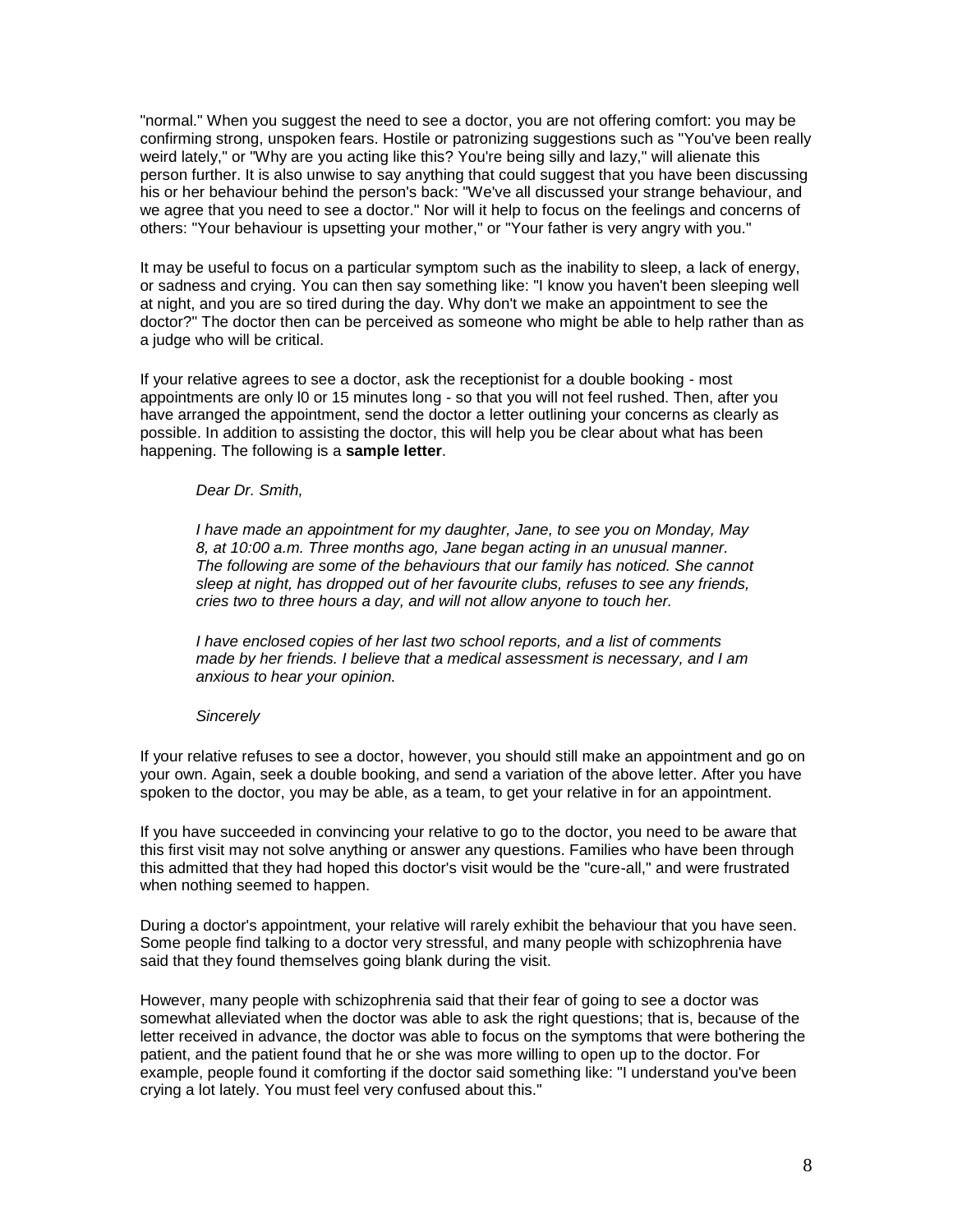"normal." When you suggest the need to see a doctor, you are not offering comfort: you may be confirming strong, unspoken fears. Hostile or patronizing suggestions such as "You've been really weird lately," or "Why are you acting like this? You're being silly and lazy," will alienate this person further. It is also unwise to say anything that could suggest that you have been discussing his or her behaviour behind the person's back: "We've all discussed your strange behaviour, and we agree that you need to see a doctor." Nor will it help to focus on the feelings and concerns of others: "Your behaviour is upsetting your mother," or "Your father is very angry with you."

It may be useful to focus on a particular symptom such as the inability to sleep, a lack of energy, or sadness and crying. You can then say something like: "I know you haven't been sleeping well at night, and you are so tired during the day. Why don't we make an appointment to see the doctor?" The doctor then can be perceived as someone who might be able to help rather than as a judge who will be critical.

If your relative agrees to see a doctor, ask the receptionist for a double booking - most appointments are only l0 or 15 minutes long - so that you will not feel rushed. Then, after you have arranged the appointment, send the doctor a letter outlining your concerns as clearly as possible. In addition to assisting the doctor, this will help you be clear about what has been happening. The following is a **sample letter**.

> *Dear Dr. Smith,*
>
> *I have made an appointment for my daughter, Jane, to see you on Monday, May 8, at 10:00 a.m. Three months ago, Jane began acting in an unusual manner. The following are some of the behaviours that our family has noticed. She cannot sleep at night, has dropped out of her favourite clubs, refuses to see any friends, cries two to three hours a day, and will not allow anyone to touch her.*
>
> *I have enclosed copies of her last two school reports, and a list of comments made by her friends. I believe that a medical assessment is necessary, and I am anxious to hear your opinion.*
>
> *Sincerely*

If your relative refuses to see a doctor, however, you should still make an appointment and go on your own. Again, seek a double booking, and send a variation of the above letter. After you have spoken to the doctor, you may be able, as a team, to get your relative in for an appointment.

If you have succeeded in convincing your relative to go to the doctor, you need to be aware that this first visit may not solve anything or answer any questions. Families who have been through this admitted that they had hoped this doctor's visit would be the "cure-all," and were frustrated when nothing seemed to happen.

During a doctor's appointment, your relative will rarely exhibit the behaviour that you have seen. Some people find talking to a doctor very stressful, and many people with schizophrenia have said that they found themselves going blank during the visit.

However, many people with schizophrenia said that their fear of going to see a doctor was somewhat alleviated when the doctor was able to ask the right questions; that is, because of the letter received in advance, the doctor was able to focus on the symptoms that were bothering the patient, and the patient found that he or she was more willing to open up to the doctor. For example, people found it comforting if the doctor said something like: "I understand you've been crying a lot lately. You must feel very confused about this."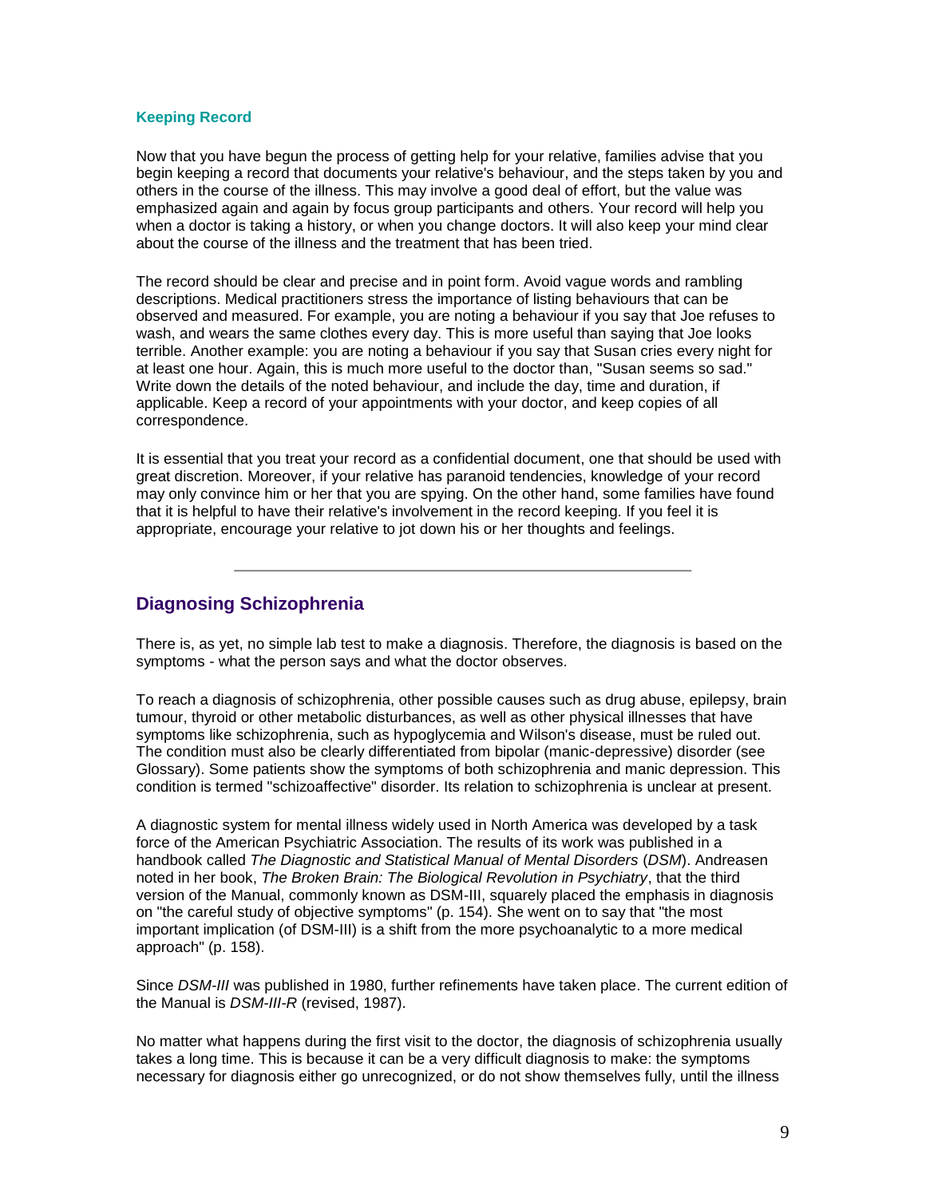### Keeping Record

Now that you have begun the process of getting help for your relative, families advise that you begin keeping a record that documents your relative's behaviour, and the steps taken by you and others in the course of the illness. This may involve a good deal of effort, but the value was emphasized again and again by focus group participants and others. Your record will help you when a doctor is taking a history, or when you change doctors. It will also keep your mind clear about the course of the illness and the treatment that has been tried.

The record should be clear and precise and in point form. Avoid vague words and rambling descriptions. Medical practitioners stress the importance of listing behaviours that can be observed and measured. For example, you are noting a behaviour if you say that Joe refuses to wash, and wears the same clothes every day. This is more useful than saying that Joe looks terrible. Another example: you are noting a behaviour if you say that Susan cries every night for at least one hour. Again, this is much more useful to the doctor than, "Susan seems so sad." Write down the details of the noted behaviour, and include the day, time and duration, if applicable. Keep a record of your appointments with your doctor, and keep copies of all correspondence.

It is essential that you treat your record as a confidential document, one that should be used with great discretion. Moreover, if your relative has paranoid tendencies, knowledge of your record may only convince him or her that you are spying. On the other hand, some families have found that it is helpful to have their relative's involvement in the record keeping. If you feel it is appropriate, encourage your relative to jot down his or her thoughts and feelings.

---

## Diagnosing Schizophrenia

There is, as yet, no simple lab test to make a diagnosis. Therefore, the diagnosis is based on the symptoms - what the person says and what the doctor observes.

To reach a diagnosis of schizophrenia, other possible causes such as drug abuse, epilepsy, brain tumour, thyroid or other metabolic disturbances, as well as other physical illnesses that have symptoms like schizophrenia, such as hypoglycemia and Wilson's disease, must be ruled out. The condition must also be clearly differentiated from bipolar (manic-depressive) disorder (see Glossary). Some patients show the symptoms of both schizophrenia and manic depression. This condition is termed "schizoaffective" disorder. Its relation to schizophrenia is unclear at present.

A diagnostic system for mental illness widely used in North America was developed by a task force of the American Psychiatric Association. The results of its work was published in a handbook called *The Diagnostic and Statistical Manual of Mental Disorders* (*DSM*). Andreasen noted in her book, *The Broken Brain: The Biological Revolution in Psychiatry*, that the third version of the Manual, commonly known as DSM-III, squarely placed the emphasis in diagnosis on "the careful study of objective symptoms" (p. 154). She went on to say that "the most important implication (of DSM-III) is a shift from the more psychoanalytic to a more medical approach" (p. 158).

Since *DSM-III* was published in 1980, further refinements have taken place. The current edition of the Manual is *DSM-III-R* (revised, 1987).

No matter what happens during the first visit to the doctor, the diagnosis of schizophrenia usually takes a long time. This is because it can be a very difficult diagnosis to make: the symptoms necessary for diagnosis either go unrecognized, or do not show themselves fully, until the illness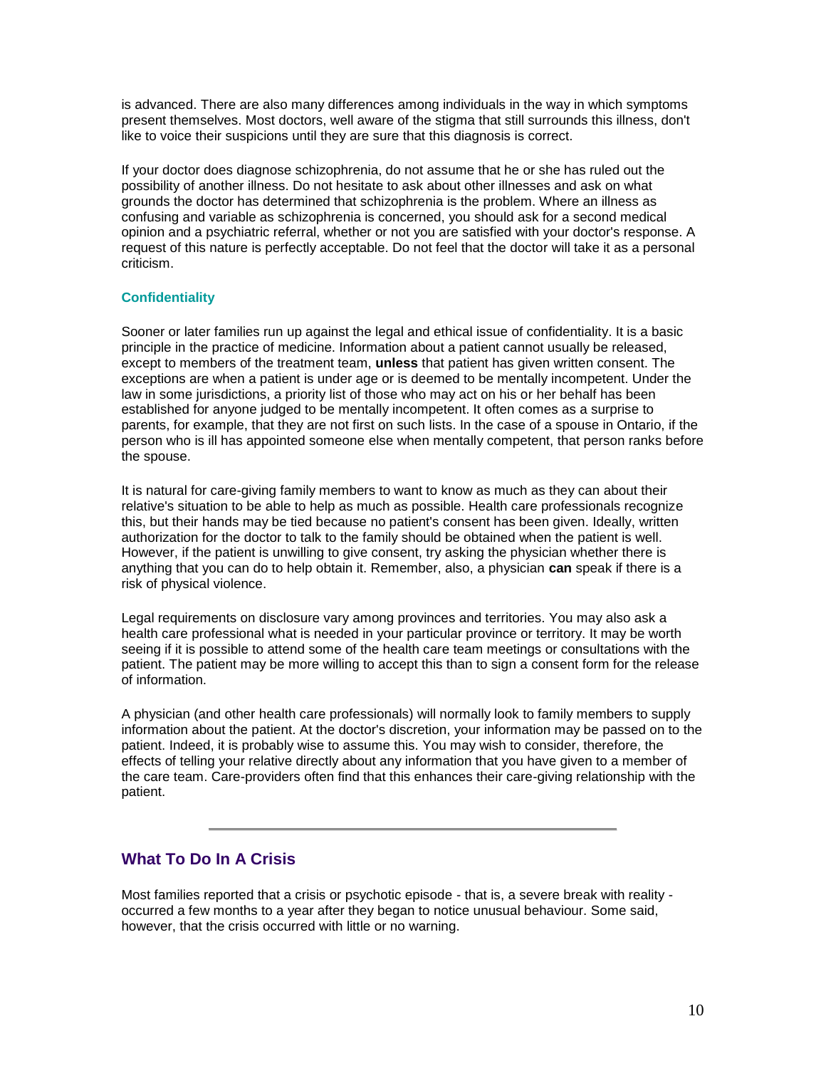is advanced. There are also many differences among individuals in the way in which symptoms present themselves. Most doctors, well aware of the stigma that still surrounds this illness, don't like to voice their suspicions until they are sure that this diagnosis is correct.

If your doctor does diagnose schizophrenia, do not assume that he or she has ruled out the possibility of another illness. Do not hesitate to ask about other illnesses and ask on what grounds the doctor has determined that schizophrenia is the problem. Where an illness as confusing and variable as schizophrenia is concerned, you should ask for a second medical opinion and a psychiatric referral, whether or not you are satisfied with your doctor's response. A request of this nature is perfectly acceptable. Do not feel that the doctor will take it as a personal criticism.

### Confidentiality

Sooner or later families run up against the legal and ethical issue of confidentiality. It is a basic principle in the practice of medicine. Information about a patient cannot usually be released, except to members of the treatment team, **unless** that patient has given written consent. The exceptions are when a patient is under age or is deemed to be mentally incompetent. Under the law in some jurisdictions, a priority list of those who may act on his or her behalf has been established for anyone judged to be mentally incompetent. It often comes as a surprise to parents, for example, that they are not first on such lists. In the case of a spouse in Ontario, if the person who is ill has appointed someone else when mentally competent, that person ranks before the spouse.

It is natural for care-giving family members to want to know as much as they can about their relative's situation to be able to help as much as possible. Health care professionals recognize this, but their hands may be tied because no patient's consent has been given. Ideally, written authorization for the doctor to talk to the family should be obtained when the patient is well. However, if the patient is unwilling to give consent, try asking the physician whether there is anything that you can do to help obtain it. Remember, also, a physician **can** speak if there is a risk of physical violence.

Legal requirements on disclosure vary among provinces and territories. You may also ask a health care professional what is needed in your particular province or territory. It may be worth seeing if it is possible to attend some of the health care team meetings or consultations with the patient. The patient may be more willing to accept this than to sign a consent form for the release of information.

A physician (and other health care professionals) will normally look to family members to supply information about the patient. At the doctor's discretion, your information may be passed on to the patient. Indeed, it is probably wise to assume this. You may wish to consider, therefore, the effects of telling your relative directly about any information that you have given to a member of the care team. Care-providers often find that this enhances their care-giving relationship with the patient.

---

## What To Do In A Crisis

Most families reported that a crisis or psychotic episode - that is, a severe break with reality - occurred a few months to a year after they began to notice unusual behaviour. Some said, however, that the crisis occurred with little or no warning.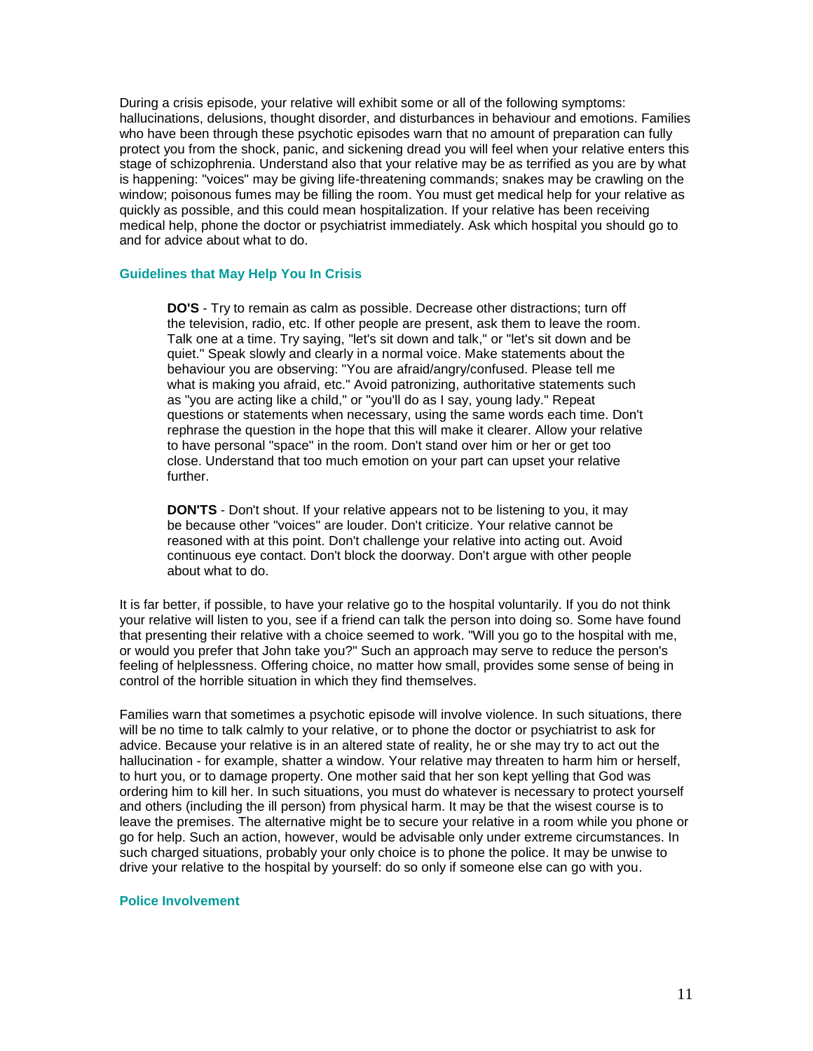During a crisis episode, your relative will exhibit some or all of the following symptoms: hallucinations, delusions, thought disorder, and disturbances in behaviour and emotions. Families who have been through these psychotic episodes warn that no amount of preparation can fully protect you from the shock, panic, and sickening dread you will feel when your relative enters this stage of schizophrenia. Understand also that your relative may be as terrified as you are by what is happening: "voices" may be giving life-threatening commands; snakes may be crawling on the window; poisonous fumes may be filling the room. You must get medical help for your relative as quickly as possible, and this could mean hospitalization. If your relative has been receiving medical help, phone the doctor or psychiatrist immediately. Ask which hospital you should go to and for advice about what to do.

### Guidelines that May Help You In Crisis

> **DO'S** - Try to remain as calm as possible. Decrease other distractions; turn off the television, radio, etc. If other people are present, ask them to leave the room. Talk one at a time. Try saying, "let's sit down and talk," or "let's sit down and be quiet." Speak slowly and clearly in a normal voice. Make statements about the behaviour you are observing: "You are afraid/angry/confused. Please tell me what is making you afraid, etc." Avoid patronizing, authoritative statements such as "you are acting like a child," or "you'll do as I say, young lady." Repeat questions or statements when necessary, using the same words each time. Don't rephrase the question in the hope that this will make it clearer. Allow your relative to have personal "space" in the room. Don't stand over him or her or get too close. Understand that too much emotion on your part can upset your relative further.
>
> **DON'TS** - Don't shout. If your relative appears not to be listening to you, it may be because other "voices" are louder. Don't criticize. Your relative cannot be reasoned with at this point. Don't challenge your relative into acting out. Avoid continuous eye contact. Don't block the doorway. Don't argue with other people about what to do.

It is far better, if possible, to have your relative go to the hospital voluntarily. If you do not think your relative will listen to you, see if a friend can talk the person into doing so. Some have found that presenting their relative with a choice seemed to work. "Will you go to the hospital with me, or would you prefer that John take you?" Such an approach may serve to reduce the person's feeling of helplessness. Offering choice, no matter how small, provides some sense of being in control of the horrible situation in which they find themselves.

Families warn that sometimes a psychotic episode will involve violence. In such situations, there will be no time to talk calmly to your relative, or to phone the doctor or psychiatrist to ask for advice. Because your relative is in an altered state of reality, he or she may try to act out the hallucination - for example, shatter a window. Your relative may threaten to harm him or herself, to hurt you, or to damage property. One mother said that her son kept yelling that God was ordering him to kill her. In such situations, you must do whatever is necessary to protect yourself and others (including the ill person) from physical harm. It may be that the wisest course is to leave the premises. The alternative might be to secure your relative in a room while you phone or go for help. Such an action, however, would be advisable only under extreme circumstances. In such charged situations, probably your only choice is to phone the police. It may be unwise to drive your relative to the hospital by yourself: do so only if someone else can go with you.

### Police Involvement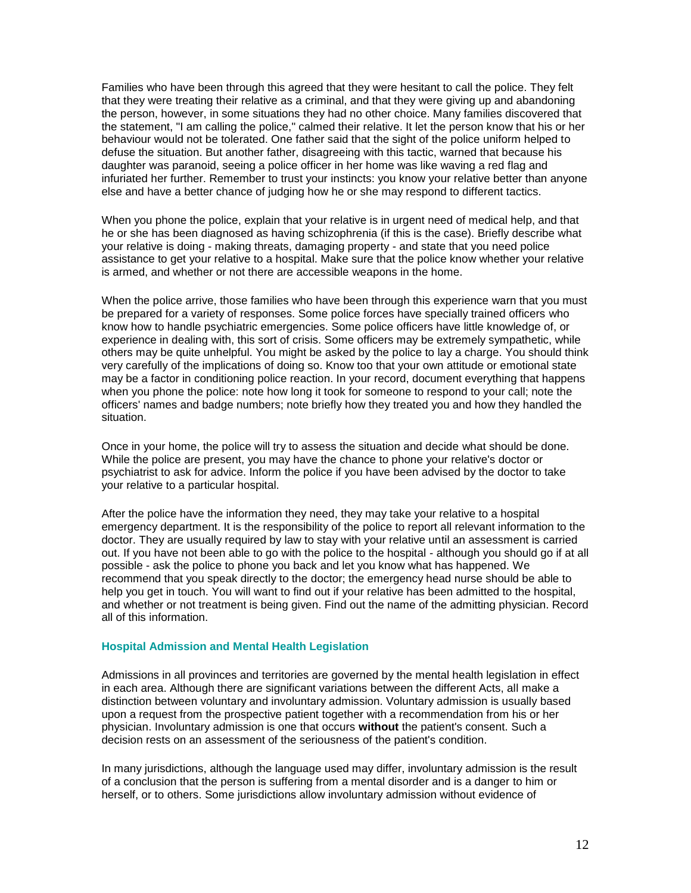Families who have been through this agreed that they were hesitant to call the police. They felt that they were treating their relative as a criminal, and that they were giving up and abandoning the person, however, in some situations they had no other choice. Many families discovered that the statement, "I am calling the police," calmed their relative. It let the person know that his or her behaviour would not be tolerated. One father said that the sight of the police uniform helped to defuse the situation. But another father, disagreeing with this tactic, warned that because his daughter was paranoid, seeing a police officer in her home was like waving a red flag and infuriated her further. Remember to trust your instincts: you know your relative better than anyone else and have a better chance of judging how he or she may respond to different tactics.

When you phone the police, explain that your relative is in urgent need of medical help, and that he or she has been diagnosed as having schizophrenia (if this is the case). Briefly describe what your relative is doing - making threats, damaging property - and state that you need police assistance to get your relative to a hospital. Make sure that the police know whether your relative is armed, and whether or not there are accessible weapons in the home.

When the police arrive, those families who have been through this experience warn that you must be prepared for a variety of responses. Some police forces have specially trained officers who know how to handle psychiatric emergencies. Some police officers have little knowledge of, or experience in dealing with, this sort of crisis. Some officers may be extremely sympathetic, while others may be quite unhelpful. You might be asked by the police to lay a charge. You should think very carefully of the implications of doing so. Know too that your own attitude or emotional state may be a factor in conditioning police reaction. In your record, document everything that happens when you phone the police: note how long it took for someone to respond to your call; note the officers' names and badge numbers; note briefly how they treated you and how they handled the situation.

Once in your home, the police will try to assess the situation and decide what should be done. While the police are present, you may have the chance to phone your relative's doctor or psychiatrist to ask for advice. Inform the police if you have been advised by the doctor to take your relative to a particular hospital.

After the police have the information they need, they may take your relative to a hospital emergency department. It is the responsibility of the police to report all relevant information to the doctor. They are usually required by law to stay with your relative until an assessment is carried out. If you have not been able to go with the police to the hospital - although you should go if at all possible - ask the police to phone you back and let you know what has happened. We recommend that you speak directly to the doctor; the emergency head nurse should be able to help you get in touch. You will want to find out if your relative has been admitted to the hospital, and whether or not treatment is being given. Find out the name of the admitting physician. Record all of this information.

### Hospital Admission and Mental Health Legislation

Admissions in all provinces and territories are governed by the mental health legislation in effect in each area. Although there are significant variations between the different Acts, all make a distinction between voluntary and involuntary admission. Voluntary admission is usually based upon a request from the prospective patient together with a recommendation from his or her physician. Involuntary admission is one that occurs **without** the patient's consent. Such a decision rests on an assessment of the seriousness of the patient's condition.

In many jurisdictions, although the language used may differ, involuntary admission is the result of a conclusion that the person is suffering from a mental disorder and is a danger to him or herself, or to others. Some jurisdictions allow involuntary admission without evidence of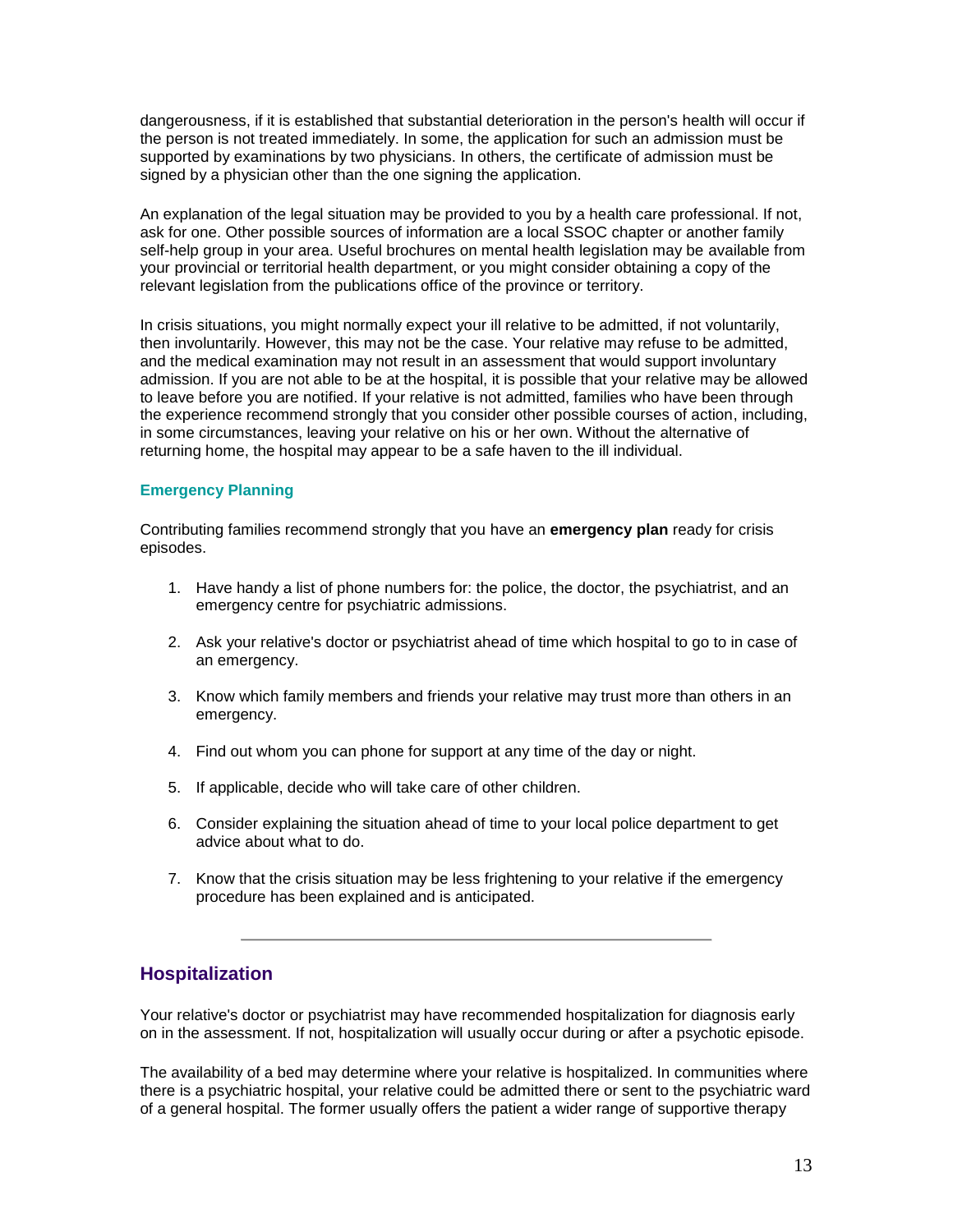dangerousness, if it is established that substantial deterioration in the person's health will occur if the person is not treated immediately. In some, the application for such an admission must be supported by examinations by two physicians. In others, the certificate of admission must be signed by a physician other than the one signing the application.

An explanation of the legal situation may be provided to you by a health care professional. If not, ask for one. Other possible sources of information are a local SSOC chapter or another family self-help group in your area. Useful brochures on mental health legislation may be available from your provincial or territorial health department, or you might consider obtaining a copy of the relevant legislation from the publications office of the province or territory.

In crisis situations, you might normally expect your ill relative to be admitted, if not voluntarily, then involuntarily. However, this may not be the case. Your relative may refuse to be admitted, and the medical examination may not result in an assessment that would support involuntary admission. If you are not able to be at the hospital, it is possible that your relative may be allowed to leave before you are notified. If your relative is not admitted, families who have been through the experience recommend strongly that you consider other possible courses of action, including, in some circumstances, leaving your relative on his or her own. Without the alternative of returning home, the hospital may appear to be a safe haven to the ill individual.

### Emergency Planning

Contributing families recommend strongly that you have an **emergency plan** ready for crisis episodes.

1. Have handy a list of phone numbers for: the police, the doctor, the psychiatrist, and an emergency centre for psychiatric admissions.
2. Ask your relative's doctor or psychiatrist ahead of time which hospital to go to in case of an emergency.
3. Know which family members and friends your relative may trust more than others in an emergency.
4. Find out whom you can phone for support at any time of the day or night.
5. If applicable, decide who will take care of other children.
6. Consider explaining the situation ahead of time to your local police department to get advice about what to do.
7. Know that the crisis situation may be less frightening to your relative if the emergency procedure has been explained and is anticipated.

---

## Hospitalization

Your relative's doctor or psychiatrist may have recommended hospitalization for diagnosis early on in the assessment. If not, hospitalization will usually occur during or after a psychotic episode.

The availability of a bed may determine where your relative is hospitalized. In communities where there is a psychiatric hospital, your relative could be admitted there or sent to the psychiatric ward of a general hospital. The former usually offers the patient a wider range of supportive therapy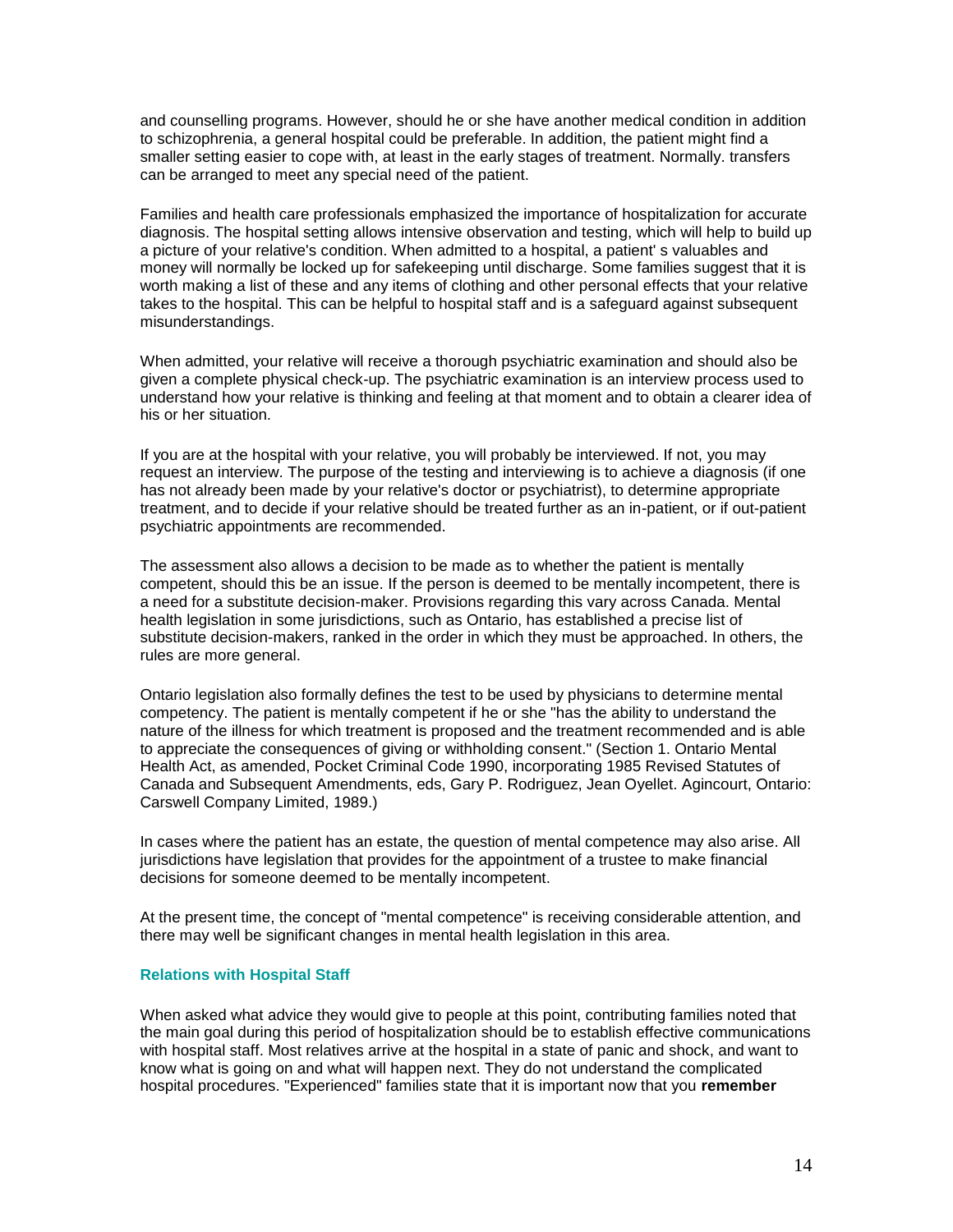and counselling programs. However, should he or she have another medical condition in addition to schizophrenia, a general hospital could be preferable. In addition, the patient might find a smaller setting easier to cope with, at least in the early stages of treatment. Normally. transfers can be arranged to meet any special need of the patient.

Families and health care professionals emphasized the importance of hospitalization for accurate diagnosis. The hospital setting allows intensive observation and testing, which will help to build up a picture of your relative's condition. When admitted to a hospital, a patient' s valuables and money will normally be locked up for safekeeping until discharge. Some families suggest that it is worth making a list of these and any items of clothing and other personal effects that your relative takes to the hospital. This can be helpful to hospital staff and is a safeguard against subsequent misunderstandings.

When admitted, your relative will receive a thorough psychiatric examination and should also be given a complete physical check-up. The psychiatric examination is an interview process used to understand how your relative is thinking and feeling at that moment and to obtain a clearer idea of his or her situation.

If you are at the hospital with your relative, you will probably be interviewed. If not, you may request an interview. The purpose of the testing and interviewing is to achieve a diagnosis (if one has not already been made by your relative's doctor or psychiatrist), to determine appropriate treatment, and to decide if your relative should be treated further as an in-patient, or if out-patient psychiatric appointments are recommended.

The assessment also allows a decision to be made as to whether the patient is mentally competent, should this be an issue. If the person is deemed to be mentally incompetent, there is a need for a substitute decision-maker. Provisions regarding this vary across Canada. Mental health legislation in some jurisdictions, such as Ontario, has established a precise list of substitute decision-makers, ranked in the order in which they must be approached. In others, the rules are more general.

Ontario legislation also formally defines the test to be used by physicians to determine mental competency. The patient is mentally competent if he or she "has the ability to understand the nature of the illness for which treatment is proposed and the treatment recommended and is able to appreciate the consequences of giving or withholding consent." (Section 1. Ontario Mental Health Act, as amended, Pocket Criminal Code 1990, incorporating 1985 Revised Statutes of Canada and Subsequent Amendments, eds, Gary P. Rodriguez, Jean Oyellet. Agincourt, Ontario: Carswell Company Limited, 1989.)

In cases where the patient has an estate, the question of mental competence may also arise. All jurisdictions have legislation that provides for the appointment of a trustee to make financial decisions for someone deemed to be mentally incompetent.

At the present time, the concept of "mental competence" is receiving considerable attention, and there may well be significant changes in mental health legislation in this area.

### Relations with Hospital Staff

When asked what advice they would give to people at this point, contributing families noted that the main goal during this period of hospitalization should be to establish effective communications with hospital staff. Most relatives arrive at the hospital in a state of panic and shock, and want to know what is going on and what will happen next. They do not understand the complicated hospital procedures. "Experienced" families state that it is important now that you **remember**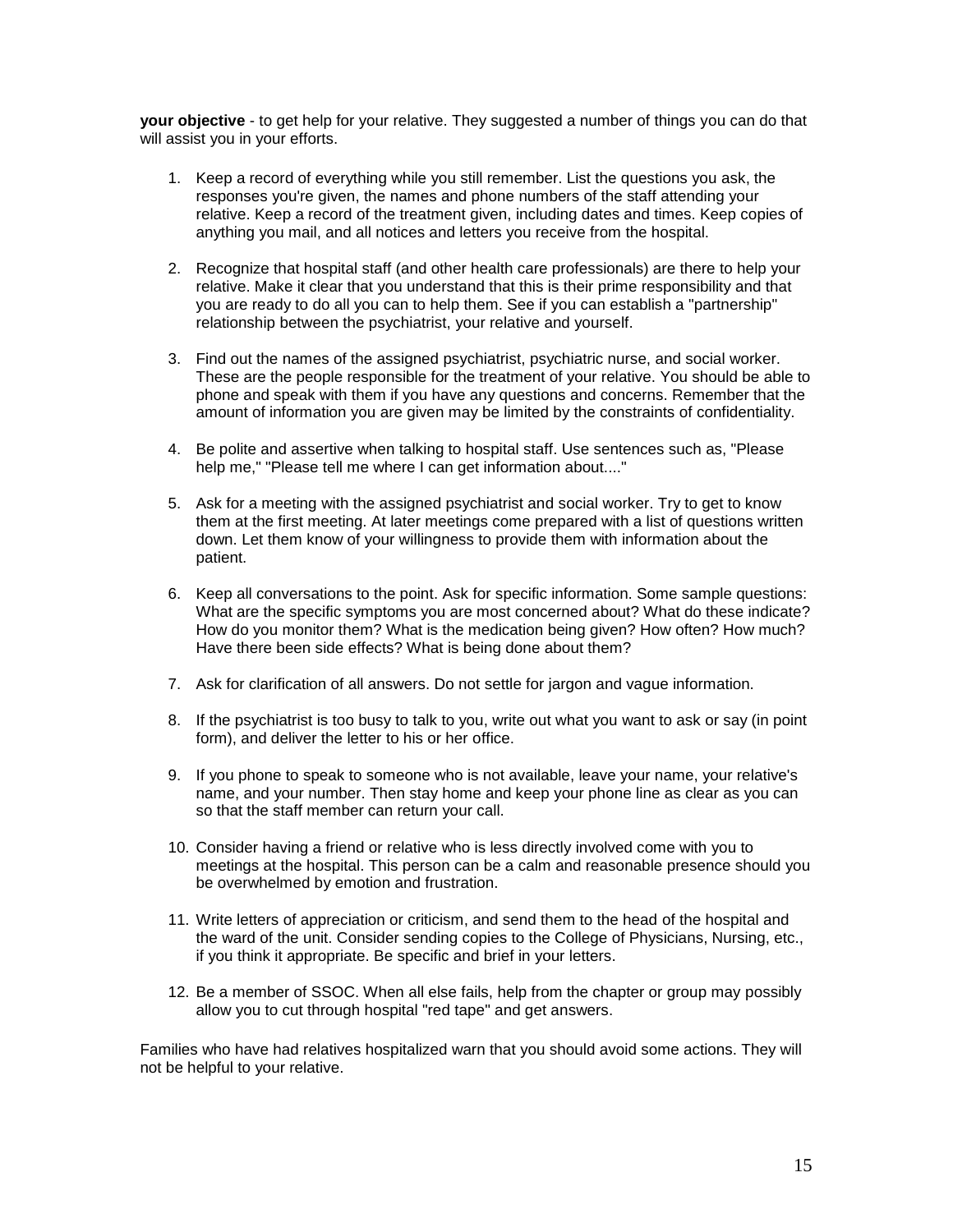**your objective** - to get help for your relative. They suggested a number of things you can do that will assist you in your efforts.

1. Keep a record of everything while you still remember. List the questions you ask, the responses you're given, the names and phone numbers of the staff attending your relative. Keep a record of the treatment given, including dates and times. Keep copies of anything you mail, and all notices and letters you receive from the hospital.

2. Recognize that hospital staff (and other health care professionals) are there to help your relative. Make it clear that you understand that this is their prime responsibility and that you are ready to do all you can to help them. See if you can establish a "partnership" relationship between the psychiatrist, your relative and yourself.

3. Find out the names of the assigned psychiatrist, psychiatric nurse, and social worker. These are the people responsible for the treatment of your relative. You should be able to phone and speak with them if you have any questions and concerns. Remember that the amount of information you are given may be limited by the constraints of confidentiality.

4. Be polite and assertive when talking to hospital staff. Use sentences such as, "Please help me," "Please tell me where I can get information about...."

5. Ask for a meeting with the assigned psychiatrist and social worker. Try to get to know them at the first meeting. At later meetings come prepared with a list of questions written down. Let them know of your willingness to provide them with information about the patient.

6. Keep all conversations to the point. Ask for specific information. Some sample questions: What are the specific symptoms you are most concerned about? What do these indicate? How do you monitor them? What is the medication being given? How often? How much? Have there been side effects? What is being done about them?

7. Ask for clarification of all answers. Do not settle for jargon and vague information.

8. If the psychiatrist is too busy to talk to you, write out what you want to ask or say (in point form), and deliver the letter to his or her office.

9. If you phone to speak to someone who is not available, leave your name, your relative's name, and your number. Then stay home and keep your phone line as clear as you can so that the staff member can return your call.

10. Consider having a friend or relative who is less directly involved come with you to meetings at the hospital. This person can be a calm and reasonable presence should you be overwhelmed by emotion and frustration.

11. Write letters of appreciation or criticism, and send them to the head of the hospital and the ward of the unit. Consider sending copies to the College of Physicians, Nursing, etc., if you think it appropriate. Be specific and brief in your letters.

12. Be a member of SSOC. When all else fails, help from the chapter or group may possibly allow you to cut through hospital "red tape" and get answers.

Families who have had relatives hospitalized warn that you should avoid some actions. They will not be helpful to your relative.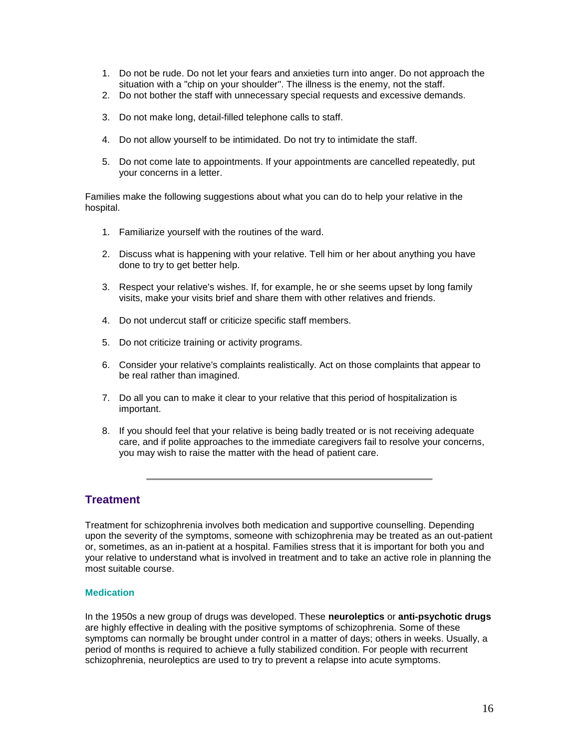1. Do not be rude. Do not let your fears and anxieties turn into anger. Do not approach the situation with a "chip on your shoulder". The illness is the enemy, not the staff.
2. Do not bother the staff with unnecessary special requests and excessive demands.
3. Do not make long, detail-filled telephone calls to staff.
4. Do not allow yourself to be intimidated. Do not try to intimidate the staff.
5. Do not come late to appointments. If your appointments are cancelled repeatedly, put your concerns in a letter.

Families make the following suggestions about what you can do to help your relative in the hospital.

1. Familiarize yourself with the routines of the ward.
2. Discuss what is happening with your relative. Tell him or her about anything you have done to try to get better help.
3. Respect your relative's wishes. If, for example, he or she seems upset by long family visits, make your visits brief and share them with other relatives and friends.
4. Do not undercut staff or criticize specific staff members.
5. Do not criticize training or activity programs.
6. Consider your relative's complaints realistically. Act on those complaints that appear to be real rather than imagined.
7. Do all you can to make it clear to your relative that this period of hospitalization is important.
8. If you should feel that your relative is being badly treated or is not receiving adequate care, and if polite approaches to the immediate caregivers fail to resolve your concerns, you may wish to raise the matter with the head of patient care.

---

## Treatment

Treatment for schizophrenia involves both medication and supportive counselling. Depending upon the severity of the symptoms, someone with schizophrenia may be treated as an out-patient or, sometimes, as an in-patient at a hospital. Families stress that it is important for both you and your relative to understand what is involved in treatment and to take an active role in planning the most suitable course.

### Medication

In the 1950s a new group of drugs was developed. These **neuroleptics** or **anti-psychotic drugs** are highly effective in dealing with the positive symptoms of schizophrenia. Some of these symptoms can normally be brought under control in a matter of days; others in weeks. Usually, a period of months is required to achieve a fully stabilized condition. For people with recurrent schizophrenia, neuroleptics are used to try to prevent a relapse into acute symptoms.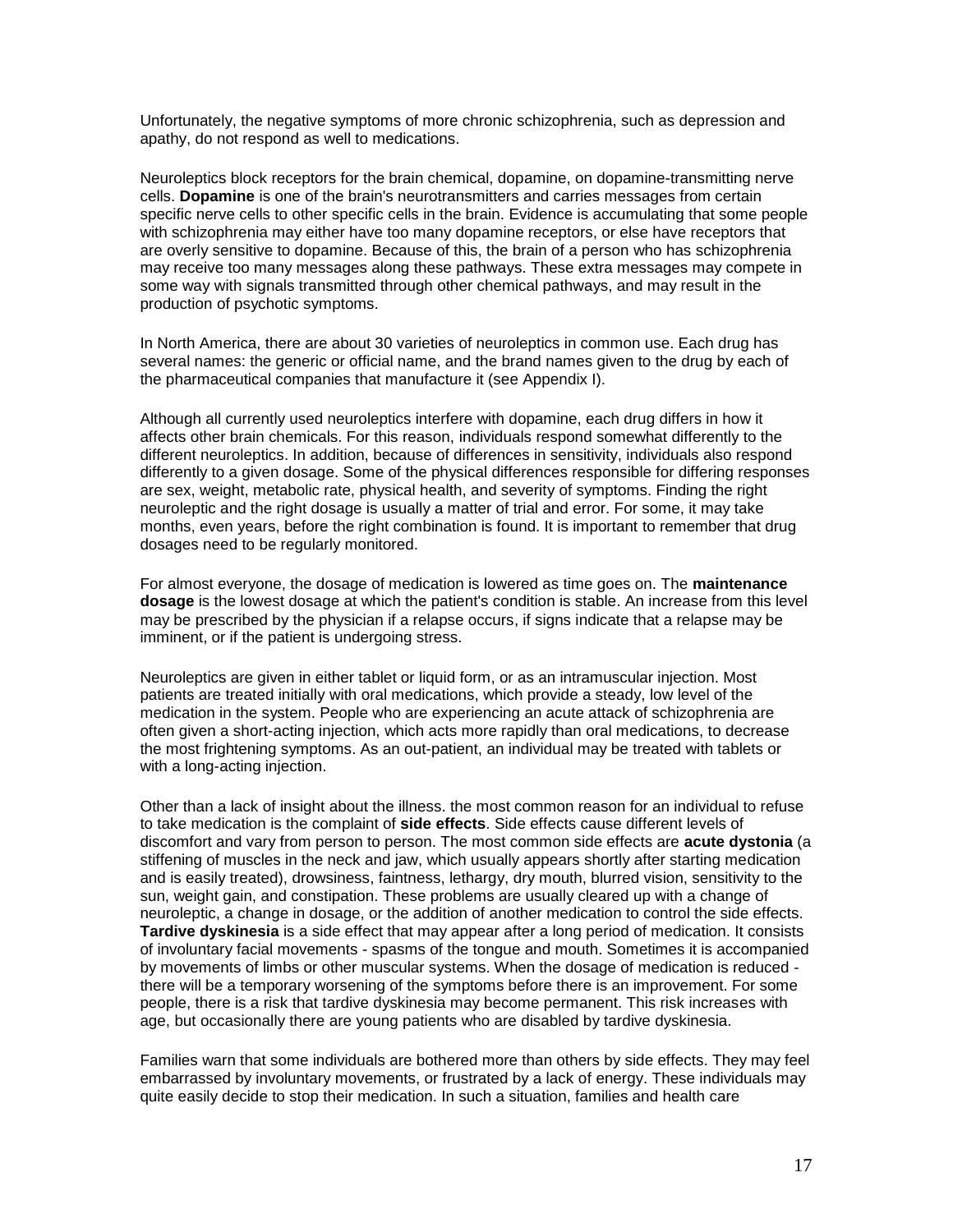Unfortunately, the negative symptoms of more chronic schizophrenia, such as depression and apathy, do not respond as well to medications.

Neuroleptics block receptors for the brain chemical, dopamine, on dopamine-transmitting nerve cells. **Dopamine** is one of the brain's neurotransmitters and carries messages from certain specific nerve cells to other specific cells in the brain. Evidence is accumulating that some people with schizophrenia may either have too many dopamine receptors, or else have receptors that are overly sensitive to dopamine. Because of this, the brain of a person who has schizophrenia may receive too many messages along these pathways. These extra messages may compete in some way with signals transmitted through other chemical pathways, and may result in the production of psychotic symptoms.

In North America, there are about 30 varieties of neuroleptics in common use. Each drug has several names: the generic or official name, and the brand names given to the drug by each of the pharmaceutical companies that manufacture it (see Appendix I).

Although all currently used neuroleptics interfere with dopamine, each drug differs in how it affects other brain chemicals. For this reason, individuals respond somewhat differently to the different neuroleptics. In addition, because of differences in sensitivity, individuals also respond differently to a given dosage. Some of the physical differences responsible for differing responses are sex, weight, metabolic rate, physical health, and severity of symptoms. Finding the right neuroleptic and the right dosage is usually a matter of trial and error. For some, it may take months, even years, before the right combination is found. It is important to remember that drug dosages need to be regularly monitored.

For almost everyone, the dosage of medication is lowered as time goes on. The **maintenance dosage** is the lowest dosage at which the patient's condition is stable. An increase from this level may be prescribed by the physician if a relapse occurs, if signs indicate that a relapse may be imminent, or if the patient is undergoing stress.

Neuroleptics are given in either tablet or liquid form, or as an intramuscular injection. Most patients are treated initially with oral medications, which provide a steady, low level of the medication in the system. People who are experiencing an acute attack of schizophrenia are often given a short-acting injection, which acts more rapidly than oral medications, to decrease the most frightening symptoms. As an out-patient, an individual may be treated with tablets or with a long-acting injection.

Other than a lack of insight about the illness. the most common reason for an individual to refuse to take medication is the complaint of **side effects**. Side effects cause different levels of discomfort and vary from person to person. The most common side effects are **acute dystonia** (a stiffening of muscles in the neck and jaw, which usually appears shortly after starting medication and is easily treated), drowsiness, faintness, lethargy, dry mouth, blurred vision, sensitivity to the sun, weight gain, and constipation. These problems are usually cleared up with a change of neuroleptic, a change in dosage, or the addition of another medication to control the side effects. **Tardive dyskinesia** is a side effect that may appear after a long period of medication. It consists of involuntary facial movements - spasms of the tongue and mouth. Sometimes it is accompanied by movements of limbs or other muscular systems. When the dosage of medication is reduced - there will be a temporary worsening of the symptoms before there is an improvement. For some people, there is a risk that tardive dyskinesia may become permanent. This risk increases with age, but occasionally there are young patients who are disabled by tardive dyskinesia.

Families warn that some individuals are bothered more than others by side effects. They may feel embarrassed by involuntary movements, or frustrated by a lack of energy. These individuals may quite easily decide to stop their medication. In such a situation, families and health care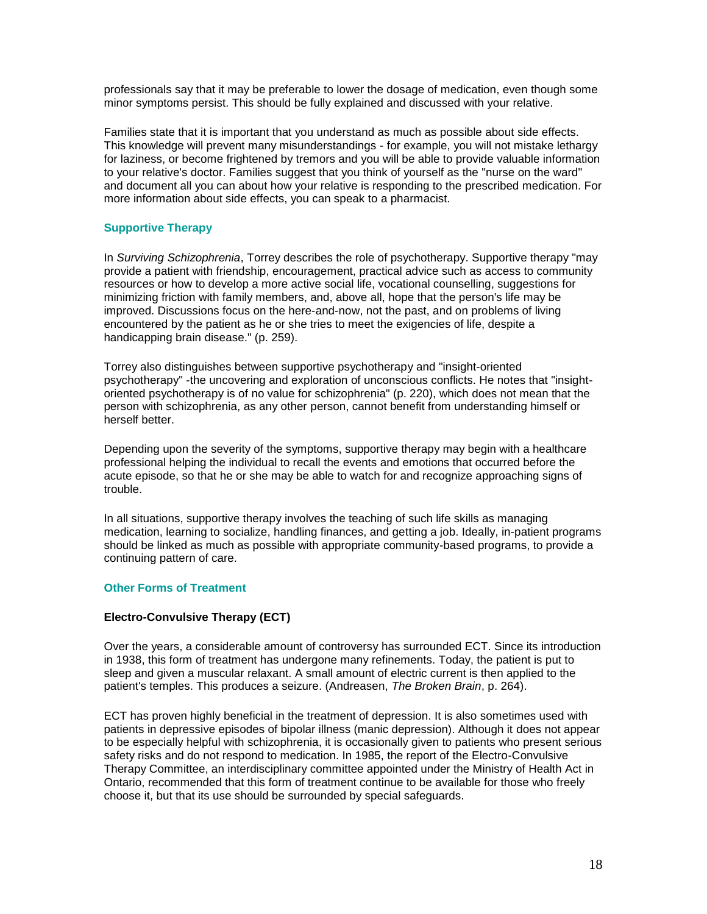professionals say that it may be preferable to lower the dosage of medication, even though some minor symptoms persist. This should be fully explained and discussed with your relative.

Families state that it is important that you understand as much as possible about side effects. This knowledge will prevent many misunderstandings - for example, you will not mistake lethargy for laziness, or become frightened by tremors and you will be able to provide valuable information to your relative's doctor. Families suggest that you think of yourself as the "nurse on the ward" and document all you can about how your relative is responding to the prescribed medication. For more information about side effects, you can speak to a pharmacist.

## Supportive Therapy

In *Surviving Schizophrenia*, Torrey describes the role of psychotherapy. Supportive therapy "may provide a patient with friendship, encouragement, practical advice such as access to community resources or how to develop a more active social life, vocational counselling, suggestions for minimizing friction with family members, and, above all, hope that the person's life may be improved. Discussions focus on the here-and-now, not the past, and on problems of living encountered by the patient as he or she tries to meet the exigencies of life, despite a handicapping brain disease." (p. 259).

Torrey also distinguishes between supportive psychotherapy and "insight-oriented psychotherapy" -the uncovering and exploration of unconscious conflicts. He notes that "insight-oriented psychotherapy is of no value for schizophrenia" (p. 220), which does not mean that the person with schizophrenia, as any other person, cannot benefit from understanding himself or herself better.

Depending upon the severity of the symptoms, supportive therapy may begin with a healthcare professional helping the individual to recall the events and emotions that occurred before the acute episode, so that he or she may be able to watch for and recognize approaching signs of trouble.

In all situations, supportive therapy involves the teaching of such life skills as managing medication, learning to socialize, handling finances, and getting a job. Ideally, in-patient programs should be linked as much as possible with appropriate community-based programs, to provide a continuing pattern of care.

## Other Forms of Treatment

### Electro-Convulsive Therapy (ECT)

Over the years, a considerable amount of controversy has surrounded ECT. Since its introduction in 1938, this form of treatment has undergone many refinements. Today, the patient is put to sleep and given a muscular relaxant. A small amount of electric current is then applied to the patient's temples. This produces a seizure. (Andreasen, *The Broken Brain*, p. 264).

ECT has proven highly beneficial in the treatment of depression. It is also sometimes used with patients in depressive episodes of bipolar illness (manic depression). Although it does not appear to be especially helpful with schizophrenia, it is occasionally given to patients who present serious safety risks and do not respond to medication. In 1985, the report of the Electro-Convulsive Therapy Committee, an interdisciplinary committee appointed under the Ministry of Health Act in Ontario, recommended that this form of treatment continue to be available for those who freely choose it, but that its use should be surrounded by special safeguards.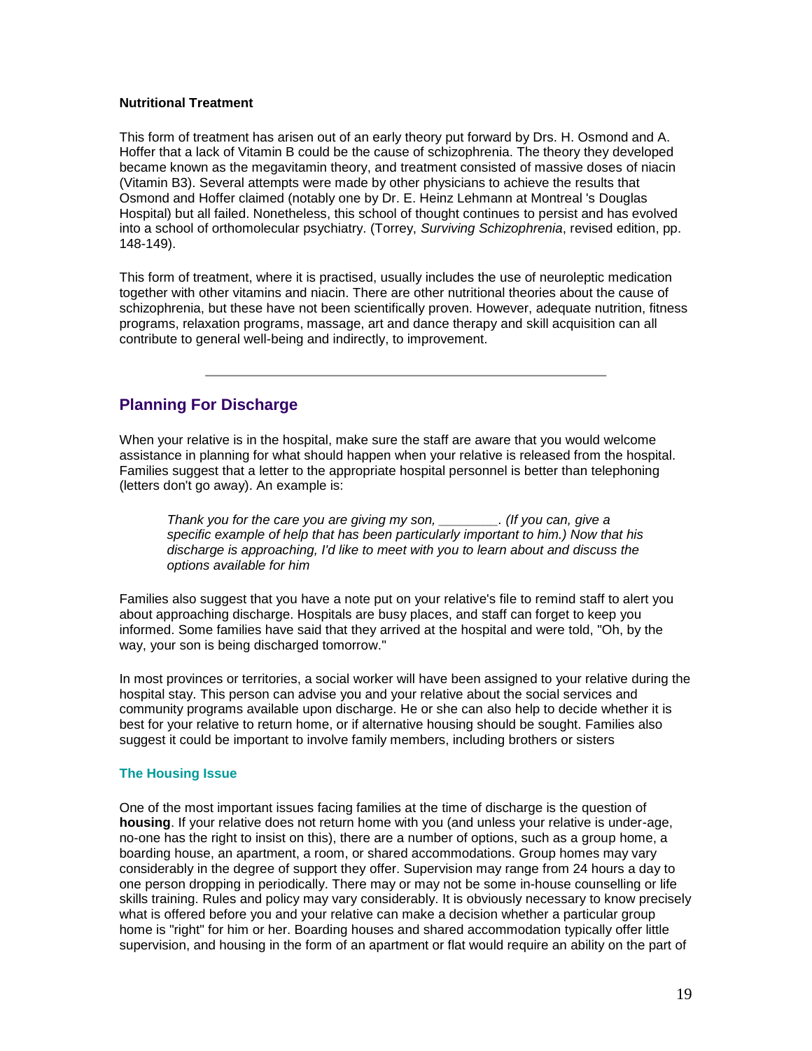**Nutritional Treatment**

This form of treatment has arisen out of an early theory put forward by Drs. H. Osmond and A. Hoffer that a lack of Vitamin B could be the cause of schizophrenia. The theory they developed became known as the megavitamin theory, and treatment consisted of massive doses of niacin (Vitamin B3). Several attempts were made by other physicians to achieve the results that Osmond and Hoffer claimed (notably one by Dr. E. Heinz Lehmann at Montreal 's Douglas Hospital) but all failed. Nonetheless, this school of thought continues to persist and has evolved into a school of orthomolecular psychiatry. (Torrey, *Surviving Schizophrenia*, revised edition, pp. 148-149).

This form of treatment, where it is practised, usually includes the use of neuroleptic medication together with other vitamins and niacin. There are other nutritional theories about the cause of schizophrenia, but these have not been scientifically proven. However, adequate nutrition, fitness programs, relaxation programs, massage, art and dance therapy and skill acquisition can all contribute to general well-being and indirectly, to improvement.

---

## Planning For Discharge

When your relative is in the hospital, make sure the staff are aware that you would welcome assistance in planning for what should happen when your relative is released from the hospital. Families suggest that a letter to the appropriate hospital personnel is better than telephoning (letters don't go away). An example is:

> *Thank you for the care you are giving my son, ________. (If you can, give a specific example of help that has been particularly important to him.) Now that his discharge is approaching, I'd like to meet with you to learn about and discuss the options available for him*

Families also suggest that you have a note put on your relative's file to remind staff to alert you about approaching discharge. Hospitals are busy places, and staff can forget to keep you informed. Some families have said that they arrived at the hospital and were told, "Oh, by the way, your son is being discharged tomorrow."

In most provinces or territories, a social worker will have been assigned to your relative during the hospital stay. This person can advise you and your relative about the social services and community programs available upon discharge. He or she can also help to decide whether it is best for your relative to return home, or if alternative housing should be sought. Families also suggest it could be important to involve family members, including brothers or sisters

### The Housing Issue

One of the most important issues facing families at the time of discharge is the question of **housing**. If your relative does not return home with you (and unless your relative is under-age, no-one has the right to insist on this), there are a number of options, such as a group home, a boarding house, an apartment, a room, or shared accommodations. Group homes may vary considerably in the degree of support they offer. Supervision may range from 24 hours a day to one person dropping in periodically. There may or may not be some in-house counselling or life skills training. Rules and policy may vary considerably. It is obviously necessary to know precisely what is offered before you and your relative can make a decision whether a particular group home is "right" for him or her. Boarding houses and shared accommodation typically offer little supervision, and housing in the form of an apartment or flat would require an ability on the part of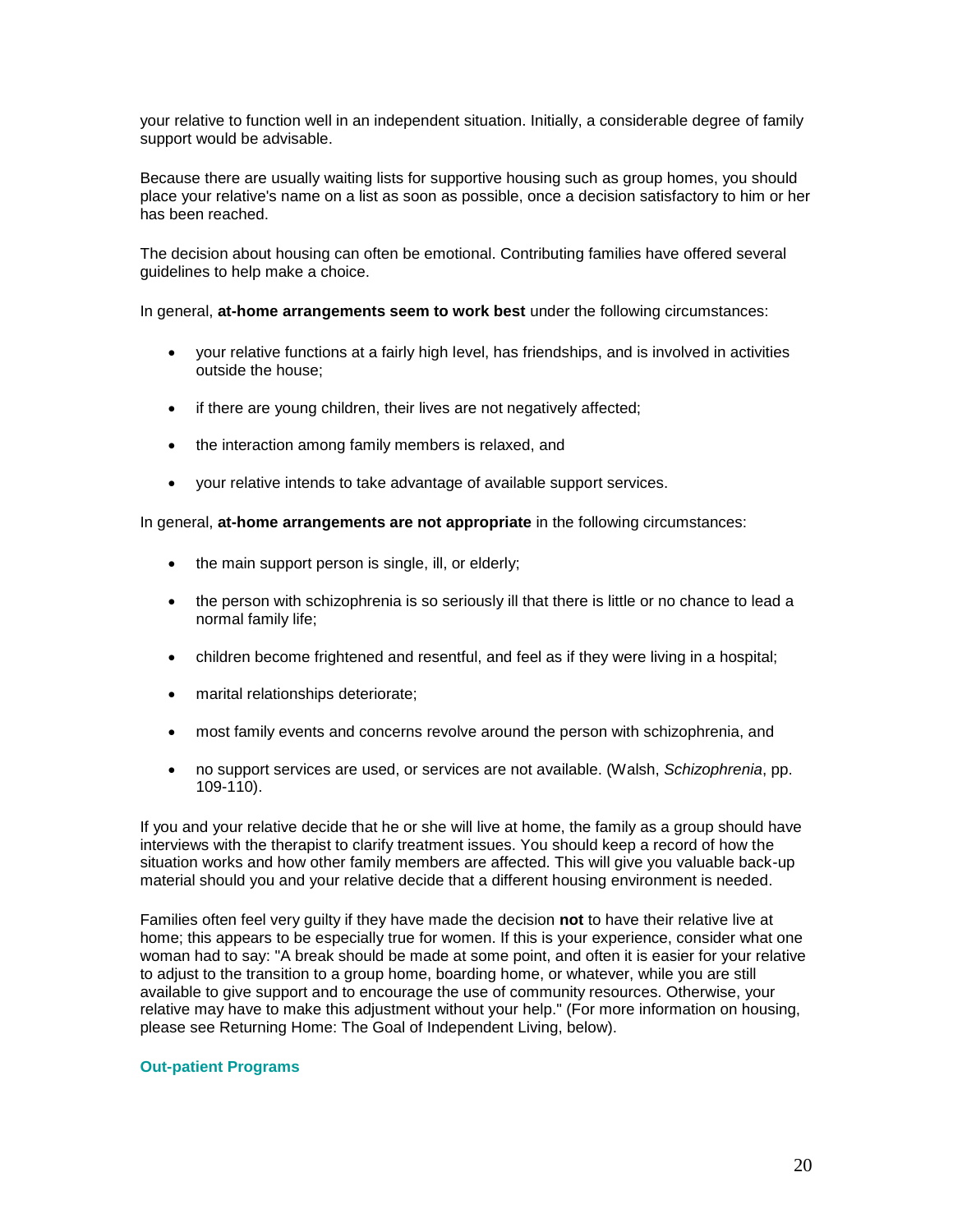your relative to function well in an independent situation. Initially, a considerable degree of family support would be advisable.

Because there are usually waiting lists for supportive housing such as group homes, you should place your relative's name on a list as soon as possible, once a decision satisfactory to him or her has been reached.

The decision about housing can often be emotional. Contributing families have offered several guidelines to help make a choice.

In general, **at-home arrangements seem to work best** under the following circumstances:

- your relative functions at a fairly high level, has friendships, and is involved in activities outside the house;
- if there are young children, their lives are not negatively affected;
- the interaction among family members is relaxed, and
- your relative intends to take advantage of available support services.

In general, **at-home arrangements are not appropriate** in the following circumstances:

- the main support person is single, ill, or elderly;
- the person with schizophrenia is so seriously ill that there is little or no chance to lead a normal family life;
- children become frightened and resentful, and feel as if they were living in a hospital;
- marital relationships deteriorate;
- most family events and concerns revolve around the person with schizophrenia, and
- no support services are used, or services are not available. (Walsh, *Schizophrenia*, pp. 109-110).

If you and your relative decide that he or she will live at home, the family as a group should have interviews with the therapist to clarify treatment issues. You should keep a record of how the situation works and how other family members are affected. This will give you valuable back-up material should you and your relative decide that a different housing environment is needed.

Families often feel very guilty if they have made the decision **not** to have their relative live at home; this appears to be especially true for women. If this is your experience, consider what one woman had to say: "A break should be made at some point, and often it is easier for your relative to adjust to the transition to a group home, boarding home, or whatever, while you are still available to give support and to encourage the use of community resources. Otherwise, your relative may have to make this adjustment without your help." (For more information on housing, please see Returning Home: The Goal of Independent Living, below).

### Out-patient Programs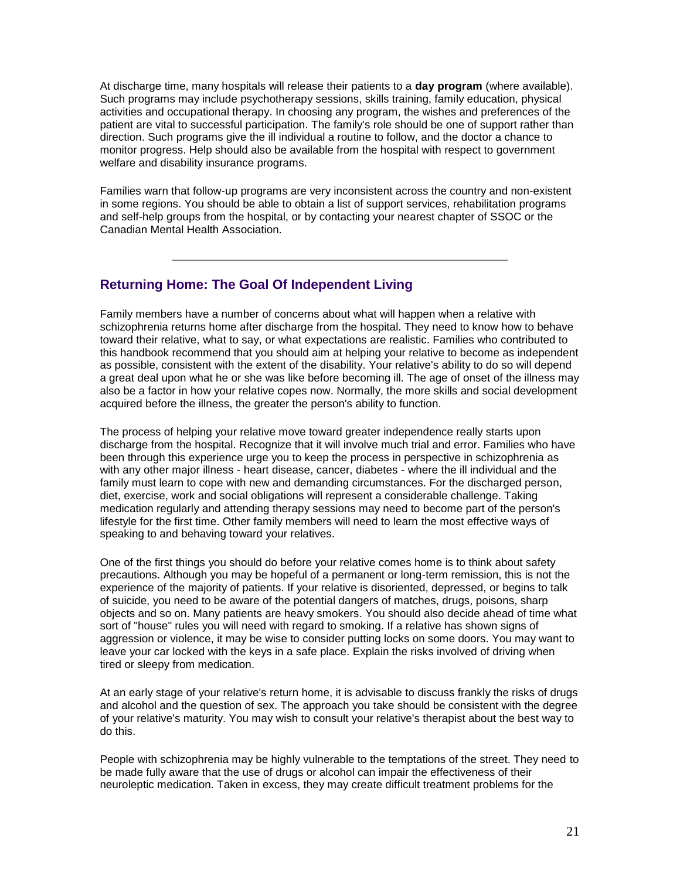At discharge time, many hospitals will release their patients to a **day program** (where available). Such programs may include psychotherapy sessions, skills training, family education, physical activities and occupational therapy. In choosing any program, the wishes and preferences of the patient are vital to successful participation. The family's role should be one of support rather than direction. Such programs give the ill individual a routine to follow, and the doctor a chance to monitor progress. Help should also be available from the hospital with respect to government welfare and disability insurance programs.

Families warn that follow-up programs are very inconsistent across the country and non-existent in some regions. You should be able to obtain a list of support services, rehabilitation programs and self-help groups from the hospital, or by contacting your nearest chapter of SSOC or the Canadian Mental Health Association.

---

## Returning Home: The Goal Of Independent Living

Family members have a number of concerns about what will happen when a relative with schizophrenia returns home after discharge from the hospital. They need to know how to behave toward their relative, what to say, or what expectations are realistic. Families who contributed to this handbook recommend that you should aim at helping your relative to become as independent as possible, consistent with the extent of the disability. Your relative's ability to do so will depend a great deal upon what he or she was like before becoming ill. The age of onset of the illness may also be a factor in how your relative copes now. Normally, the more skills and social development acquired before the illness, the greater the person's ability to function.

The process of helping your relative move toward greater independence really starts upon discharge from the hospital. Recognize that it will involve much trial and error. Families who have been through this experience urge you to keep the process in perspective in schizophrenia as with any other major illness - heart disease, cancer, diabetes - where the ill individual and the family must learn to cope with new and demanding circumstances. For the discharged person, diet, exercise, work and social obligations will represent a considerable challenge. Taking medication regularly and attending therapy sessions may need to become part of the person's lifestyle for the first time. Other family members will need to learn the most effective ways of speaking to and behaving toward your relatives.

One of the first things you should do before your relative comes home is to think about safety precautions. Although you may be hopeful of a permanent or long-term remission, this is not the experience of the majority of patients. If your relative is disoriented, depressed, or begins to talk of suicide, you need to be aware of the potential dangers of matches, drugs, poisons, sharp objects and so on. Many patients are heavy smokers. You should also decide ahead of time what sort of "house" rules you will need with regard to smoking. If a relative has shown signs of aggression or violence, it may be wise to consider putting locks on some doors. You may want to leave your car locked with the keys in a safe place. Explain the risks involved of driving when tired or sleepy from medication.

At an early stage of your relative's return home, it is advisable to discuss frankly the risks of drugs and alcohol and the question of sex. The approach you take should be consistent with the degree of your relative's maturity. You may wish to consult your relative's therapist about the best way to do this.

People with schizophrenia may be highly vulnerable to the temptations of the street. They need to be made fully aware that the use of drugs or alcohol can impair the effectiveness of their neuroleptic medication. Taken in excess, they may create difficult treatment problems for the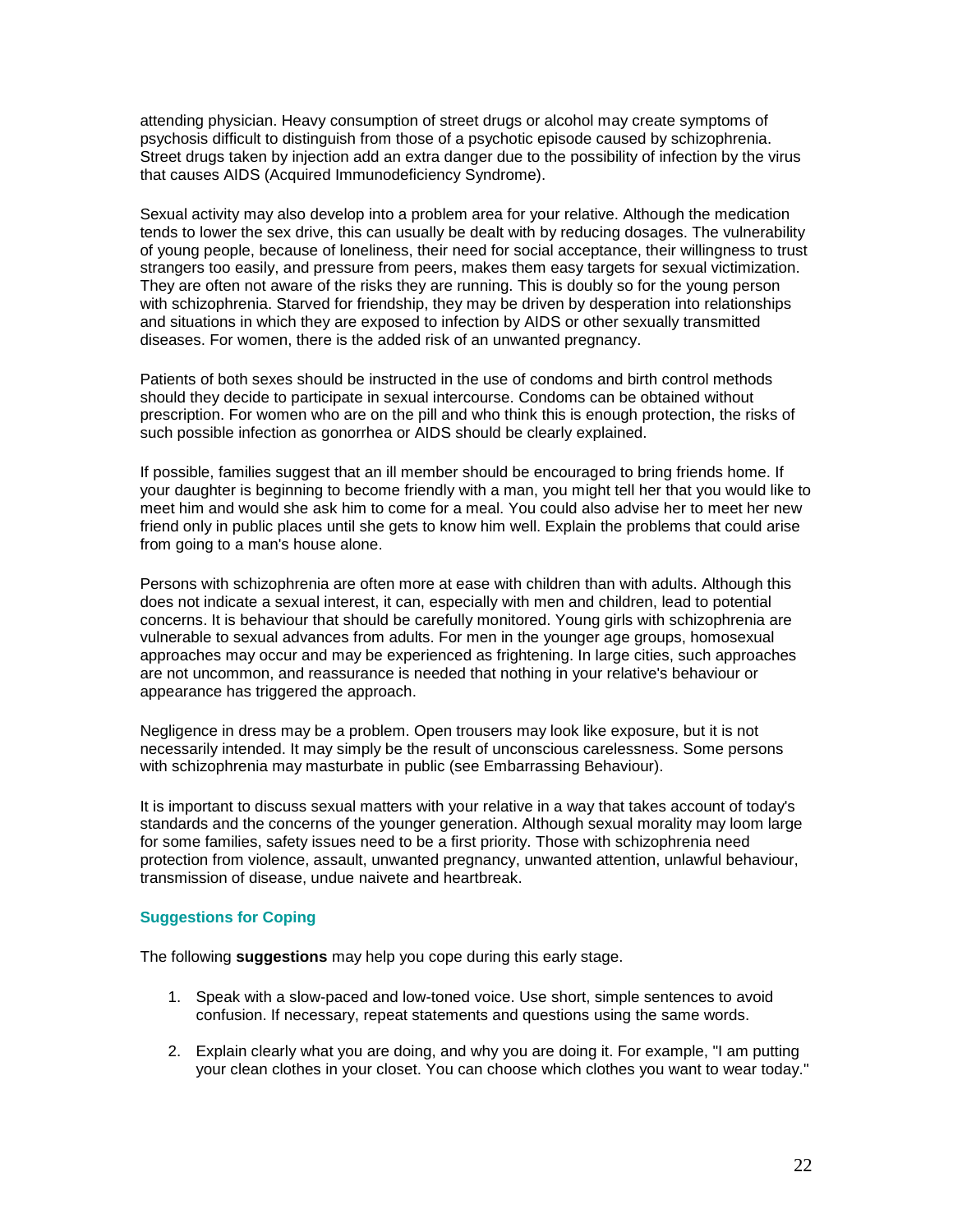attending physician. Heavy consumption of street drugs or alcohol may create symptoms of psychosis difficult to distinguish from those of a psychotic episode caused by schizophrenia. Street drugs taken by injection add an extra danger due to the possibility of infection by the virus that causes AIDS (Acquired Immunodeficiency Syndrome).

Sexual activity may also develop into a problem area for your relative. Although the medication tends to lower the sex drive, this can usually be dealt with by reducing dosages. The vulnerability of young people, because of loneliness, their need for social acceptance, their willingness to trust strangers too easily, and pressure from peers, makes them easy targets for sexual victimization. They are often not aware of the risks they are running. This is doubly so for the young person with schizophrenia. Starved for friendship, they may be driven by desperation into relationships and situations in which they are exposed to infection by AIDS or other sexually transmitted diseases. For women, there is the added risk of an unwanted pregnancy.

Patients of both sexes should be instructed in the use of condoms and birth control methods should they decide to participate in sexual intercourse. Condoms can be obtained without prescription. For women who are on the pill and who think this is enough protection, the risks of such possible infection as gonorrhea or AIDS should be clearly explained.

If possible, families suggest that an ill member should be encouraged to bring friends home. If your daughter is beginning to become friendly with a man, you might tell her that you would like to meet him and would she ask him to come for a meal. You could also advise her to meet her new friend only in public places until she gets to know him well. Explain the problems that could arise from going to a man's house alone.

Persons with schizophrenia are often more at ease with children than with adults. Although this does not indicate a sexual interest, it can, especially with men and children, lead to potential concerns. It is behaviour that should be carefully monitored. Young girls with schizophrenia are vulnerable to sexual advances from adults. For men in the younger age groups, homosexual approaches may occur and may be experienced as frightening. In large cities, such approaches are not uncommon, and reassurance is needed that nothing in your relative's behaviour or appearance has triggered the approach.

Negligence in dress may be a problem. Open trousers may look like exposure, but it is not necessarily intended. It may simply be the result of unconscious carelessness. Some persons with schizophrenia may masturbate in public (see Embarrassing Behaviour).

It is important to discuss sexual matters with your relative in a way that takes account of today's standards and the concerns of the younger generation. Although sexual morality may loom large for some families, safety issues need to be a first priority. Those with schizophrenia need protection from violence, assault, unwanted pregnancy, unwanted attention, unlawful behaviour, transmission of disease, undue naivete and heartbreak.

#### Suggestions for Coping

The following **suggestions** may help you cope during this early stage.

1. Speak with a slow-paced and low-toned voice. Use short, simple sentences to avoid confusion. If necessary, repeat statements and questions using the same words.

2. Explain clearly what you are doing, and why you are doing it. For example, "I am putting your clean clothes in your closet. You can choose which clothes you want to wear today."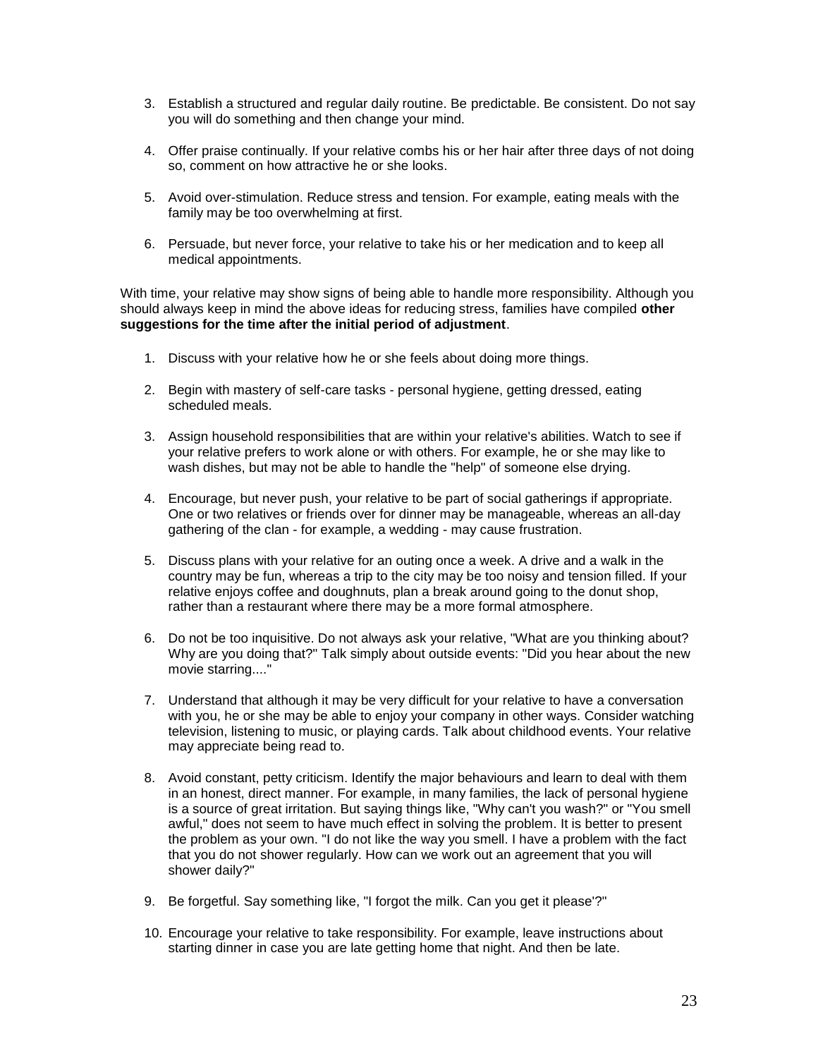3. Establish a structured and regular daily routine. Be predictable. Be consistent. Do not say you will do something and then change your mind.

4. Offer praise continually. If your relative combs his or her hair after three days of not doing so, comment on how attractive he or she looks.

5. Avoid over-stimulation. Reduce stress and tension. For example, eating meals with the family may be too overwhelming at first.

6. Persuade, but never force, your relative to take his or her medication and to keep all medical appointments.

With time, your relative may show signs of being able to handle more responsibility. Although you should always keep in mind the above ideas for reducing stress, families have compiled **other suggestions for the time after the initial period of adjustment**.

1. Discuss with your relative how he or she feels about doing more things.

2. Begin with mastery of self-care tasks - personal hygiene, getting dressed, eating scheduled meals.

3. Assign household responsibilities that are within your relative's abilities. Watch to see if your relative prefers to work alone or with others. For example, he or she may like to wash dishes, but may not be able to handle the "help" of someone else drying.

4. Encourage, but never push, your relative to be part of social gatherings if appropriate. One or two relatives or friends over for dinner may be manageable, whereas an all-day gathering of the clan - for example, a wedding - may cause frustration.

5. Discuss plans with your relative for an outing once a week. A drive and a walk in the country may be fun, whereas a trip to the city may be too noisy and tension filled. If your relative enjoys coffee and doughnuts, plan a break around going to the donut shop, rather than a restaurant where there may be a more formal atmosphere.

6. Do not be too inquisitive. Do not always ask your relative, "What are you thinking about? Why are you doing that?" Talk simply about outside events: "Did you hear about the new movie starring...."

7. Understand that although it may be very difficult for your relative to have a conversation with you, he or she may be able to enjoy your company in other ways. Consider watching television, listening to music, or playing cards. Talk about childhood events. Your relative may appreciate being read to.

8. Avoid constant, petty criticism. Identify the major behaviours and learn to deal with them in an honest, direct manner. For example, in many families, the lack of personal hygiene is a source of great irritation. But saying things like, "Why can't you wash?" or "You smell awful," does not seem to have much effect in solving the problem. It is better to present the problem as your own. "I do not like the way you smell. I have a problem with the fact that you do not shower regularly. How can we work out an agreement that you will shower daily?"

9. Be forgetful. Say something like, "I forgot the milk. Can you get it please'?"

10. Encourage your relative to take responsibility. For example, leave instructions about starting dinner in case you are late getting home that night. And then be late.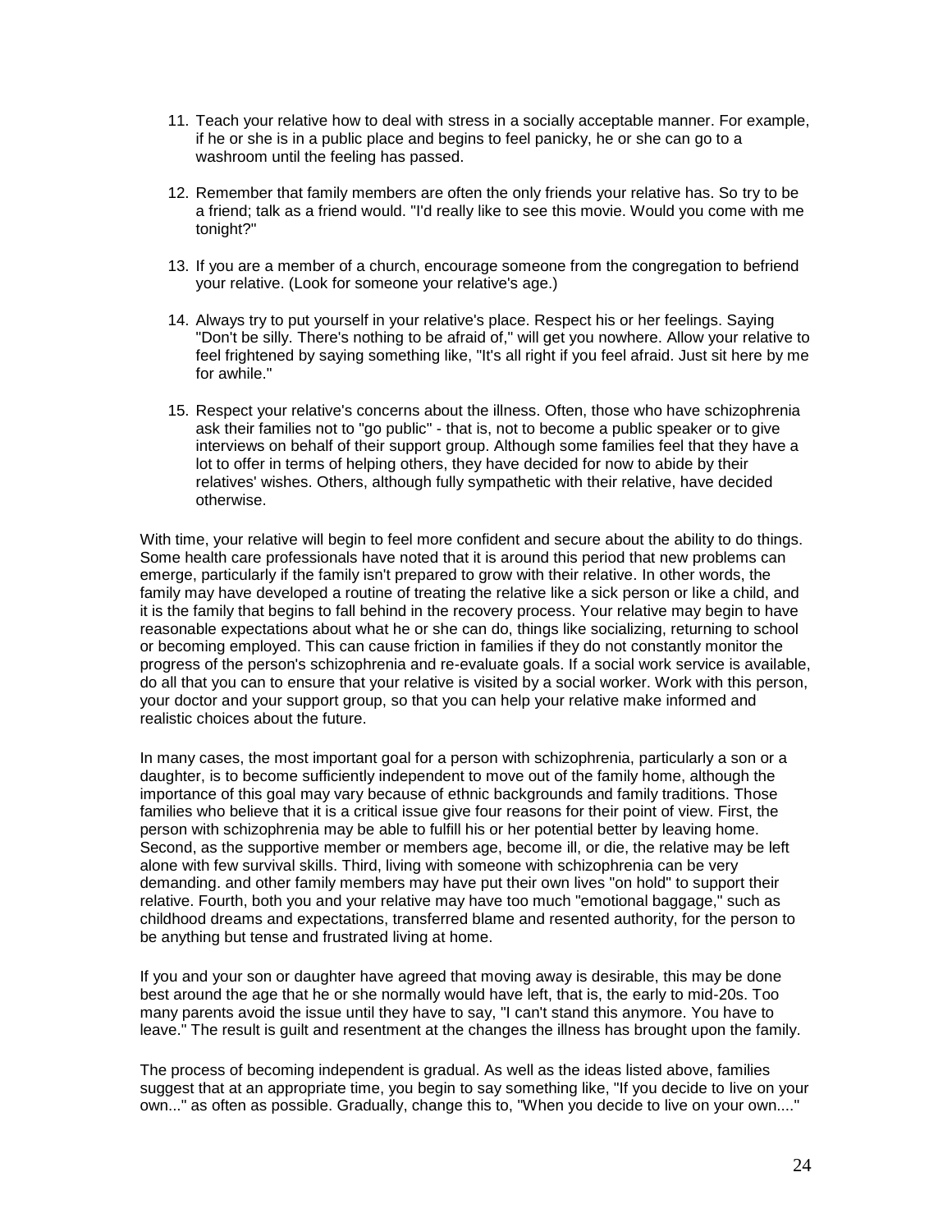11. Teach your relative how to deal with stress in a socially acceptable manner. For example, if he or she is in a public place and begins to feel panicky, he or she can go to a washroom until the feeling has passed.

12. Remember that family members are often the only friends your relative has. So try to be a friend; talk as a friend would. "I'd really like to see this movie. Would you come with me tonight?"

13. If you are a member of a church, encourage someone from the congregation to befriend your relative. (Look for someone your relative's age.)

14. Always try to put yourself in your relative's place. Respect his or her feelings. Saying "Don't be silly. There's nothing to be afraid of," will get you nowhere. Allow your relative to feel frightened by saying something like, "It's all right if you feel afraid. Just sit here by me for awhile."

15. Respect your relative's concerns about the illness. Often, those who have schizophrenia ask their families not to "go public" - that is, not to become a public speaker or to give interviews on behalf of their support group. Although some families feel that they have a lot to offer in terms of helping others, they have decided for now to abide by their relatives' wishes. Others, although fully sympathetic with their relative, have decided otherwise.

With time, your relative will begin to feel more confident and secure about the ability to do things. Some health care professionals have noted that it is around this period that new problems can emerge, particularly if the family isn't prepared to grow with their relative. In other words, the family may have developed a routine of treating the relative like a sick person or like a child, and it is the family that begins to fall behind in the recovery process. Your relative may begin to have reasonable expectations about what he or she can do, things like socializing, returning to school or becoming employed. This can cause friction in families if they do not constantly monitor the progress of the person's schizophrenia and re-evaluate goals. If a social work service is available, do all that you can to ensure that your relative is visited by a social worker. Work with this person, your doctor and your support group, so that you can help your relative make informed and realistic choices about the future.

In many cases, the most important goal for a person with schizophrenia, particularly a son or a daughter, is to become sufficiently independent to move out of the family home, although the importance of this goal may vary because of ethnic backgrounds and family traditions. Those families who believe that it is a critical issue give four reasons for their point of view. First, the person with schizophrenia may be able to fulfill his or her potential better by leaving home. Second, as the supportive member or members age, become ill, or die, the relative may be left alone with few survival skills. Third, living with someone with schizophrenia can be very demanding. and other family members may have put their own lives "on hold" to support their relative. Fourth, both you and your relative may have too much "emotional baggage," such as childhood dreams and expectations, transferred blame and resented authority, for the person to be anything but tense and frustrated living at home.

If you and your son or daughter have agreed that moving away is desirable, this may be done best around the age that he or she normally would have left, that is, the early to mid-20s. Too many parents avoid the issue until they have to say, "I can't stand this anymore. You have to leave." The result is guilt and resentment at the changes the illness has brought upon the family.

The process of becoming independent is gradual. As well as the ideas listed above, families suggest that at an appropriate time, you begin to say something like, "If you decide to live on your own..." as often as possible. Gradually, change this to, "When you decide to live on your own...."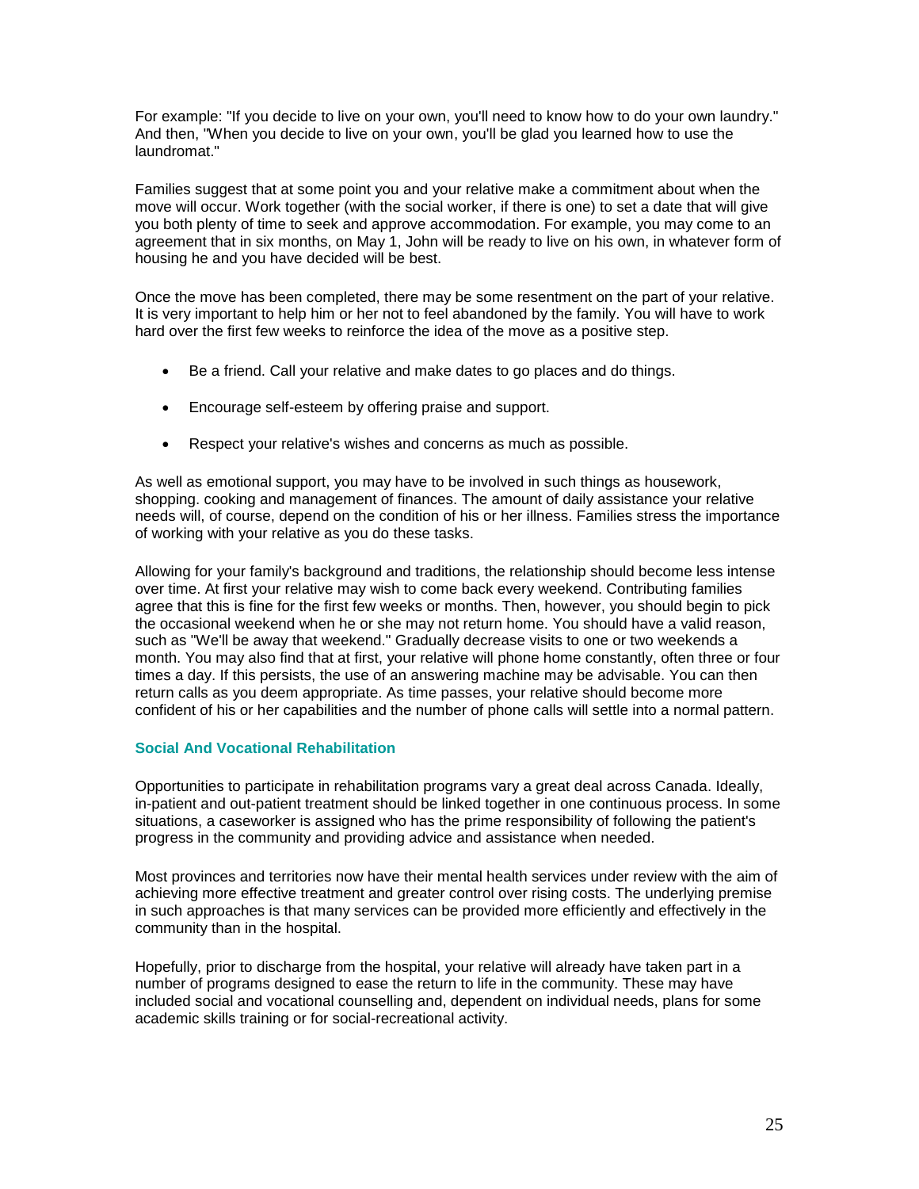For example: "If you decide to live on your own, you'll need to know how to do your own laundry." And then, "When you decide to live on your own, you'll be glad you learned how to use the laundromat."

Families suggest that at some point you and your relative make a commitment about when the move will occur. Work together (with the social worker, if there is one) to set a date that will give you both plenty of time to seek and approve accommodation. For example, you may come to an agreement that in six months, on May 1, John will be ready to live on his own, in whatever form of housing he and you have decided will be best.

Once the move has been completed, there may be some resentment on the part of your relative. It is very important to help him or her not to feel abandoned by the family. You will have to work hard over the first few weeks to reinforce the idea of the move as a positive step.

- Be a friend. Call your relative and make dates to go places and do things.
- Encourage self-esteem by offering praise and support.
- Respect your relative's wishes and concerns as much as possible.

As well as emotional support, you may have to be involved in such things as housework, shopping. cooking and management of finances. The amount of daily assistance your relative needs will, of course, depend on the condition of his or her illness. Families stress the importance of working with your relative as you do these tasks.

Allowing for your family's background and traditions, the relationship should become less intense over time. At first your relative may wish to come back every weekend. Contributing families agree that this is fine for the first few weeks or months. Then, however, you should begin to pick the occasional weekend when he or she may not return home. You should have a valid reason, such as "We'll be away that weekend." Gradually decrease visits to one or two weekends a month. You may also find that at first, your relative will phone home constantly, often three or four times a day. If this persists, the use of an answering machine may be advisable. You can then return calls as you deem appropriate. As time passes, your relative should become more confident of his or her capabilities and the number of phone calls will settle into a normal pattern.

### Social And Vocational Rehabilitation

Opportunities to participate in rehabilitation programs vary a great deal across Canada. Ideally, in-patient and out-patient treatment should be linked together in one continuous process. In some situations, a caseworker is assigned who has the prime responsibility of following the patient's progress in the community and providing advice and assistance when needed.

Most provinces and territories now have their mental health services under review with the aim of achieving more effective treatment and greater control over rising costs. The underlying premise in such approaches is that many services can be provided more efficiently and effectively in the community than in the hospital.

Hopefully, prior to discharge from the hospital, your relative will already have taken part in a number of programs designed to ease the return to life in the community. These may have included social and vocational counselling and, dependent on individual needs, plans for some academic skills training or for social-recreational activity.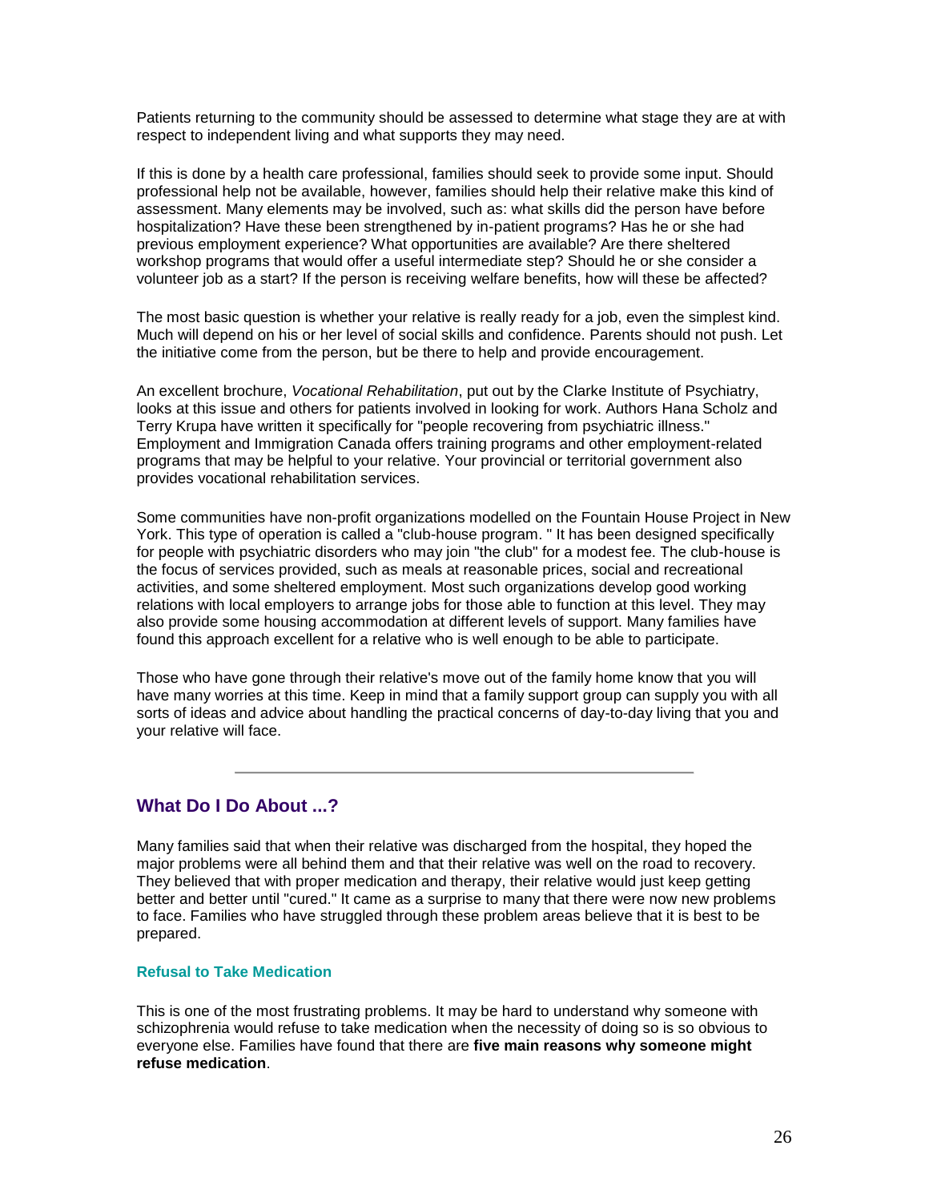Patients returning to the community should be assessed to determine what stage they are at with respect to independent living and what supports they may need.

If this is done by a health care professional, families should seek to provide some input. Should professional help not be available, however, families should help their relative make this kind of assessment. Many elements may be involved, such as: what skills did the person have before hospitalization? Have these been strengthened by in-patient programs? Has he or she had previous employment experience? What opportunities are available? Are there sheltered workshop programs that would offer a useful intermediate step? Should he or she consider a volunteer job as a start? If the person is receiving welfare benefits, how will these be affected?

The most basic question is whether your relative is really ready for a job, even the simplest kind. Much will depend on his or her level of social skills and confidence. Parents should not push. Let the initiative come from the person, but be there to help and provide encouragement.

An excellent brochure, *Vocational Rehabilitation*, put out by the Clarke Institute of Psychiatry, looks at this issue and others for patients involved in looking for work. Authors Hana Scholz and Terry Krupa have written it specifically for "people recovering from psychiatric illness." Employment and Immigration Canada offers training programs and other employment-related programs that may be helpful to your relative. Your provincial or territorial government also provides vocational rehabilitation services.

Some communities have non-profit organizations modelled on the Fountain House Project in New York. This type of operation is called a "club-house program. " It has been designed specifically for people with psychiatric disorders who may join "the club" for a modest fee. The club-house is the focus of services provided, such as meals at reasonable prices, social and recreational activities, and some sheltered employment. Most such organizations develop good working relations with local employers to arrange jobs for those able to function at this level. They may also provide some housing accommodation at different levels of support. Many families have found this approach excellent for a relative who is well enough to be able to participate.

Those who have gone through their relative's move out of the family home know that you will have many worries at this time. Keep in mind that a family support group can supply you with all sorts of ideas and advice about handling the practical concerns of day-to-day living that you and your relative will face.

---

## What Do I Do About ...?

Many families said that when their relative was discharged from the hospital, they hoped the major problems were all behind them and that their relative was well on the road to recovery. They believed that with proper medication and therapy, their relative would just keep getting better and better until "cured." It came as a surprise to many that there were now new problems to face. Families who have struggled through these problem areas believe that it is best to be prepared.

### Refusal to Take Medication

This is one of the most frustrating problems. It may be hard to understand why someone with schizophrenia would refuse to take medication when the necessity of doing so is so obvious to everyone else. Families have found that there are **five main reasons why someone might refuse medication**.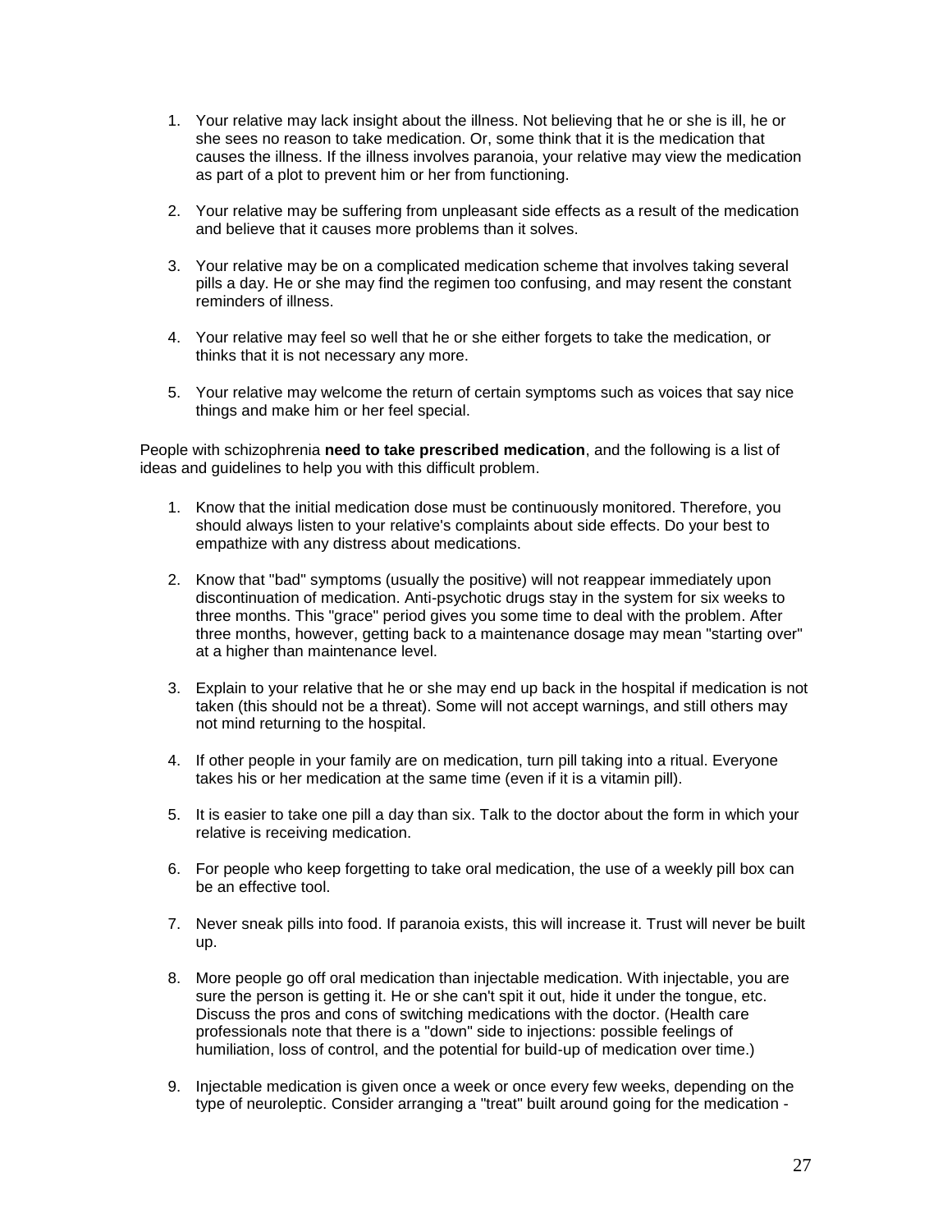1. Your relative may lack insight about the illness. Not believing that he or she is ill, he or she sees no reason to take medication. Or, some think that it is the medication that causes the illness. If the illness involves paranoia, your relative may view the medication as part of a plot to prevent him or her from functioning.

2. Your relative may be suffering from unpleasant side effects as a result of the medication and believe that it causes more problems than it solves.

3. Your relative may be on a complicated medication scheme that involves taking several pills a day. He or she may find the regimen too confusing, and may resent the constant reminders of illness.

4. Your relative may feel so well that he or she either forgets to take the medication, or thinks that it is not necessary any more.

5. Your relative may welcome the return of certain symptoms such as voices that say nice things and make him or her feel special.

People with schizophrenia **need to take prescribed medication**, and the following is a list of ideas and guidelines to help you with this difficult problem.

1. Know that the initial medication dose must be continuously monitored. Therefore, you should always listen to your relative's complaints about side effects. Do your best to empathize with any distress about medications.

2. Know that "bad" symptoms (usually the positive) will not reappear immediately upon discontinuation of medication. Anti-psychotic drugs stay in the system for six weeks to three months. This "grace" period gives you some time to deal with the problem. After three months, however, getting back to a maintenance dosage may mean "starting over" at a higher than maintenance level.

3. Explain to your relative that he or she may end up back in the hospital if medication is not taken (this should not be a threat). Some will not accept warnings, and still others may not mind returning to the hospital.

4. If other people in your family are on medication, turn pill taking into a ritual. Everyone takes his or her medication at the same time (even if it is a vitamin pill).

5. It is easier to take one pill a day than six. Talk to the doctor about the form in which your relative is receiving medication.

6. For people who keep forgetting to take oral medication, the use of a weekly pill box can be an effective tool.

7. Never sneak pills into food. If paranoia exists, this will increase it. Trust will never be built up.

8. More people go off oral medication than injectable medication. With injectable, you are sure the person is getting it. He or she can't spit it out, hide it under the tongue, etc. Discuss the pros and cons of switching medications with the doctor. (Health care professionals note that there is a "down" side to injections: possible feelings of humiliation, loss of control, and the potential for build-up of medication over time.)

9. Injectable medication is given once a week or once every few weeks, depending on the type of neuroleptic. Consider arranging a "treat" built around going for the medication -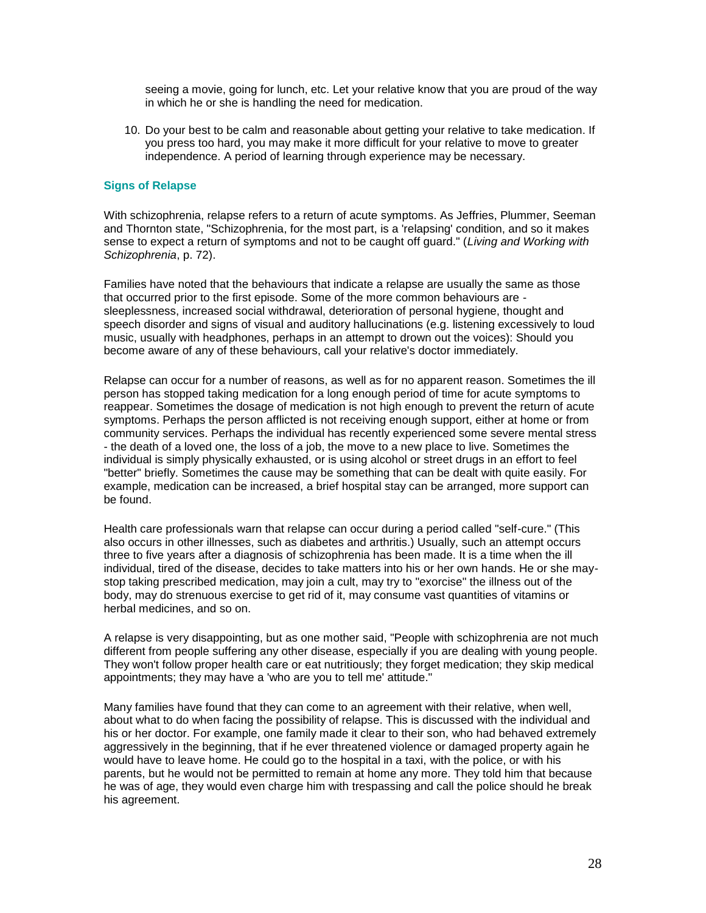seeing a movie, going for lunch, etc. Let your relative know that you are proud of the way in which he or she is handling the need for medication.

10. Do your best to be calm and reasonable about getting your relative to take medication. If you press too hard, you may make it more difficult for your relative to move to greater independence. A period of learning through experience may be necessary.

### Signs of Relapse

With schizophrenia, relapse refers to a return of acute symptoms. As Jeffries, Plummer, Seeman and Thornton state, "Schizophrenia, for the most part, is a 'relapsing' condition, and so it makes sense to expect a return of symptoms and not to be caught off guard." (*Living and Working with Schizophrenia*, p. 72).

Families have noted that the behaviours that indicate a relapse are usually the same as those that occurred prior to the first episode. Some of the more common behaviours are - sleeplessness, increased social withdrawal, deterioration of personal hygiene, thought and speech disorder and signs of visual and auditory hallucinations (e.g. listening excessively to loud music, usually with headphones, perhaps in an attempt to drown out the voices): Should you become aware of any of these behaviours, call your relative's doctor immediately.

Relapse can occur for a number of reasons, as well as for no apparent reason. Sometimes the ill person has stopped taking medication for a long enough period of time for acute symptoms to reappear. Sometimes the dosage of medication is not high enough to prevent the return of acute symptoms. Perhaps the person afflicted is not receiving enough support, either at home or from community services. Perhaps the individual has recently experienced some severe mental stress - the death of a loved one, the loss of a job, the move to a new place to live. Sometimes the individual is simply physically exhausted, or is using alcohol or street drugs in an effort to feel "better" briefly. Sometimes the cause may be something that can be dealt with quite easily. For example, medication can be increased, a brief hospital stay can be arranged, more support can be found.

Health care professionals warn that relapse can occur during a period called "self-cure." (This also occurs in other illnesses, such as diabetes and arthritis.) Usually, such an attempt occurs three to five years after a diagnosis of schizophrenia has been made. It is a time when the ill individual, tired of the disease, decides to take matters into his or her own hands. He or she may-stop taking prescribed medication, may join a cult, may try to "exorcise" the illness out of the body, may do strenuous exercise to get rid of it, may consume vast quantities of vitamins or herbal medicines, and so on.

A relapse is very disappointing, but as one mother said, "People with schizophrenia are not much different from people suffering any other disease, especially if you are dealing with young people. They won't follow proper health care or eat nutritiously; they forget medication; they skip medical appointments; they may have a 'who are you to tell me' attitude."

Many families have found that they can come to an agreement with their relative, when well, about what to do when facing the possibility of relapse. This is discussed with the individual and his or her doctor. For example, one family made it clear to their son, who had behaved extremely aggressively in the beginning, that if he ever threatened violence or damaged property again he would have to leave home. He could go to the hospital in a taxi, with the police, or with his parents, but he would not be permitted to remain at home any more. They told him that because he was of age, they would even charge him with trespassing and call the police should he break his agreement.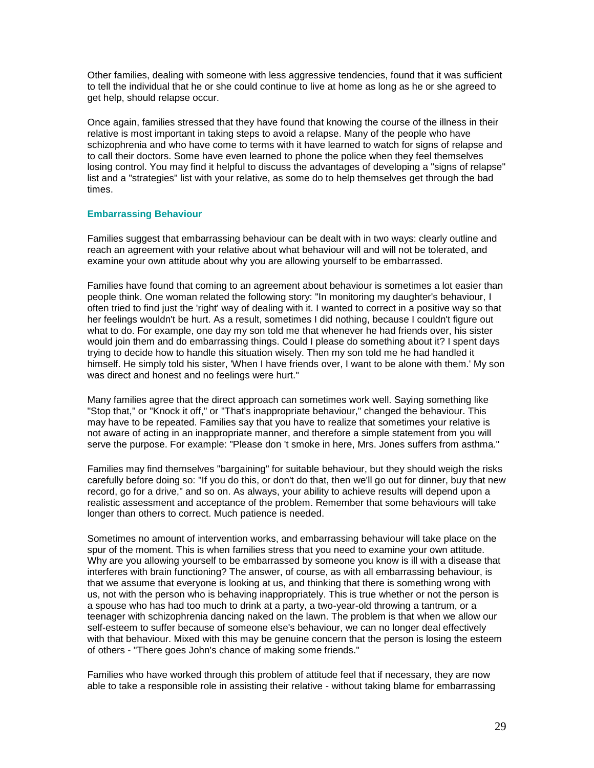Other families, dealing with someone with less aggressive tendencies, found that it was sufficient to tell the individual that he or she could continue to live at home as long as he or she agreed to get help, should relapse occur.

Once again, families stressed that they have found that knowing the course of the illness in their relative is most important in taking steps to avoid a relapse. Many of the people who have schizophrenia and who have come to terms with it have learned to watch for signs of relapse and to call their doctors. Some have even learned to phone the police when they feel themselves losing control. You may find it helpful to discuss the advantages of developing a "signs of relapse" list and a "strategies" list with your relative, as some do to help themselves get through the bad times.

### Embarrassing Behaviour

Families suggest that embarrassing behaviour can be dealt with in two ways: clearly outline and reach an agreement with your relative about what behaviour will and will not be tolerated, and examine your own attitude about why you are allowing yourself to be embarrassed.

Families have found that coming to an agreement about behaviour is sometimes a lot easier than people think. One woman related the following story: "In monitoring my daughter's behaviour, I often tried to find just the 'right' way of dealing with it. I wanted to correct in a positive way so that her feelings wouldn't be hurt. As a result, sometimes I did nothing, because I couldn't figure out what to do. For example, one day my son told me that whenever he had friends over, his sister would join them and do embarrassing things. Could I please do something about it? I spent days trying to decide how to handle this situation wisely. Then my son told me he had handled it himself. He simply told his sister, 'When I have friends over, I want to be alone with them.' My son was direct and honest and no feelings were hurt."

Many families agree that the direct approach can sometimes work well. Saying something like "Stop that," or "Knock it off," or "That's inappropriate behaviour," changed the behaviour. This may have to be repeated. Families say that you have to realize that sometimes your relative is not aware of acting in an inappropriate manner, and therefore a simple statement from you will serve the purpose. For example: "Please don 't smoke in here, Mrs. Jones suffers from asthma."

Families may find themselves "bargaining" for suitable behaviour, but they should weigh the risks carefully before doing so: "If you do this, or don't do that, then we'll go out for dinner, buy that new record, go for a drive," and so on. As always, your ability to achieve results will depend upon a realistic assessment and acceptance of the problem. Remember that some behaviours will take longer than others to correct. Much patience is needed.

Sometimes no amount of intervention works, and embarrassing behaviour will take place on the spur of the moment. This is when families stress that you need to examine your own attitude. Why are you allowing yourself to be embarrassed by someone you know is ill with a disease that interferes with brain functioning? The answer, of course, as with all embarrassing behaviour, is that we assume that everyone is looking at us, and thinking that there is something wrong with us, not with the person who is behaving inappropriately. This is true whether or not the person is a spouse who has had too much to drink at a party, a two-year-old throwing a tantrum, or a teenager with schizophrenia dancing naked on the lawn. The problem is that when we allow our self-esteem to suffer because of someone else's behaviour, we can no longer deal effectively with that behaviour. Mixed with this may be genuine concern that the person is losing the esteem of others - "There goes John's chance of making some friends."

Families who have worked through this problem of attitude feel that if necessary, they are now able to take a responsible role in assisting their relative - without taking blame for embarrassing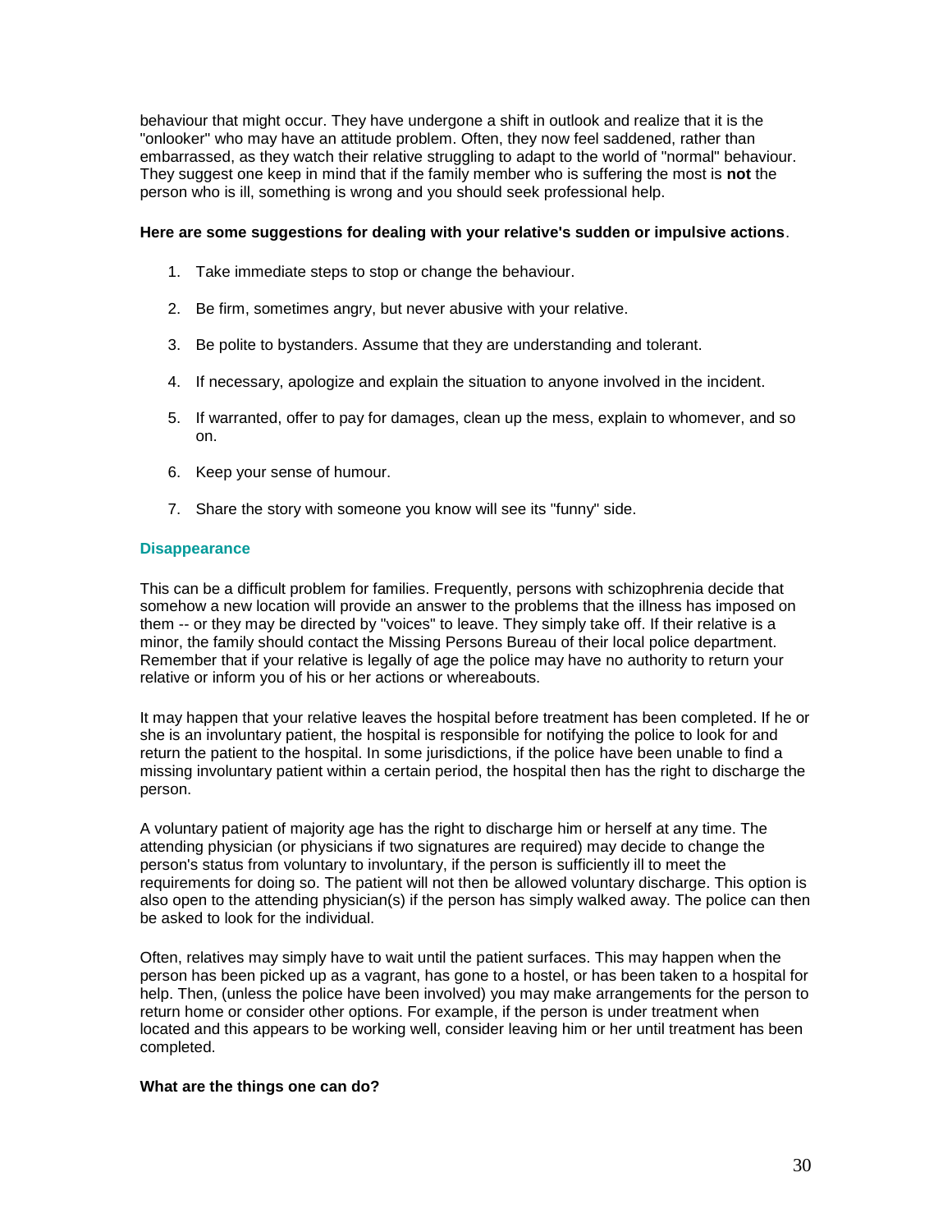behaviour that might occur. They have undergone a shift in outlook and realize that it is the "onlooker" who may have an attitude problem. Often, they now feel saddened, rather than embarrassed, as they watch their relative struggling to adapt to the world of "normal" behaviour. They suggest one keep in mind that if the family member who is suffering the most is **not** the person who is ill, something is wrong and you should seek professional help.

**Here are some suggestions for dealing with your relative's sudden or impulsive actions**.

1. Take immediate steps to stop or change the behaviour.
2. Be firm, sometimes angry, but never abusive with your relative.
3. Be polite to bystanders. Assume that they are understanding and tolerant.
4. If necessary, apologize and explain the situation to anyone involved in the incident.
5. If warranted, offer to pay for damages, clean up the mess, explain to whomever, and so on.
6. Keep your sense of humour.
7. Share the story with someone you know will see its "funny" side.

### Disappearance

This can be a difficult problem for families. Frequently, persons with schizophrenia decide that somehow a new location will provide an answer to the problems that the illness has imposed on them -- or they may be directed by "voices" to leave. They simply take off. If their relative is a minor, the family should contact the Missing Persons Bureau of their local police department. Remember that if your relative is legally of age the police may have no authority to return your relative or inform you of his or her actions or whereabouts.

It may happen that your relative leaves the hospital before treatment has been completed. If he or she is an involuntary patient, the hospital is responsible for notifying the police to look for and return the patient to the hospital. In some jurisdictions, if the police have been unable to find a missing involuntary patient within a certain period, the hospital then has the right to discharge the person.

A voluntary patient of majority age has the right to discharge him or herself at any time. The attending physician (or physicians if two signatures are required) may decide to change the person's status from voluntary to involuntary, if the person is sufficiently ill to meet the requirements for doing so. The patient will not then be allowed voluntary discharge. This option is also open to the attending physician(s) if the person has simply walked away. The police can then be asked to look for the individual.

Often, relatives may simply have to wait until the patient surfaces. This may happen when the person has been picked up as a vagrant, has gone to a hostel, or has been taken to a hospital for help. Then, (unless the police have been involved) you may make arrangements for the person to return home or consider other options. For example, if the person is under treatment when located and this appears to be working well, consider leaving him or her until treatment has been completed.

**What are the things one can do?**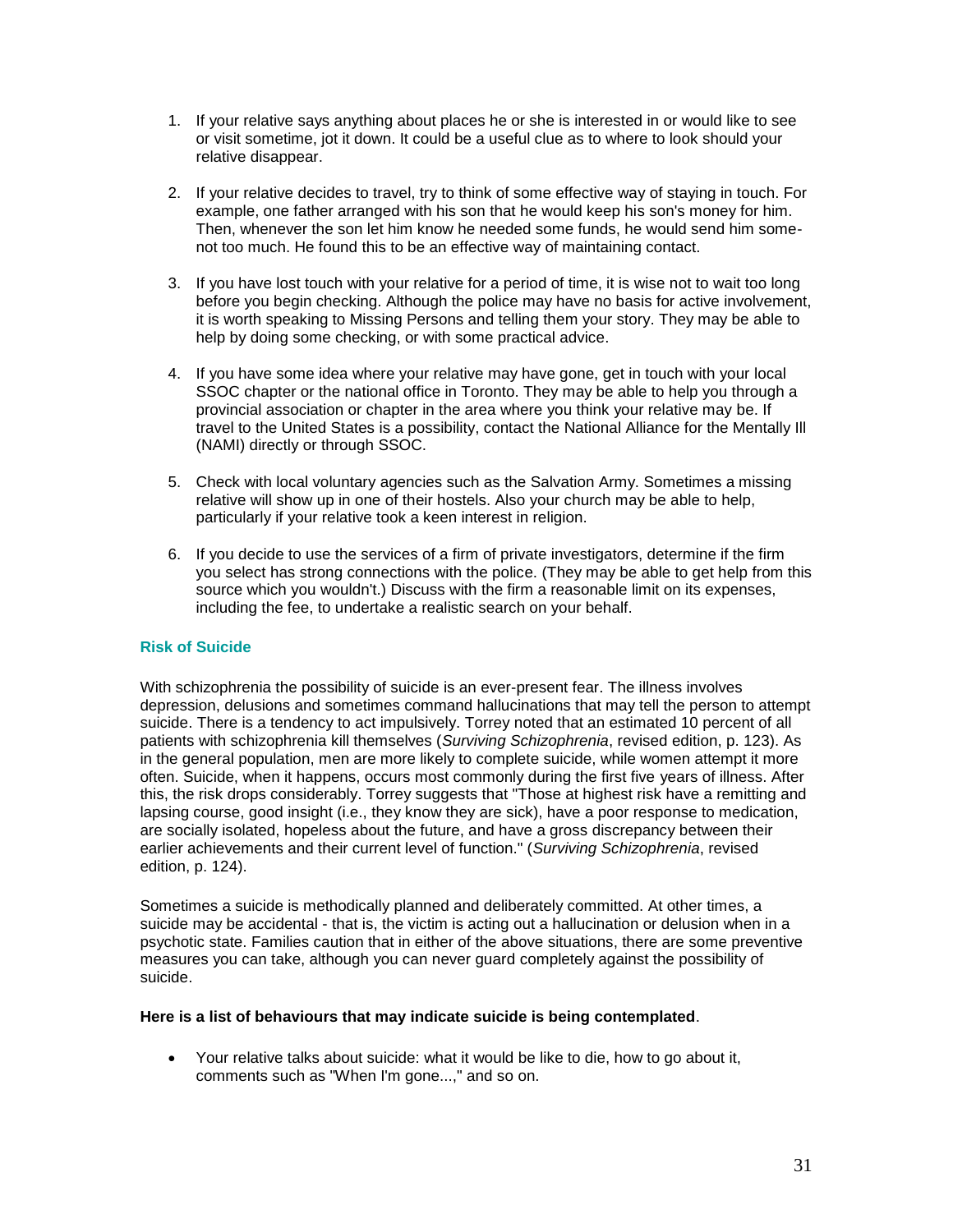1. If your relative says anything about places he or she is interested in or would like to see or visit sometime, jot it down. It could be a useful clue as to where to look should your relative disappear.

2. If your relative decides to travel, try to think of some effective way of staying in touch. For example, one father arranged with his son that he would keep his son's money for him. Then, whenever the son let him know he needed some funds, he would send him some-not too much. He found this to be an effective way of maintaining contact.

3. If you have lost touch with your relative for a period of time, it is wise not to wait too long before you begin checking. Although the police may have no basis for active involvement, it is worth speaking to Missing Persons and telling them your story. They may be able to help by doing some checking, or with some practical advice.

4. If you have some idea where your relative may have gone, get in touch with your local SSOC chapter or the national office in Toronto. They may be able to help you through a provincial association or chapter in the area where you think your relative may be. If travel to the United States is a possibility, contact the National Alliance for the Mentally Ill (NAMI) directly or through SSOC.

5. Check with local voluntary agencies such as the Salvation Army. Sometimes a missing relative will show up in one of their hostels. Also your church may be able to help, particularly if your relative took a keen interest in religion.

6. If you decide to use the services of a firm of private investigators, determine if the firm you select has strong connections with the police. (They may be able to get help from this source which you wouldn't.) Discuss with the firm a reasonable limit on its expenses, including the fee, to undertake a realistic search on your behalf.

### Risk of Suicide

With schizophrenia the possibility of suicide is an ever-present fear. The illness involves depression, delusions and sometimes command hallucinations that may tell the person to attempt suicide. There is a tendency to act impulsively. Torrey noted that an estimated 10 percent of all patients with schizophrenia kill themselves (*Surviving Schizophrenia*, revised edition, p. 123). As in the general population, men are more likely to complete suicide, while women attempt it more often. Suicide, when it happens, occurs most commonly during the first five years of illness. After this, the risk drops considerably. Torrey suggests that "Those at highest risk have a remitting and lapsing course, good insight (i.e., they know they are sick), have a poor response to medication, are socially isolated, hopeless about the future, and have a gross discrepancy between their earlier achievements and their current level of function." (*Surviving Schizophrenia*, revised edition, p. 124).

Sometimes a suicide is methodically planned and deliberately committed. At other times, a suicide may be accidental - that is, the victim is acting out a hallucination or delusion when in a psychotic state. Families caution that in either of the above situations, there are some preventive measures you can take, although you can never guard completely against the possibility of suicide.

**Here is a list of behaviours that may indicate suicide is being contemplated**.

- Your relative talks about suicide: what it would be like to die, how to go about it, comments such as "When I'm gone...," and so on.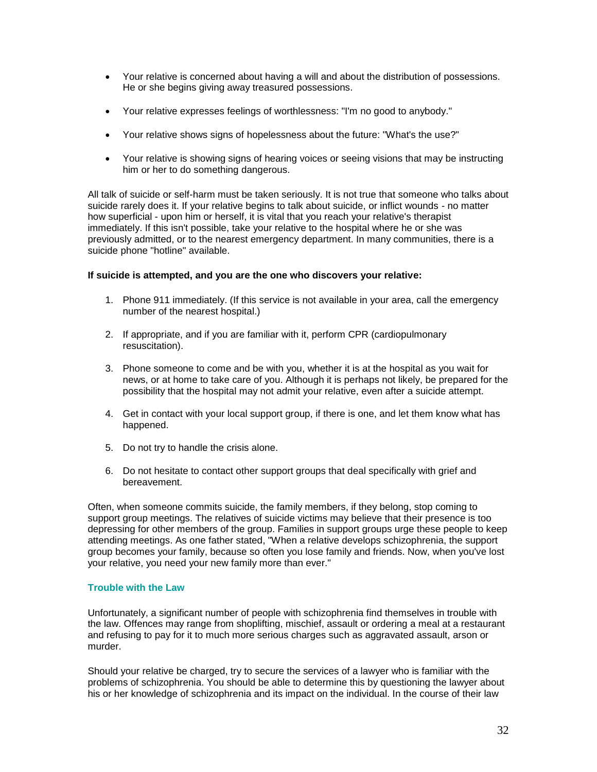- Your relative is concerned about having a will and about the distribution of possessions. He or she begins giving away treasured possessions.

- Your relative expresses feelings of worthlessness: "I'm no good to anybody."

- Your relative shows signs of hopelessness about the future: "What's the use?"

- Your relative is showing signs of hearing voices or seeing visions that may be instructing him or her to do something dangerous.

All talk of suicide or self-harm must be taken seriously. It is not true that someone who talks about suicide rarely does it. If your relative begins to talk about suicide, or inflict wounds - no matter how superficial - upon him or herself, it is vital that you reach your relative's therapist immediately. If this isn't possible, take your relative to the hospital where he or she was previously admitted, or to the nearest emergency department. In many communities, there is a suicide phone "hotline" available.

**If suicide is attempted, and you are the one who discovers your relative:**

1. Phone 911 immediately. (If this service is not available in your area, call the emergency number of the nearest hospital.)

2. If appropriate, and if you are familiar with it, perform CPR (cardiopulmonary resuscitation).

3. Phone someone to come and be with you, whether it is at the hospital as you wait for news, or at home to take care of you. Although it is perhaps not likely, be prepared for the possibility that the hospital may not admit your relative, even after a suicide attempt.

4. Get in contact with your local support group, if there is one, and let them know what has happened.

5. Do not try to handle the crisis alone.

6. Do not hesitate to contact other support groups that deal specifically with grief and bereavement.

Often, when someone commits suicide, the family members, if they belong, stop coming to support group meetings. The relatives of suicide victims may believe that their presence is too depressing for other members of the group. Families in support groups urge these people to keep attending meetings. As one father stated, "When a relative develops schizophrenia, the support group becomes your family, because so often you lose family and friends. Now, when you've lost your relative, you need your new family more than ever."

## Trouble with the Law

Unfortunately, a significant number of people with schizophrenia find themselves in trouble with the law. Offences may range from shoplifting, mischief, assault or ordering a meal at a restaurant and refusing to pay for it to much more serious charges such as aggravated assault, arson or murder.

Should your relative be charged, try to secure the services of a lawyer who is familiar with the problems of schizophrenia. You should be able to determine this by questioning the lawyer about his or her knowledge of schizophrenia and its impact on the individual. In the course of their law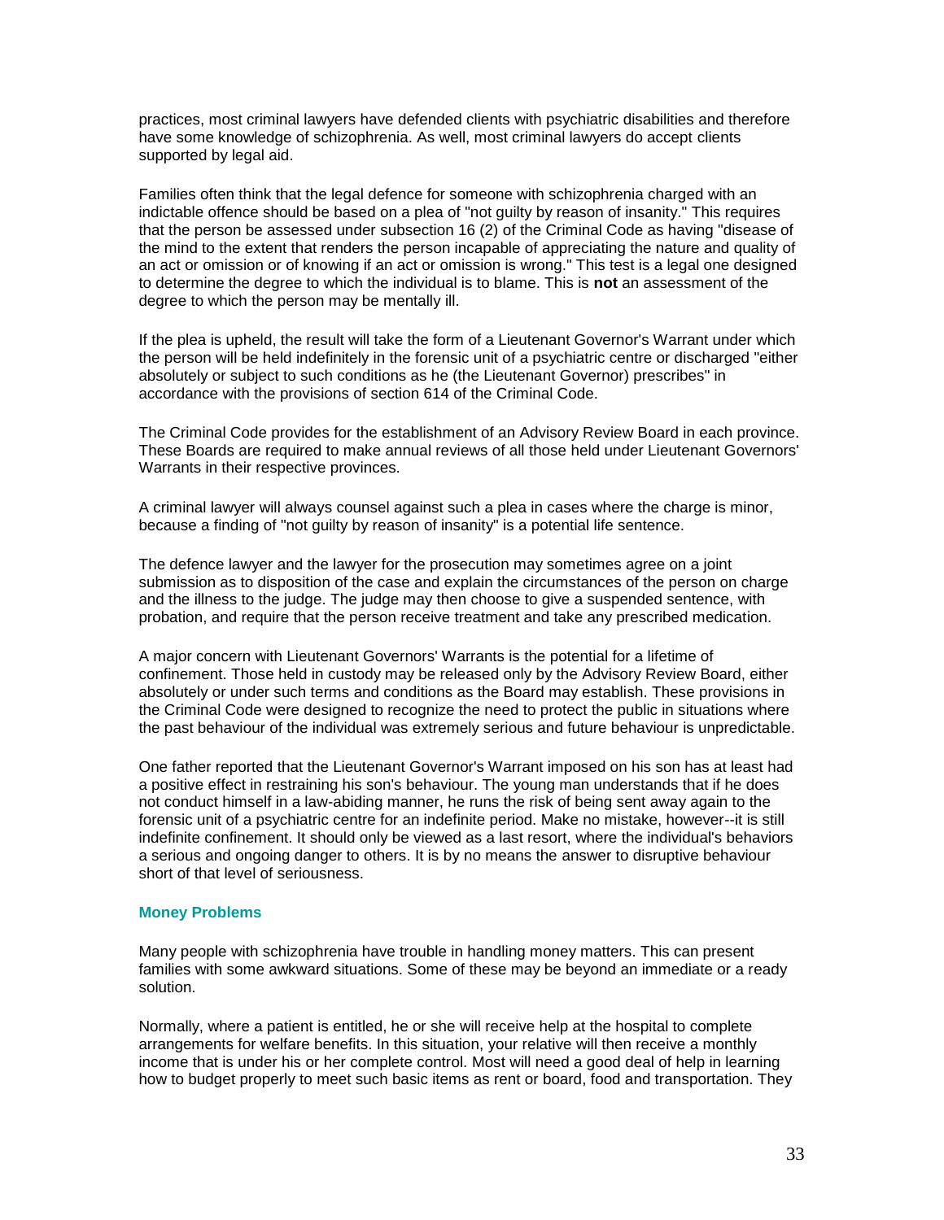practices, most criminal lawyers have defended clients with psychiatric disabilities and therefore have some knowledge of schizophrenia. As well, most criminal lawyers do accept clients supported by legal aid.

Families often think that the legal defence for someone with schizophrenia charged with an indictable offence should be based on a plea of "not guilty by reason of insanity." This requires that the person be assessed under subsection 16 (2) of the Criminal Code as having "disease of the mind to the extent that renders the person incapable of appreciating the nature and quality of an act or omission or of knowing if an act or omission is wrong." This test is a legal one designed to determine the degree to which the individual is to blame. This is **not** an assessment of the degree to which the person may be mentally ill.

If the plea is upheld, the result will take the form of a Lieutenant Governor's Warrant under which the person will be held indefinitely in the forensic unit of a psychiatric centre or discharged "either absolutely or subject to such conditions as he (the Lieutenant Governor) prescribes" in accordance with the provisions of section 614 of the Criminal Code.

The Criminal Code provides for the establishment of an Advisory Review Board in each province. These Boards are required to make annual reviews of all those held under Lieutenant Governors' Warrants in their respective provinces.

A criminal lawyer will always counsel against such a plea in cases where the charge is minor, because a finding of "not guilty by reason of insanity" is a potential life sentence.

The defence lawyer and the lawyer for the prosecution may sometimes agree on a joint submission as to disposition of the case and explain the circumstances of the person on charge and the illness to the judge. The judge may then choose to give a suspended sentence, with probation, and require that the person receive treatment and take any prescribed medication.

A major concern with Lieutenant Governors' Warrants is the potential for a lifetime of confinement. Those held in custody may be released only by the Advisory Review Board, either absolutely or under such terms and conditions as the Board may establish. These provisions in the Criminal Code were designed to recognize the need to protect the public in situations where the past behaviour of the individual was extremely serious and future behaviour is unpredictable.

One father reported that the Lieutenant Governor's Warrant imposed on his son has at least had a positive effect in restraining his son's behaviour. The young man understands that if he does not conduct himself in a law-abiding manner, he runs the risk of being sent away again to the forensic unit of a psychiatric centre for an indefinite period. Make no mistake, however--it is still indefinite confinement. It should only be viewed as a last resort, where the individual's behaviors a serious and ongoing danger to others. It is by no means the answer to disruptive behaviour short of that level of seriousness.

### Money Problems

Many people with schizophrenia have trouble in handling money matters. This can present families with some awkward situations. Some of these may be beyond an immediate or a ready solution.

Normally, where a patient is entitled, he or she will receive help at the hospital to complete arrangements for welfare benefits. In this situation, your relative will then receive a monthly income that is under his or her complete control. Most will need a good deal of help in learning how to budget properly to meet such basic items as rent or board, food and transportation. They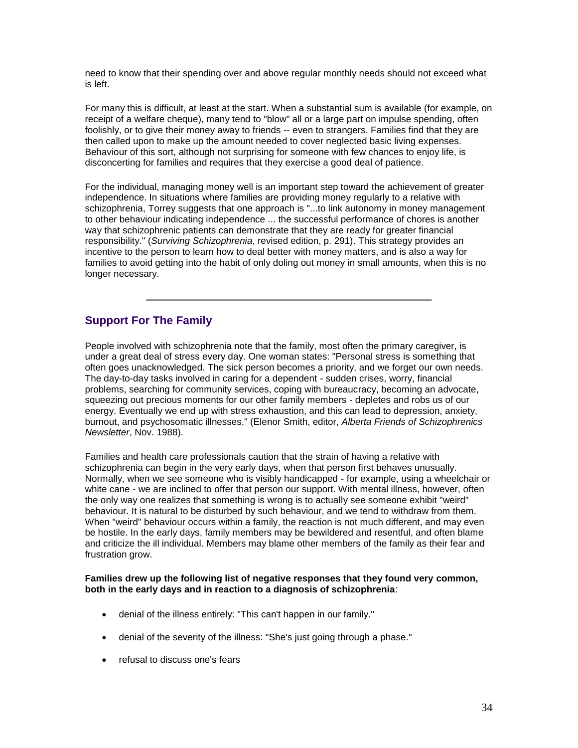need to know that their spending over and above regular monthly needs should not exceed what is left.

For many this is difficult, at least at the start. When a substantial sum is available (for example, on receipt of a welfare cheque), many tend to "blow" all or a large part on impulse spending, often foolishly, or to give their money away to friends -- even to strangers. Families find that they are then called upon to make up the amount needed to cover neglected basic living expenses. Behaviour of this sort, although not surprising for someone with few chances to enjoy life, is disconcerting for families and requires that they exercise a good deal of patience.

For the individual, managing money well is an important step toward the achievement of greater independence. In situations where families are providing money regularly to a relative with schizophrenia, Torrey suggests that one approach is "...to link autonomy in money management to other behaviour indicating independence ... the successful performance of chores is another way that schizophrenic patients can demonstrate that they are ready for greater financial responsibility." (*Surviving Schizophrenia*, revised edition, p. 291). This strategy provides an incentive to the person to learn how to deal better with money matters, and is also a way for families to avoid getting into the habit of only doling out money in small amounts, when this is no longer necessary.

---

## Support For The Family

People involved with schizophrenia note that the family, most often the primary caregiver, is under a great deal of stress every day. One woman states: "Personal stress is something that often goes unacknowledged. The sick person becomes a priority, and we forget our own needs. The day-to-day tasks involved in caring for a dependent - sudden crises, worry, financial problems, searching for community services, coping with bureaucracy, becoming an advocate, squeezing out precious moments for our other family members - depletes and robs us of our energy. Eventually we end up with stress exhaustion, and this can lead to depression, anxiety, burnout, and psychosomatic illnesses." (Elenor Smith, editor, *Alberta Friends of Schizophrenics Newsletter*, Nov. 1988).

Families and health care professionals caution that the strain of having a relative with schizophrenia can begin in the very early days, when that person first behaves unusually. Normally, when we see someone who is visibly handicapped - for example, using a wheelchair or white cane - we are inclined to offer that person our support. With mental illness, however, often the only way one realizes that something is wrong is to actually see someone exhibit "weird" behaviour. It is natural to be disturbed by such behaviour, and we tend to withdraw from them. When "weird" behaviour occurs within a family, the reaction is not much different, and may even be hostile. In the early days, family members may be bewildered and resentful, and often blame and criticize the ill individual. Members may blame other members of the family as their fear and frustration grow.

**Families drew up the following list of negative responses that they found very common, both in the early days and in reaction to a diagnosis of schizophrenia**:

- denial of the illness entirely: "This can't happen in our family."
- denial of the severity of the illness: "She's just going through a phase."
- refusal to discuss one's fears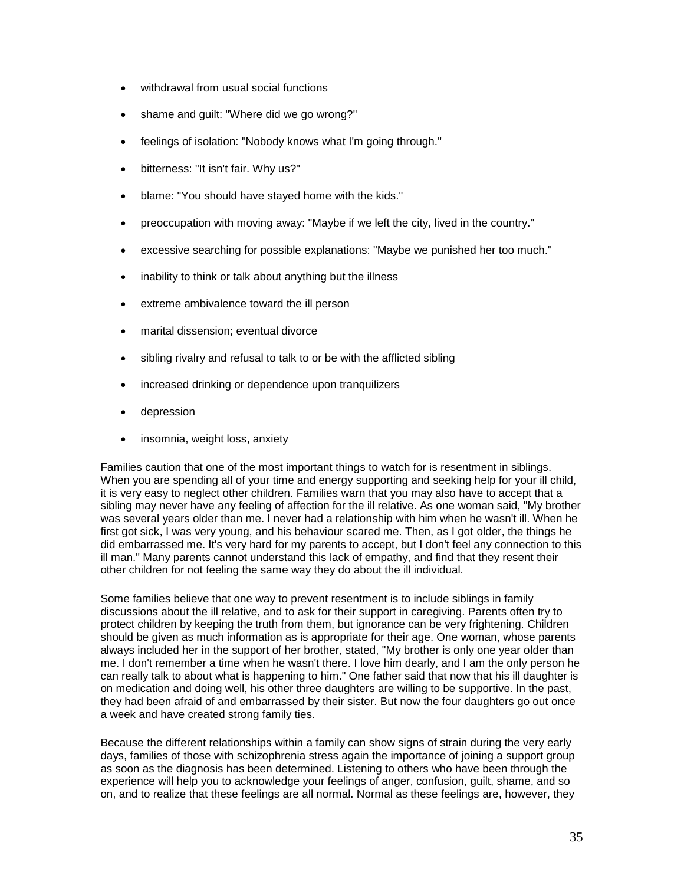- withdrawal from usual social functions
- shame and guilt: "Where did we go wrong?"
- feelings of isolation: "Nobody knows what I'm going through."
- bitterness: "It isn't fair. Why us?"
- blame: "You should have stayed home with the kids."
- preoccupation with moving away: "Maybe if we left the city, lived in the country."
- excessive searching for possible explanations: "Maybe we punished her too much."
- inability to think or talk about anything but the illness
- extreme ambivalence toward the ill person
- marital dissension; eventual divorce
- sibling rivalry and refusal to talk to or be with the afflicted sibling
- increased drinking or dependence upon tranquilizers
- depression
- insomnia, weight loss, anxiety

Families caution that one of the most important things to watch for is resentment in siblings. When you are spending all of your time and energy supporting and seeking help for your ill child, it is very easy to neglect other children. Families warn that you may also have to accept that a sibling may never have any feeling of affection for the ill relative. As one woman said, "My brother was several years older than me. I never had a relationship with him when he wasn't ill. When he first got sick, I was very young, and his behaviour scared me. Then, as I got older, the things he did embarrassed me. It's very hard for my parents to accept, but I don't feel any connection to this ill man." Many parents cannot understand this lack of empathy, and find that they resent their other children for not feeling the same way they do about the ill individual.

Some families believe that one way to prevent resentment is to include siblings in family discussions about the ill relative, and to ask for their support in caregiving. Parents often try to protect children by keeping the truth from them, but ignorance can be very frightening. Children should be given as much information as is appropriate for their age. One woman, whose parents always included her in the support of her brother, stated, "My brother is only one year older than me. I don't remember a time when he wasn't there. I love him dearly, and I am the only person he can really talk to about what is happening to him." One father said that now that his ill daughter is on medication and doing well, his other three daughters are willing to be supportive. In the past, they had been afraid of and embarrassed by their sister. But now the four daughters go out once a week and have created strong family ties.

Because the different relationships within a family can show signs of strain during the very early days, families of those with schizophrenia stress again the importance of joining a support group as soon as the diagnosis has been determined. Listening to others who have been through the experience will help you to acknowledge your feelings of anger, confusion, guilt, shame, and so on, and to realize that these feelings are all normal. Normal as these feelings are, however, they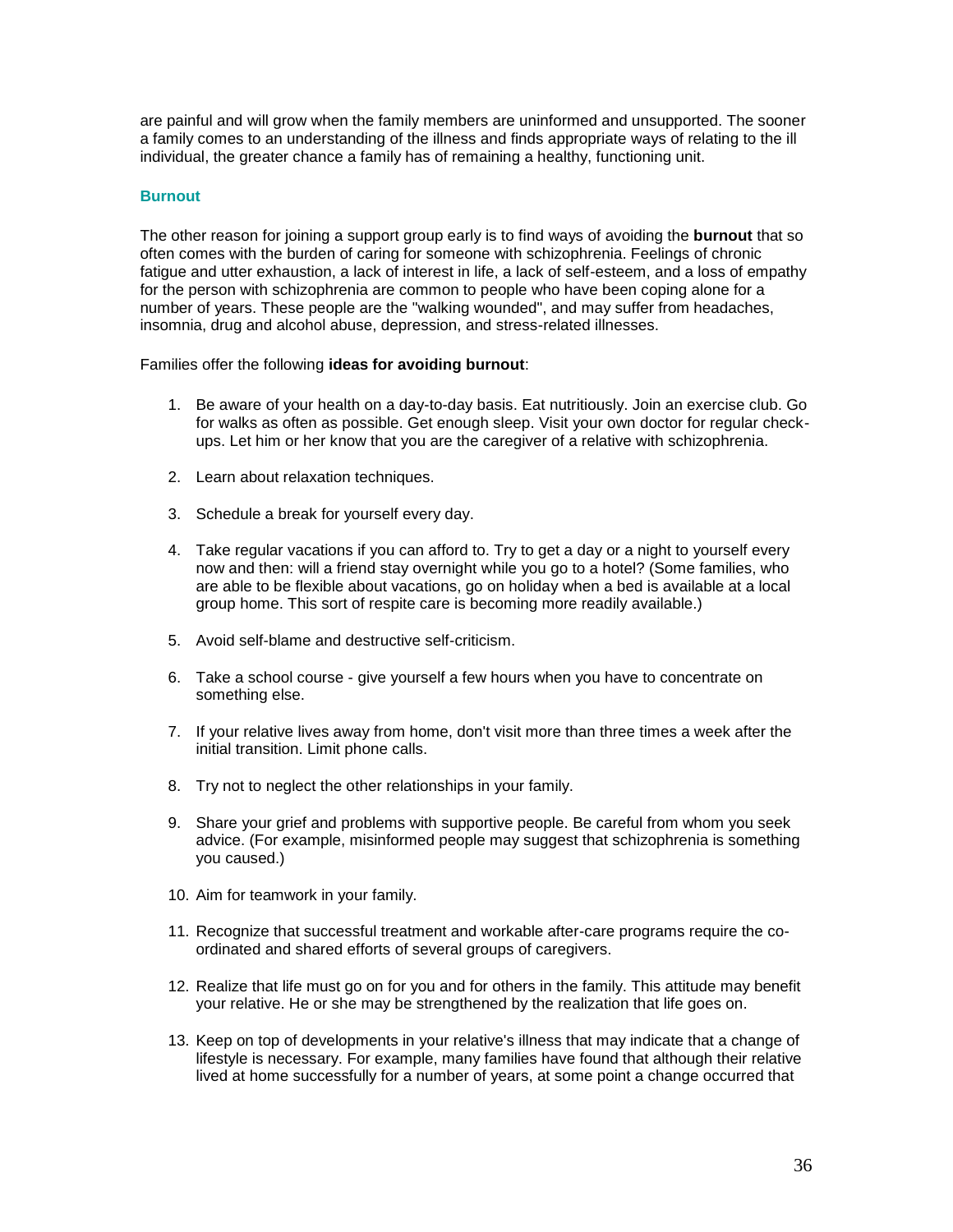are painful and will grow when the family members are uninformed and unsupported. The sooner a family comes to an understanding of the illness and finds appropriate ways of relating to the ill individual, the greater chance a family has of remaining a healthy, functioning unit.

### Burnout

The other reason for joining a support group early is to find ways of avoiding the **burnout** that so often comes with the burden of caring for someone with schizophrenia. Feelings of chronic fatigue and utter exhaustion, a lack of interest in life, a lack of self-esteem, and a loss of empathy for the person with schizophrenia are common to people who have been coping alone for a number of years. These people are the "walking wounded", and may suffer from headaches, insomnia, drug and alcohol abuse, depression, and stress-related illnesses.

Families offer the following **ideas for avoiding burnout**:

1. Be aware of your health on a day-to-day basis. Eat nutritiously. Join an exercise club. Go for walks as often as possible. Get enough sleep. Visit your own doctor for regular check-ups. Let him or her know that you are the caregiver of a relative with schizophrenia.

2. Learn about relaxation techniques.

3. Schedule a break for yourself every day.

4. Take regular vacations if you can afford to. Try to get a day or a night to yourself every now and then: will a friend stay overnight while you go to a hotel? (Some families, who are able to be flexible about vacations, go on holiday when a bed is available at a local group home. This sort of respite care is becoming more readily available.)

5. Avoid self-blame and destructive self-criticism.

6. Take a school course - give yourself a few hours when you have to concentrate on something else.

7. If your relative lives away from home, don't visit more than three times a week after the initial transition. Limit phone calls.

8. Try not to neglect the other relationships in your family.

9. Share your grief and problems with supportive people. Be careful from whom you seek advice. (For example, misinformed people may suggest that schizophrenia is something you caused.)

10. Aim for teamwork in your family.

11. Recognize that successful treatment and workable after-care programs require the co-ordinated and shared efforts of several groups of caregivers.

12. Realize that life must go on for you and for others in the family. This attitude may benefit your relative. He or she may be strengthened by the realization that life goes on.

13. Keep on top of developments in your relative's illness that may indicate that a change of lifestyle is necessary. For example, many families have found that although their relative lived at home successfully for a number of years, at some point a change occurred that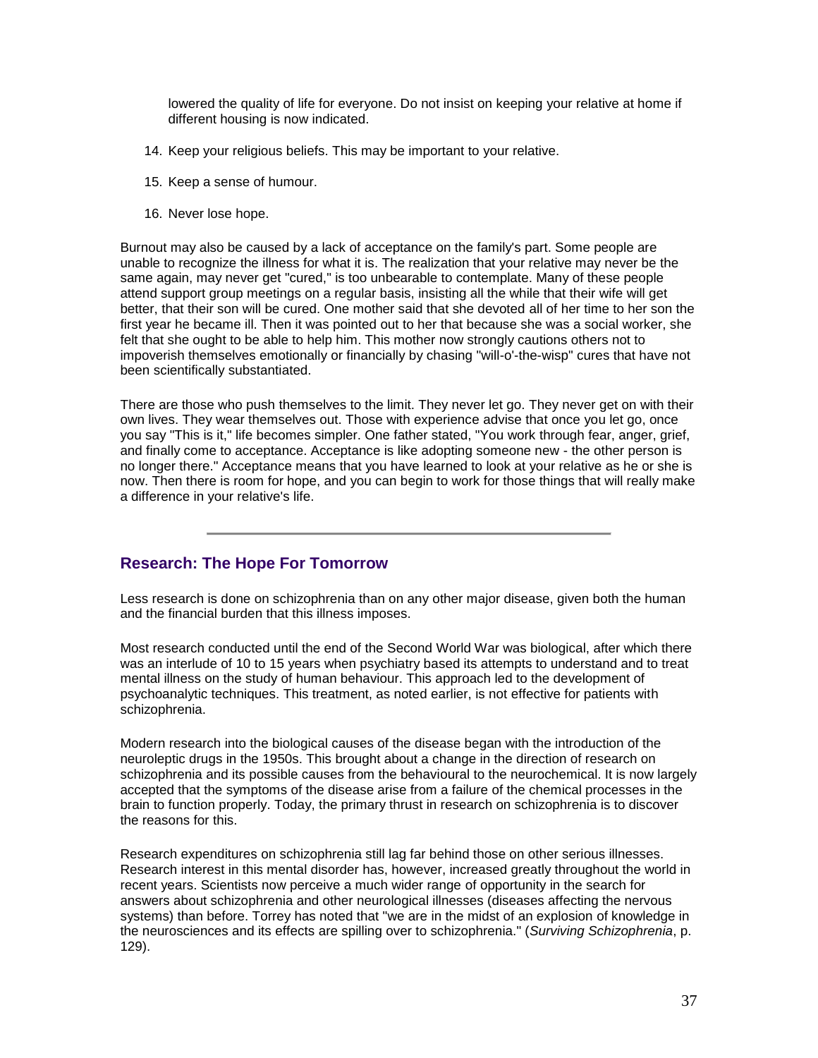lowered the quality of life for everyone. Do not insist on keeping your relative at home if different housing is now indicated.

14. Keep your religious beliefs. This may be important to your relative.
15. Keep a sense of humour.
16. Never lose hope.

Burnout may also be caused by a lack of acceptance on the family's part. Some people are unable to recognize the illness for what it is. The realization that your relative may never be the same again, may never get "cured," is too unbearable to contemplate. Many of these people attend support group meetings on a regular basis, insisting all the while that their wife will get better, that their son will be cured. One mother said that she devoted all of her time to her son the first year he became ill. Then it was pointed out to her that because she was a social worker, she felt that she ought to be able to help him. This mother now strongly cautions others not to impoverish themselves emotionally or financially by chasing "will-o'-the-wisp" cures that have not been scientifically substantiated.

There are those who push themselves to the limit. They never let go. They never get on with their own lives. They wear themselves out. Those with experience advise that once you let go, once you say "This is it," life becomes simpler. One father stated, "You work through fear, anger, grief, and finally come to acceptance. Acceptance is like adopting someone new - the other person is no longer there." Acceptance means that you have learned to look at your relative as he or she is now. Then there is room for hope, and you can begin to work for those things that will really make a difference in your relative's life.

---

## Research: The Hope For Tomorrow

Less research is done on schizophrenia than on any other major disease, given both the human and the financial burden that this illness imposes.

Most research conducted until the end of the Second World War was biological, after which there was an interlude of 10 to 15 years when psychiatry based its attempts to understand and to treat mental illness on the study of human behaviour. This approach led to the development of psychoanalytic techniques. This treatment, as noted earlier, is not effective for patients with schizophrenia.

Modern research into the biological causes of the disease began with the introduction of the neuroleptic drugs in the 1950s. This brought about a change in the direction of research on schizophrenia and its possible causes from the behavioural to the neurochemical. It is now largely accepted that the symptoms of the disease arise from a failure of the chemical processes in the brain to function properly. Today, the primary thrust in research on schizophrenia is to discover the reasons for this.

Research expenditures on schizophrenia still lag far behind those on other serious illnesses. Research interest in this mental disorder has, however, increased greatly throughout the world in recent years. Scientists now perceive a much wider range of opportunity in the search for answers about schizophrenia and other neurological illnesses (diseases affecting the nervous systems) than before. Torrey has noted that "we are in the midst of an explosion of knowledge in the neurosciences and its effects are spilling over to schizophrenia." (*Surviving Schizophrenia*, p. 129).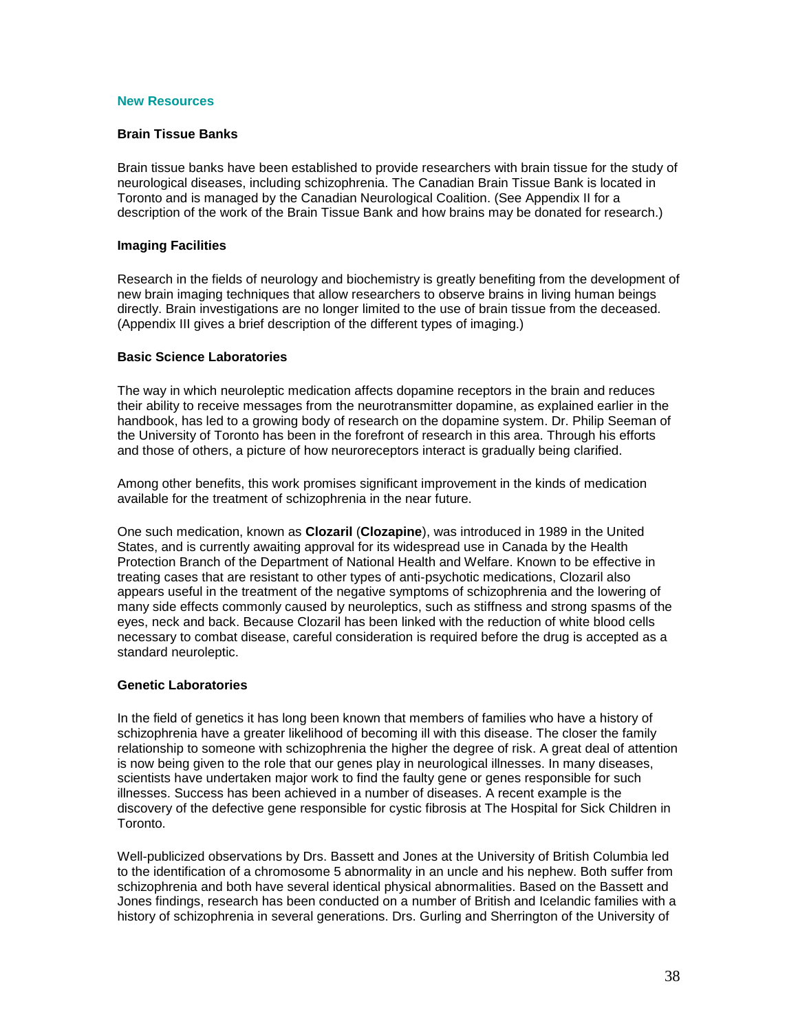## New Resources

### Brain Tissue Banks

Brain tissue banks have been established to provide researchers with brain tissue for the study of neurological diseases, including schizophrenia. The Canadian Brain Tissue Bank is located in Toronto and is managed by the Canadian Neurological Coalition. (See Appendix II for a description of the work of the Brain Tissue Bank and how brains may be donated for research.)

### Imaging Facilities

Research in the fields of neurology and biochemistry is greatly benefiting from the development of new brain imaging techniques that allow researchers to observe brains in living human beings directly. Brain investigations are no longer limited to the use of brain tissue from the deceased. (Appendix III gives a brief description of the different types of imaging.)

### Basic Science Laboratories

The way in which neuroleptic medication affects dopamine receptors in the brain and reduces their ability to receive messages from the neurotransmitter dopamine, as explained earlier in the handbook, has led to a growing body of research on the dopamine system. Dr. Philip Seeman of the University of Toronto has been in the forefront of research in this area. Through his efforts and those of others, a picture of how neuroreceptors interact is gradually being clarified.

Among other benefits, this work promises significant improvement in the kinds of medication available for the treatment of schizophrenia in the near future.

One such medication, known as **Clozaril** (**Clozapine**), was introduced in 1989 in the United States, and is currently awaiting approval for its widespread use in Canada by the Health Protection Branch of the Department of National Health and Welfare. Known to be effective in treating cases that are resistant to other types of anti-psychotic medications, Clozaril also appears useful in the treatment of the negative symptoms of schizophrenia and the lowering of many side effects commonly caused by neuroleptics, such as stiffness and strong spasms of the eyes, neck and back. Because Clozaril has been linked with the reduction of white blood cells necessary to combat disease, careful consideration is required before the drug is accepted as a standard neuroleptic.

### Genetic Laboratories

In the field of genetics it has long been known that members of families who have a history of schizophrenia have a greater likelihood of becoming ill with this disease. The closer the family relationship to someone with schizophrenia the higher the degree of risk. A great deal of attention is now being given to the role that our genes play in neurological illnesses. In many diseases, scientists have undertaken major work to find the faulty gene or genes responsible for such illnesses. Success has been achieved in a number of diseases. A recent example is the discovery of the defective gene responsible for cystic fibrosis at The Hospital for Sick Children in Toronto.

Well-publicized observations by Drs. Bassett and Jones at the University of British Columbia led to the identification of a chromosome 5 abnormality in an uncle and his nephew. Both suffer from schizophrenia and both have several identical physical abnormalities. Based on the Bassett and Jones findings, research has been conducted on a number of British and Icelandic families with a history of schizophrenia in several generations. Drs. Gurling and Sherrington of the University of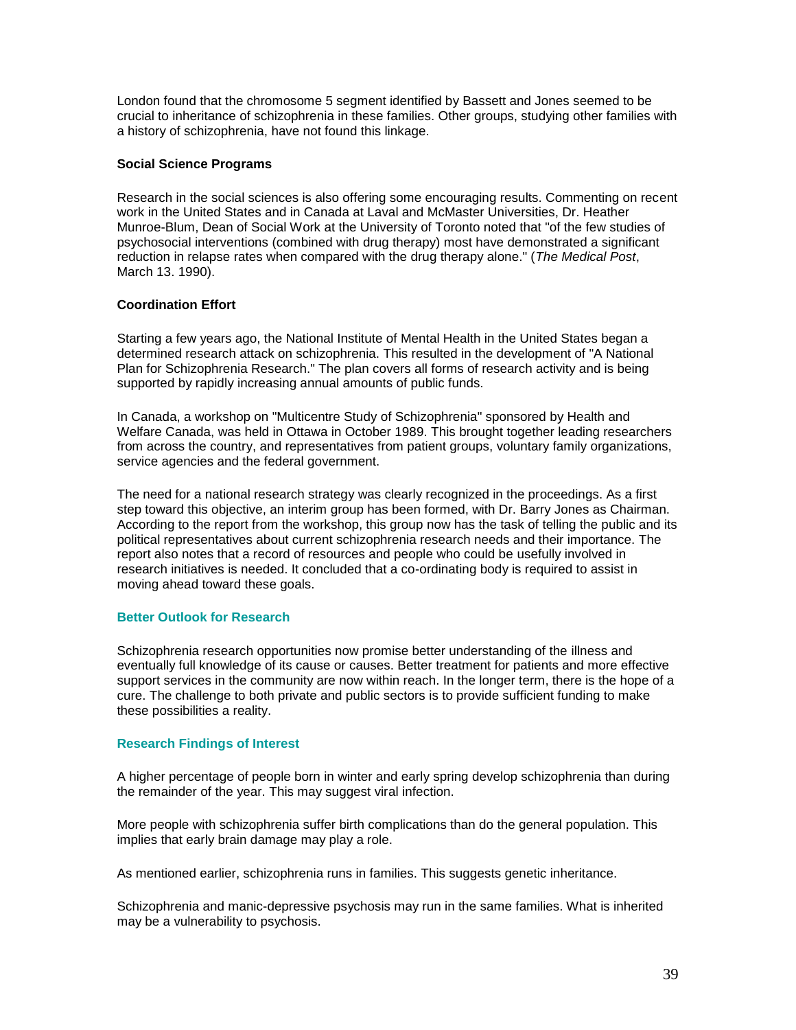London found that the chromosome 5 segment identified by Bassett and Jones seemed to be crucial to inheritance of schizophrenia in these families. Other groups, studying other families with a history of schizophrenia, have not found this linkage.

**Social Science Programs**

Research in the social sciences is also offering some encouraging results. Commenting on recent work in the United States and in Canada at Laval and McMaster Universities, Dr. Heather Munroe-Blum, Dean of Social Work at the University of Toronto noted that "of the few studies of psychosocial interventions (combined with drug therapy) most have demonstrated a significant reduction in relapse rates when compared with the drug therapy alone." (*The Medical Post*, March 13. 1990).

**Coordination Effort**

Starting a few years ago, the National Institute of Mental Health in the United States began a determined research attack on schizophrenia. This resulted in the development of "A National Plan for Schizophrenia Research." The plan covers all forms of research activity and is being supported by rapidly increasing annual amounts of public funds.

In Canada, a workshop on "Multicentre Study of Schizophrenia" sponsored by Health and Welfare Canada, was held in Ottawa in October 1989. This brought together leading researchers from across the country, and representatives from patient groups, voluntary family organizations, service agencies and the federal government.

The need for a national research strategy was clearly recognized in the proceedings. As a first step toward this objective, an interim group has been formed, with Dr. Barry Jones as Chairman. According to the report from the workshop, this group now has the task of telling the public and its political representatives about current schizophrenia research needs and their importance. The report also notes that a record of resources and people who could be usefully involved in research initiatives is needed. It concluded that a co-ordinating body is required to assist in moving ahead toward these goals.

## Better Outlook for Research

Schizophrenia research opportunities now promise better understanding of the illness and eventually full knowledge of its cause or causes. Better treatment for patients and more effective support services in the community are now within reach. In the longer term, there is the hope of a cure. The challenge to both private and public sectors is to provide sufficient funding to make these possibilities a reality.

## Research Findings of Interest

A higher percentage of people born in winter and early spring develop schizophrenia than during the remainder of the year. This may suggest viral infection.

More people with schizophrenia suffer birth complications than do the general population. This implies that early brain damage may play a role.

As mentioned earlier, schizophrenia runs in families. This suggests genetic inheritance.

Schizophrenia and manic-depressive psychosis may run in the same families. What is inherited may be a vulnerability to psychosis.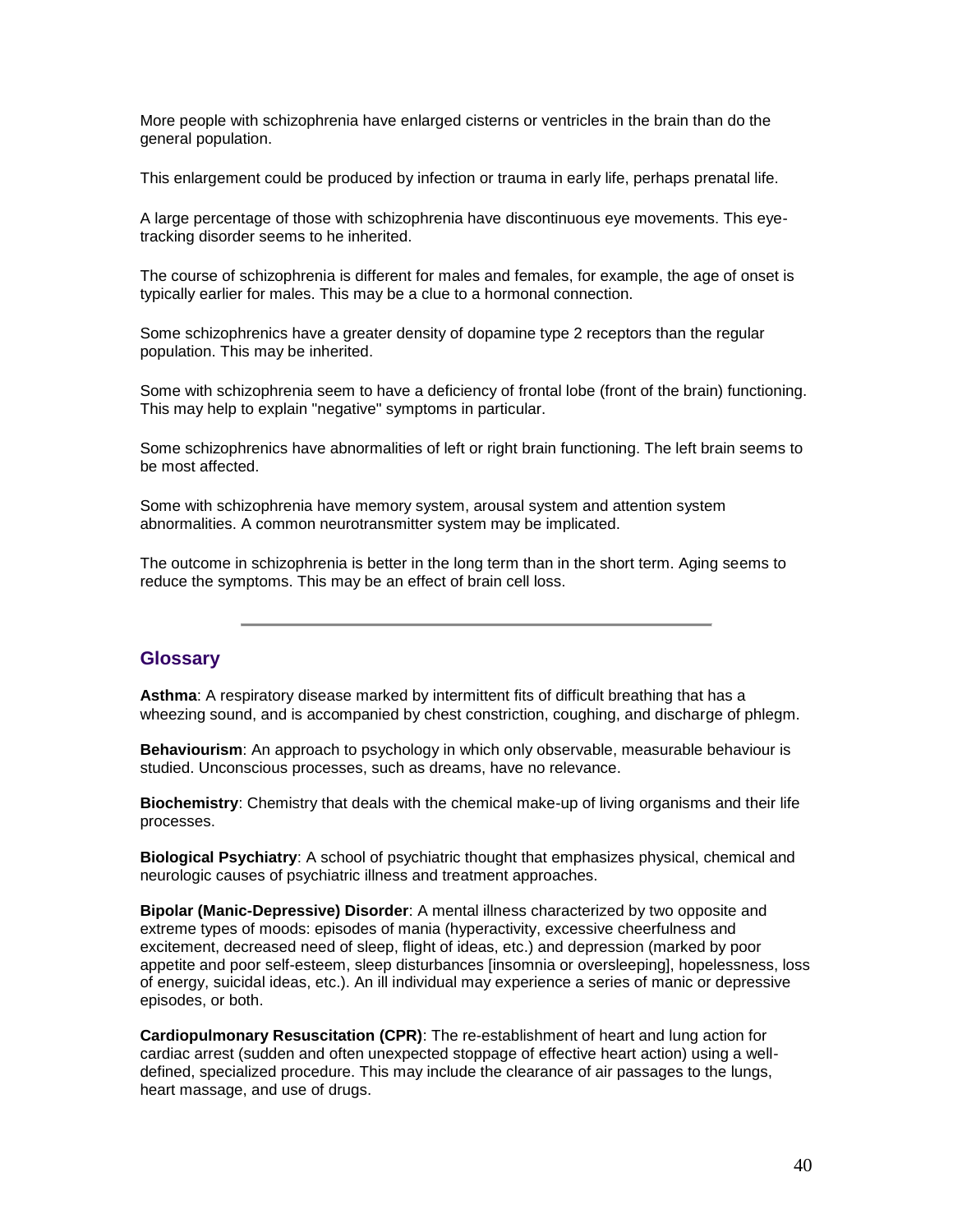More people with schizophrenia have enlarged cisterns or ventricles in the brain than do the general population.

This enlargement could be produced by infection or trauma in early life, perhaps prenatal life.

A large percentage of those with schizophrenia have discontinuous eye movements. This eye-tracking disorder seems to he inherited.

The course of schizophrenia is different for males and females, for example, the age of onset is typically earlier for males. This may be a clue to a hormonal connection.

Some schizophrenics have a greater density of dopamine type 2 receptors than the regular population. This may be inherited.

Some with schizophrenia seem to have a deficiency of frontal lobe (front of the brain) functioning. This may help to explain "negative" symptoms in particular.

Some schizophrenics have abnormalities of left or right brain functioning. The left brain seems to be most affected.

Some with schizophrenia have memory system, arousal system and attention system abnormalities. A common neurotransmitter system may be implicated.

The outcome in schizophrenia is better in the long term than in the short term. Aging seems to reduce the symptoms. This may be an effect of brain cell loss.

---

## Glossary

**Asthma**: A respiratory disease marked by intermittent fits of difficult breathing that has a wheezing sound, and is accompanied by chest constriction, coughing, and discharge of phlegm.

**Behaviourism**: An approach to psychology in which only observable, measurable behaviour is studied. Unconscious processes, such as dreams, have no relevance.

**Biochemistry**: Chemistry that deals with the chemical make-up of living organisms and their life processes.

**Biological Psychiatry**: A school of psychiatric thought that emphasizes physical, chemical and neurologic causes of psychiatric illness and treatment approaches.

**Bipolar (Manic-Depressive) Disorder**: A mental illness characterized by two opposite and extreme types of moods: episodes of mania (hyperactivity, excessive cheerfulness and excitement, decreased need of sleep, flight of ideas, etc.) and depression (marked by poor appetite and poor self-esteem, sleep disturbances [insomnia or oversleeping], hopelessness, loss of energy, suicidal ideas, etc.). An ill individual may experience a series of manic or depressive episodes, or both.

**Cardiopulmonary Resuscitation (CPR)**: The re-establishment of heart and lung action for cardiac arrest (sudden and often unexpected stoppage of effective heart action) using a well-defined, specialized procedure. This may include the clearance of air passages to the lungs, heart massage, and use of drugs.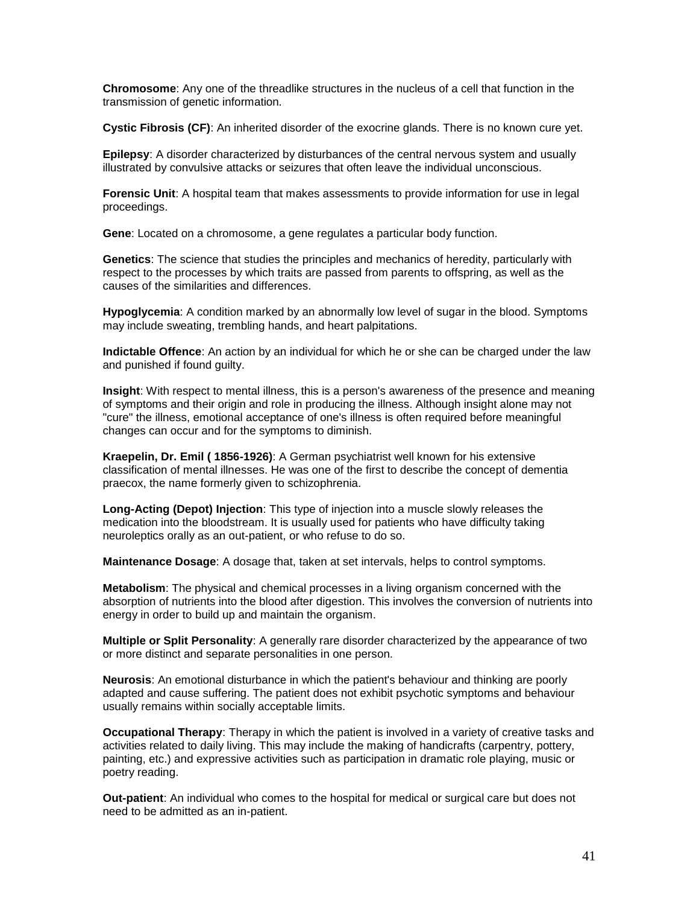**Chromosome**: Any one of the threadlike structures in the nucleus of a cell that function in the transmission of genetic information.

**Cystic Fibrosis (CF)**: An inherited disorder of the exocrine glands. There is no known cure yet.

**Epilepsy**: A disorder characterized by disturbances of the central nervous system and usually illustrated by convulsive attacks or seizures that often leave the individual unconscious.

**Forensic Unit**: A hospital team that makes assessments to provide information for use in legal proceedings.

**Gene**: Located on a chromosome, a gene regulates a particular body function.

**Genetics**: The science that studies the principles and mechanics of heredity, particularly with respect to the processes by which traits are passed from parents to offspring, as well as the causes of the similarities and differences.

**Hypoglycemia**: A condition marked by an abnormally low level of sugar in the blood. Symptoms may include sweating, trembling hands, and heart palpitations.

**Indictable Offence**: An action by an individual for which he or she can be charged under the law and punished if found guilty.

**Insight**: With respect to mental illness, this is a person's awareness of the presence and meaning of symptoms and their origin and role in producing the illness. Although insight alone may not "cure" the illness, emotional acceptance of one's illness is often required before meaningful changes can occur and for the symptoms to diminish.

**Kraepelin, Dr. Emil ( 1856-1926)**: A German psychiatrist well known for his extensive classification of mental illnesses. He was one of the first to describe the concept of dementia praecox, the name formerly given to schizophrenia.

**Long-Acting (Depot) Injection**: This type of injection into a muscle slowly releases the medication into the bloodstream. It is usually used for patients who have difficulty taking neuroleptics orally as an out-patient, or who refuse to do so.

**Maintenance Dosage**: A dosage that, taken at set intervals, helps to control symptoms.

**Metabolism**: The physical and chemical processes in a living organism concerned with the absorption of nutrients into the blood after digestion. This involves the conversion of nutrients into energy in order to build up and maintain the organism.

**Multiple or Split Personality**: A generally rare disorder characterized by the appearance of two or more distinct and separate personalities in one person.

**Neurosis**: An emotional disturbance in which the patient's behaviour and thinking are poorly adapted and cause suffering. The patient does not exhibit psychotic symptoms and behaviour usually remains within socially acceptable limits.

**Occupational Therapy**: Therapy in which the patient is involved in a variety of creative tasks and activities related to daily living. This may include the making of handicrafts (carpentry, pottery, painting, etc.) and expressive activities such as participation in dramatic role playing, music or poetry reading.

**Out-patient**: An individual who comes to the hospital for medical or surgical care but does not need to be admitted as an in-patient.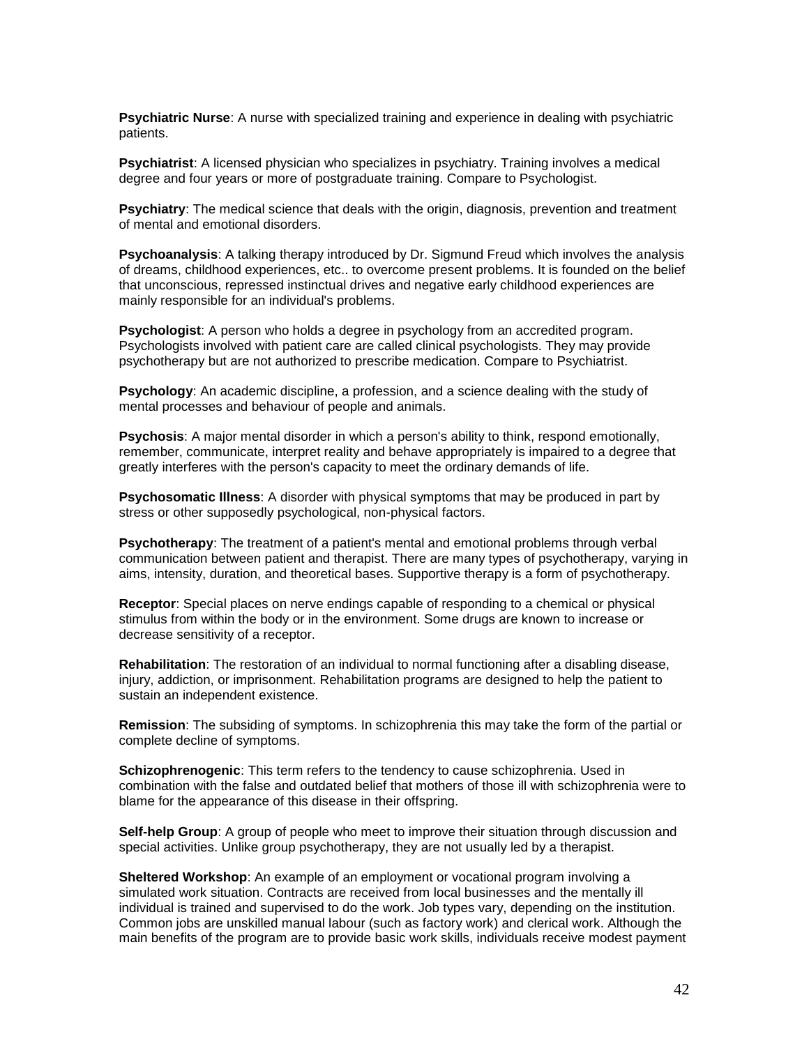**Psychiatric Nurse**: A nurse with specialized training and experience in dealing with psychiatric patients.

**Psychiatrist**: A licensed physician who specializes in psychiatry. Training involves a medical degree and four years or more of postgraduate training. Compare to Psychologist.

**Psychiatry**: The medical science that deals with the origin, diagnosis, prevention and treatment of mental and emotional disorders.

**Psychoanalysis**: A talking therapy introduced by Dr. Sigmund Freud which involves the analysis of dreams, childhood experiences, etc.. to overcome present problems. It is founded on the belief that unconscious, repressed instinctual drives and negative early childhood experiences are mainly responsible for an individual's problems.

**Psychologist**: A person who holds a degree in psychology from an accredited program. Psychologists involved with patient care are called clinical psychologists. They may provide psychotherapy but are not authorized to prescribe medication. Compare to Psychiatrist.

**Psychology**: An academic discipline, a profession, and a science dealing with the study of mental processes and behaviour of people and animals.

**Psychosis**: A major mental disorder in which a person's ability to think, respond emotionally, remember, communicate, interpret reality and behave appropriately is impaired to a degree that greatly interferes with the person's capacity to meet the ordinary demands of life.

**Psychosomatic Illness**: A disorder with physical symptoms that may be produced in part by stress or other supposedly psychological, non-physical factors.

**Psychotherapy**: The treatment of a patient's mental and emotional problems through verbal communication between patient and therapist. There are many types of psychotherapy, varying in aims, intensity, duration, and theoretical bases. Supportive therapy is a form of psychotherapy.

**Receptor**: Special places on nerve endings capable of responding to a chemical or physical stimulus from within the body or in the environment. Some drugs are known to increase or decrease sensitivity of a receptor.

**Rehabilitation**: The restoration of an individual to normal functioning after a disabling disease, injury, addiction, or imprisonment. Rehabilitation programs are designed to help the patient to sustain an independent existence.

**Remission**: The subsiding of symptoms. In schizophrenia this may take the form of the partial or complete decline of symptoms.

**Schizophrenogenic**: This term refers to the tendency to cause schizophrenia. Used in combination with the false and outdated belief that mothers of those ill with schizophrenia were to blame for the appearance of this disease in their offspring.

**Self-help Group**: A group of people who meet to improve their situation through discussion and special activities. Unlike group psychotherapy, they are not usually led by a therapist.

**Sheltered Workshop**: An example of an employment or vocational program involving a simulated work situation. Contracts are received from local businesses and the mentally ill individual is trained and supervised to do the work. Job types vary, depending on the institution. Common jobs are unskilled manual labour (such as factory work) and clerical work. Although the main benefits of the program are to provide basic work skills, individuals receive modest payment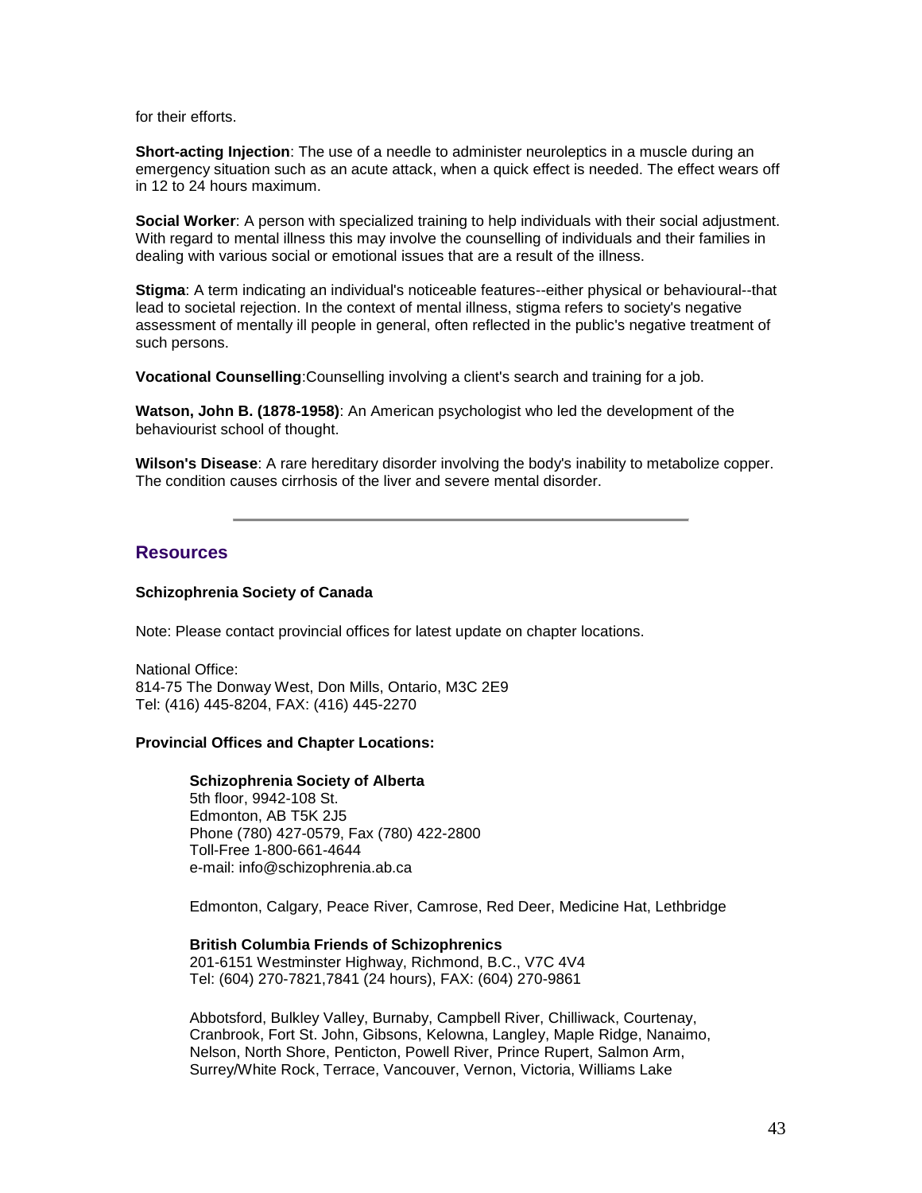for their efforts.

**Short-acting Injection**: The use of a needle to administer neuroleptics in a muscle during an emergency situation such as an acute attack, when a quick effect is needed. The effect wears off in 12 to 24 hours maximum.

**Social Worker**: A person with specialized training to help individuals with their social adjustment. With regard to mental illness this may involve the counselling of individuals and their families in dealing with various social or emotional issues that are a result of the illness.

**Stigma**: A term indicating an individual's noticeable features--either physical or behavioural--that lead to societal rejection. In the context of mental illness, stigma refers to society's negative assessment of mentally ill people in general, often reflected in the public's negative treatment of such persons.

**Vocational Counselling**:Counselling involving a client's search and training for a job.

**Watson, John B. (1878-1958)**: An American psychologist who led the development of the behaviourist school of thought.

**Wilson's Disease**: A rare hereditary disorder involving the body's inability to metabolize copper. The condition causes cirrhosis of the liver and severe mental disorder.

---

## Resources

**Schizophrenia Society of Canada**

Note: Please contact provincial offices for latest update on chapter locations.

National Office:
814-75 The Donway West, Don Mills, Ontario, M3C 2E9
Tel: (416) 445-8204, FAX: (416) 445-2270

**Provincial Offices and Chapter Locations:**

**Schizophrenia Society of Alberta**
5th floor, 9942-108 St.
Edmonton, AB T5K 2J5
Phone (780) 427-0579, Fax (780) 422-2800
Toll-Free 1-800-661-4644
e-mail: info@schizophrenia.ab.ca

Edmonton, Calgary, Peace River, Camrose, Red Deer, Medicine Hat, Lethbridge

**British Columbia Friends of Schizophrenics**
201-6151 Westminster Highway, Richmond, B.C., V7C 4V4
Tel: (604) 270-7821,7841 (24 hours), FAX: (604) 270-9861

Abbotsford, Bulkley Valley, Burnaby, Campbell River, Chilliwack, Courtenay, Cranbrook, Fort St. John, Gibsons, Kelowna, Langley, Maple Ridge, Nanaimo, Nelson, North Shore, Penticton, Powell River, Prince Rupert, Salmon Arm, Surrey/White Rock, Terrace, Vancouver, Vernon, Victoria, Williams Lake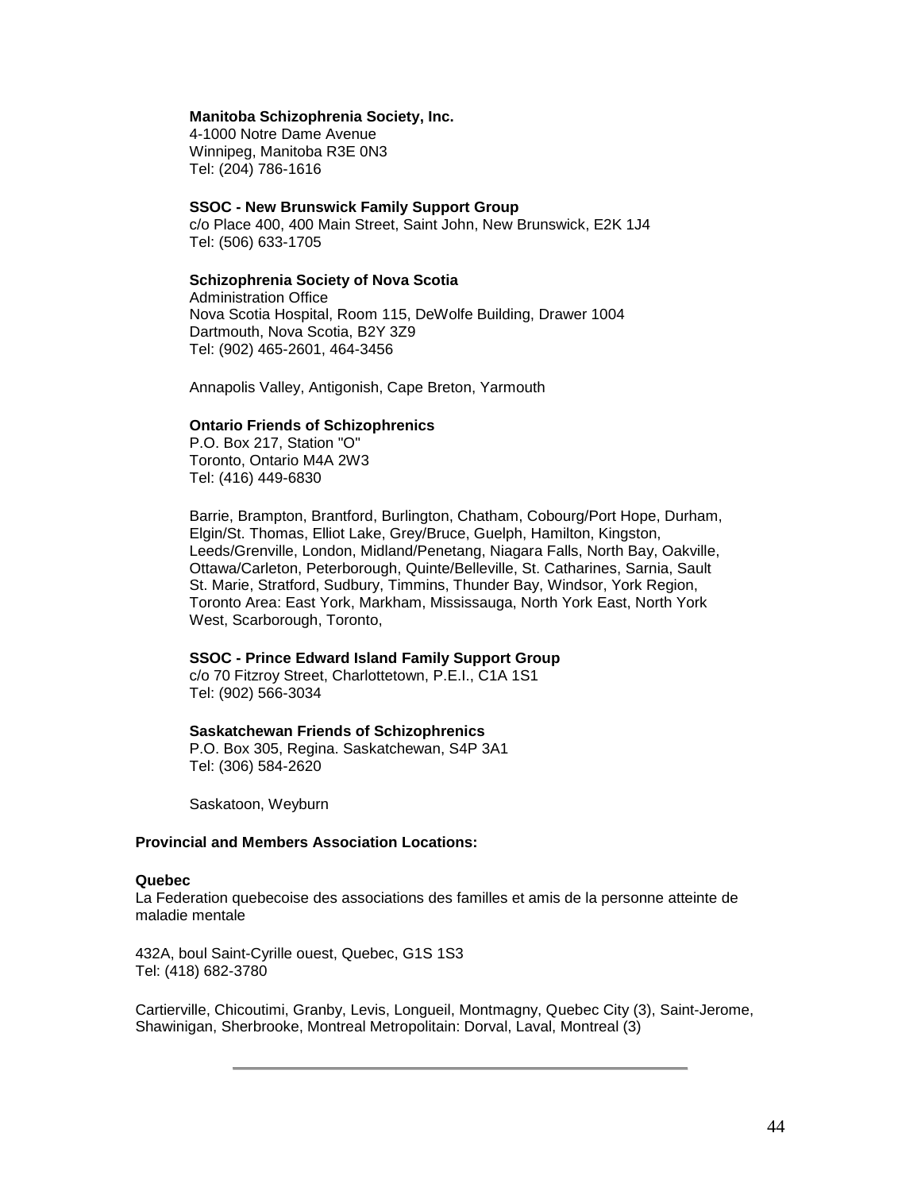**Manitoba Schizophrenia Society, Inc.**
4-1000 Notre Dame Avenue
Winnipeg, Manitoba R3E 0N3
Tel: (204) 786-1616

**SSOC - New Brunswick Family Support Group**
c/o Place 400, 400 Main Street, Saint John, New Brunswick, E2K 1J4
Tel: (506) 633-1705

**Schizophrenia Society of Nova Scotia**
Administration Office
Nova Scotia Hospital, Room 115, DeWolfe Building, Drawer 1004
Dartmouth, Nova Scotia, B2Y 3Z9
Tel: (902) 465-2601, 464-3456

Annapolis Valley, Antigonish, Cape Breton, Yarmouth

**Ontario Friends of Schizophrenics**
P.O. Box 217, Station "O"
Toronto, Ontario M4A 2W3
Tel: (416) 449-6830

Barrie, Brampton, Brantford, Burlington, Chatham, Cobourg/Port Hope, Durham, Elgin/St. Thomas, Elliot Lake, Grey/Bruce, Guelph, Hamilton, Kingston, Leeds/Grenville, London, Midland/Penetang, Niagara Falls, North Bay, Oakville, Ottawa/Carleton, Peterborough, Quinte/Belleville, St. Catharines, Sarnia, Sault St. Marie, Stratford, Sudbury, Timmins, Thunder Bay, Windsor, York Region, Toronto Area: East York, Markham, Mississauga, North York East, North York West, Scarborough, Toronto,

**SSOC - Prince Edward Island Family Support Group**
c/o 70 Fitzroy Street, Charlottetown, P.E.I., C1A 1S1
Tel: (902) 566-3034

**Saskatchewan Friends of Schizophrenics**
P.O. Box 305, Regina. Saskatchewan, S4P 3A1
Tel: (306) 584-2620

Saskatoon, Weyburn

**Provincial and Members Association Locations:**

**Quebec**
La Federation quebecoise des associations des familles et amis de la personne atteinte de maladie mentale

432A, boul Saint-Cyrille ouest, Quebec, G1S 1S3
Tel: (418) 682-3780

Cartierville, Chicoutimi, Granby, Levis, Longueil, Montmagny, Quebec City (3), Saint-Jerome, Shawinigan, Sherbrooke, Montreal Metropolitain: Dorval, Laval, Montreal (3)

---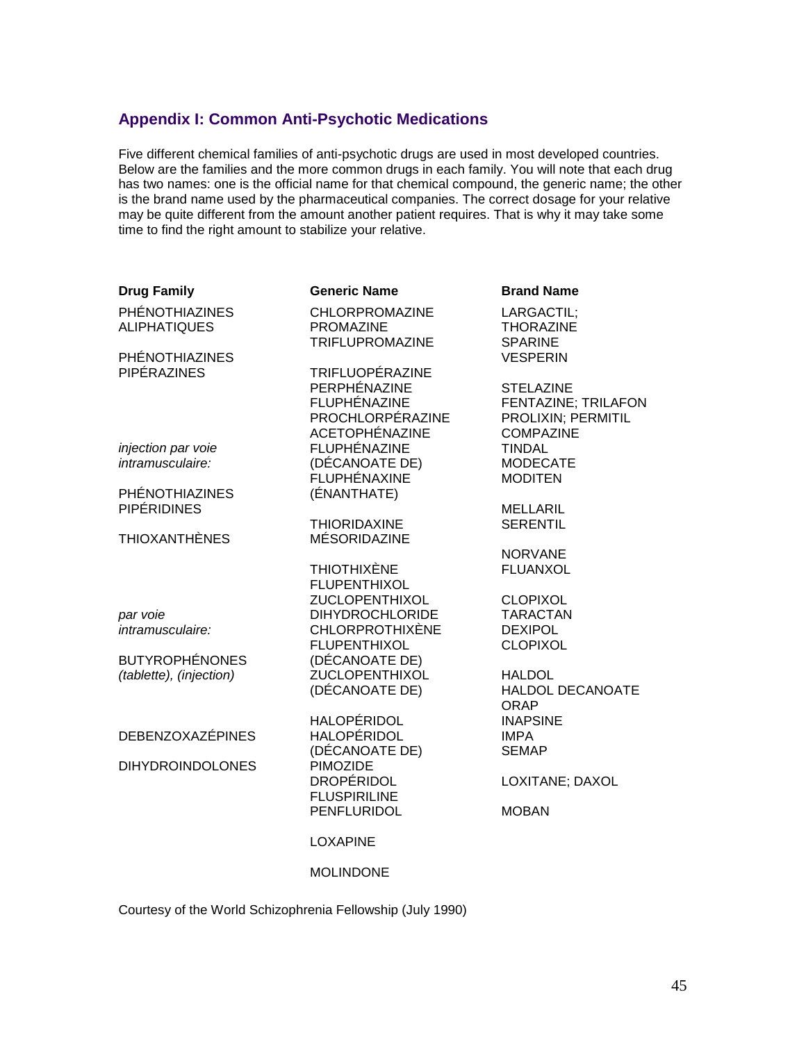## Appendix I: Common Anti-Psychotic Medications

Five different chemical families of anti-psychotic drugs are used in most developed countries. Below are the families and the more common drugs in each family. You will note that each drug has two names: one is the official name for that chemical compound, the generic name; the other is the brand name used by the pharmaceutical companies. The correct dosage for your relative may be quite different from the amount another patient requires. That is why it may take some time to find the right amount to stabilize your relative.

| Drug Family | Generic Name | Brand Name |
|---|---|---|
| PHÉNOTHIAZINES | CHLORPROMAZINE | LARGACTIL; |
| ALIPHATIQUES | PROMAZINE | THORAZINE |
| | TRIFLUPROMAZINE | SPARINE |
| PHÉNOTHIAZINES | | VESPERIN |
| PIPÉRAZINES | TRIFLUOPÉRAZINE | |
| | PERPHÉNAZINE | STELAZINE |
| | FLUPHÉNAZINE | FENTAZINE; TRILAFON |
| | PROCHLORPÉRAZINE | PROLIXIN; PERMITIL |
| | ACETOPHÉNAZINE | COMPAZINE |
| *injection par voie* | FLUPHÉNAZINE | TINDAL |
| *intramusculaire:* | (DÉCANOATE DE) | MODECATE |
| | FLUPHÉNAXINE | MODITEN |
| PHÉNOTHIAZINES | (ÉNANTHATE) | |
| PIPÉRIDINES | | MELLARIL |
| | THIORIDAXINE | SERENTIL |
| THIOXANTHÈNES | MÉSORIDAZINE | |
| | | NORVANE |
| | THIOTHIXÈNE | FLUANXOL |
| | FLUPENTHIXOL | |
| | ZUCLOPENTHIXOL | CLOPIXOL |
| *par voie* | DIHYDROCHLORIDE | TARACTAN |
| *intramusculaire:* | CHLORPROTHIXÈNE | DEXIPOL |
| | FLUPENTHIXOL | CLOPIXOL |
| BUTYROPHÉNONES | (DÉCANOATE DE) | |
| *(tablette), (injection)* | ZUCLOPENTHIXOL | HALDOL |
| | (DÉCANOATE DE) | HALDOL DECANOATE |
| | | ORAP |
| | HALOPÉRIDOL | INAPSINE |
| DEBENZOXAZÉPINES | HALOPÉRIDOL | IMPA |
| | (DÉCANOATE DE) | SEMAP |
| DIHYDROINDOLONES | PIMOZIDE | |
| | DROPÉRIDOL | LOXITANE; DAXOL |
| | FLUSPIRILINE | |
| | PENFLURIDOL | MOBAN |
| | LOXAPINE | |
| | MOLINDONE | |

Courtesy of the World Schizophrenia Fellowship (July 1990)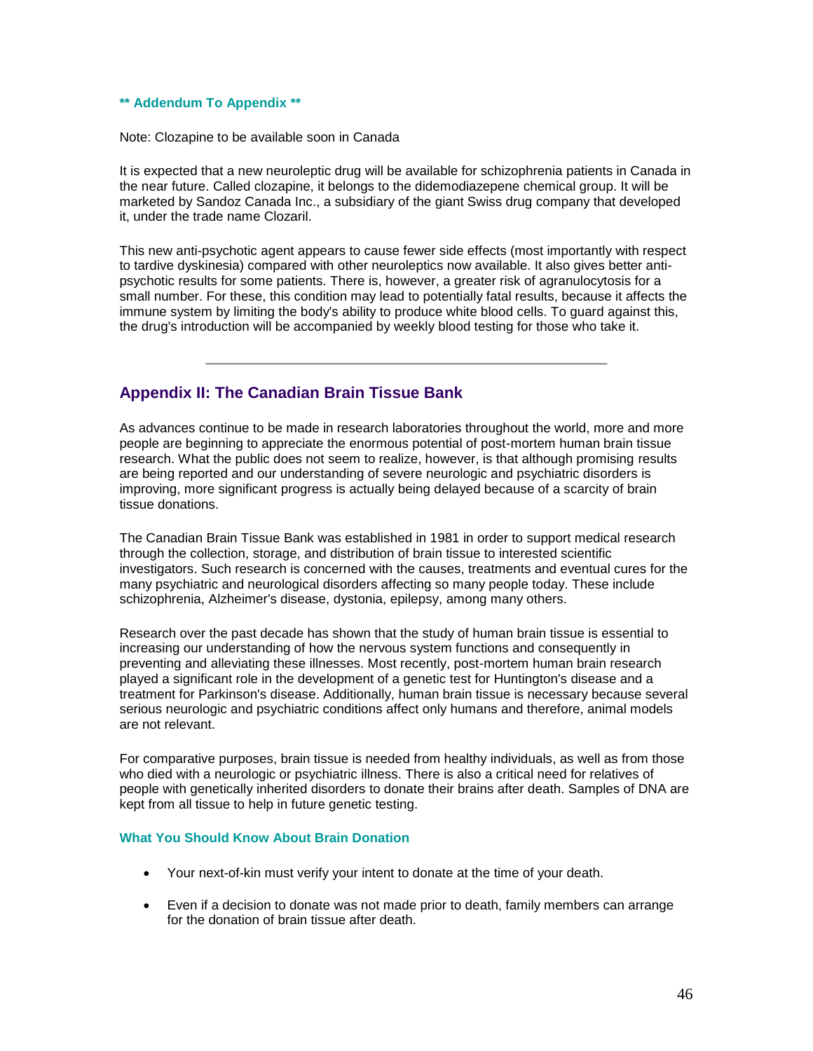**** Addendum To Appendix ****

Note: Clozapine to be available soon in Canada

It is expected that a new neuroleptic drug will be available for schizophrenia patients in Canada in the near future. Called clozapine, it belongs to the didemodiazepene chemical group. It will be marketed by Sandoz Canada Inc., a subsidiary of the giant Swiss drug company that developed it, under the trade name Clozaril.

This new anti-psychotic agent appears to cause fewer side effects (most importantly with respect to tardive dyskinesia) compared with other neuroleptics now available. It also gives better anti-psychotic results for some patients. There is, however, a greater risk of agranulocytosis for a small number. For these, this condition may lead to potentially fatal results, because it affects the immune system by limiting the body's ability to produce white blood cells. To guard against this, the drug's introduction will be accompanied by weekly blood testing for those who take it.

---

## Appendix II: The Canadian Brain Tissue Bank

As advances continue to be made in research laboratories throughout the world, more and more people are beginning to appreciate the enormous potential of post-mortem human brain tissue research. What the public does not seem to realize, however, is that although promising results are being reported and our understanding of severe neurologic and psychiatric disorders is improving, more significant progress is actually being delayed because of a scarcity of brain tissue donations.

The Canadian Brain Tissue Bank was established in 1981 in order to support medical research through the collection, storage, and distribution of brain tissue to interested scientific investigators. Such research is concerned with the causes, treatments and eventual cures for the many psychiatric and neurological disorders affecting so many people today. These include schizophrenia, Alzheimer's disease, dystonia, epilepsy, among many others.

Research over the past decade has shown that the study of human brain tissue is essential to increasing our understanding of how the nervous system functions and consequently in preventing and alleviating these illnesses. Most recently, post-mortem human brain research played a significant role in the development of a genetic test for Huntington's disease and a treatment for Parkinson's disease. Additionally, human brain tissue is necessary because several serious neurologic and psychiatric conditions affect only humans and therefore, animal models are not relevant.

For comparative purposes, brain tissue is needed from healthy individuals, as well as from those who died with a neurologic or psychiatric illness. There is also a critical need for relatives of people with genetically inherited disorders to donate their brains after death. Samples of DNA are kept from all tissue to help in future genetic testing.

### What You Should Know About Brain Donation

- Your next-of-kin must verify your intent to donate at the time of your death.
- Even if a decision to donate was not made prior to death, family members can arrange for the donation of brain tissue after death.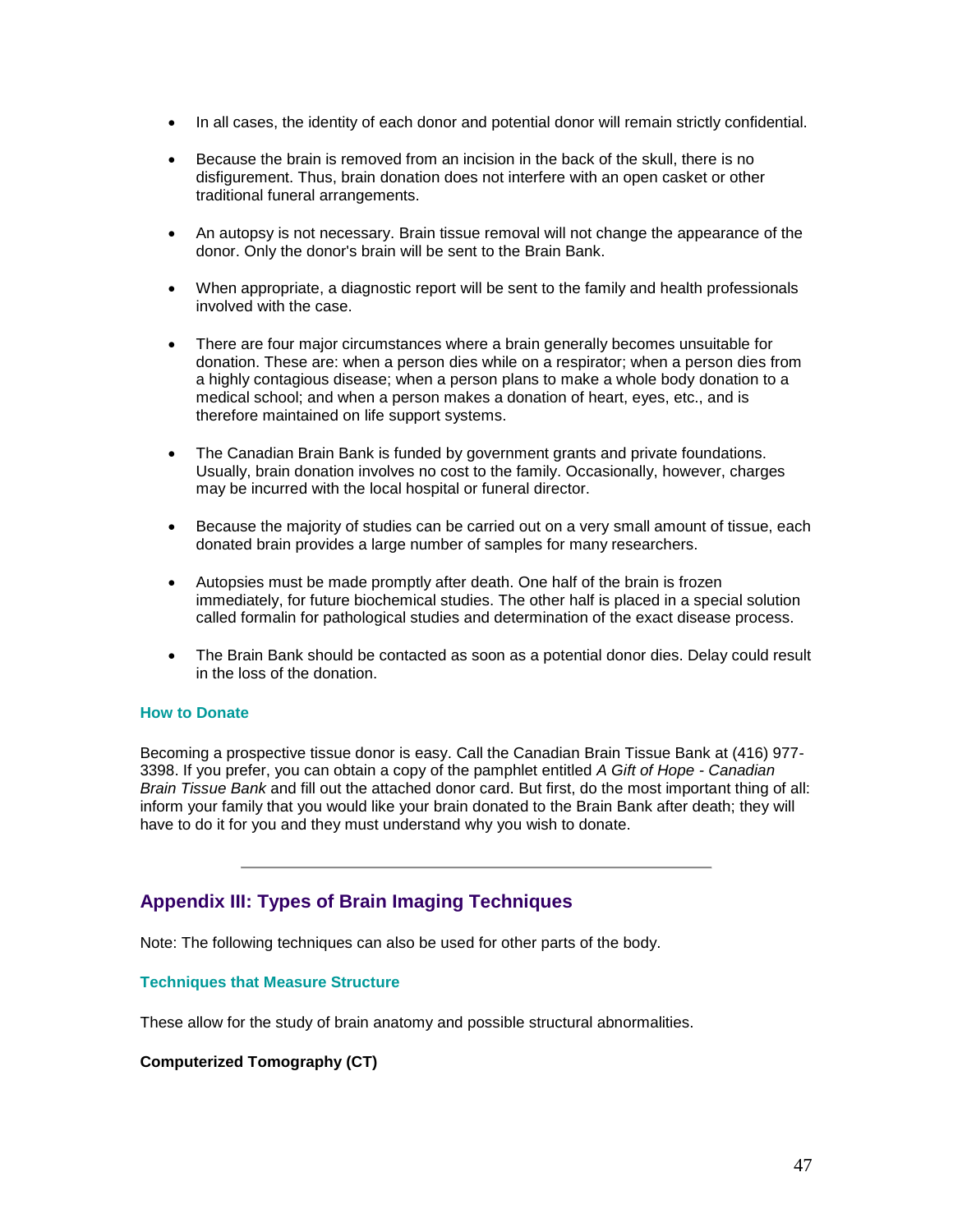- In all cases, the identity of each donor and potential donor will remain strictly confidential.
- Because the brain is removed from an incision in the back of the skull, there is no disfigurement. Thus, brain donation does not interfere with an open casket or other traditional funeral arrangements.
- An autopsy is not necessary. Brain tissue removal will not change the appearance of the donor. Only the donor's brain will be sent to the Brain Bank.
- When appropriate, a diagnostic report will be sent to the family and health professionals involved with the case.
- There are four major circumstances where a brain generally becomes unsuitable for donation. These are: when a person dies while on a respirator; when a person dies from a highly contagious disease; when a person plans to make a whole body donation to a medical school; and when a person makes a donation of heart, eyes, etc., and is therefore maintained on life support systems.
- The Canadian Brain Bank is funded by government grants and private foundations. Usually, brain donation involves no cost to the family. Occasionally, however, charges may be incurred with the local hospital or funeral director.
- Because the majority of studies can be carried out on a very small amount of tissue, each donated brain provides a large number of samples for many researchers.
- Autopsies must be made promptly after death. One half of the brain is frozen immediately, for future biochemical studies. The other half is placed in a special solution called formalin for pathological studies and determination of the exact disease process.
- The Brain Bank should be contacted as soon as a potential donor dies. Delay could result in the loss of the donation.

### How to Donate

Becoming a prospective tissue donor is easy. Call the Canadian Brain Tissue Bank at (416) 977-3398. If you prefer, you can obtain a copy of the pamphlet entitled *A Gift of Hope - Canadian Brain Tissue Bank* and fill out the attached donor card. But first, do the most important thing of all: inform your family that you would like your brain donated to the Brain Bank after death; they will have to do it for you and they must understand why you wish to donate.

---

## Appendix III: Types of Brain Imaging Techniques

Note: The following techniques can also be used for other parts of the body.

### Techniques that Measure Structure

These allow for the study of brain anatomy and possible structural abnormalities.

**Computerized Tomography (CT)**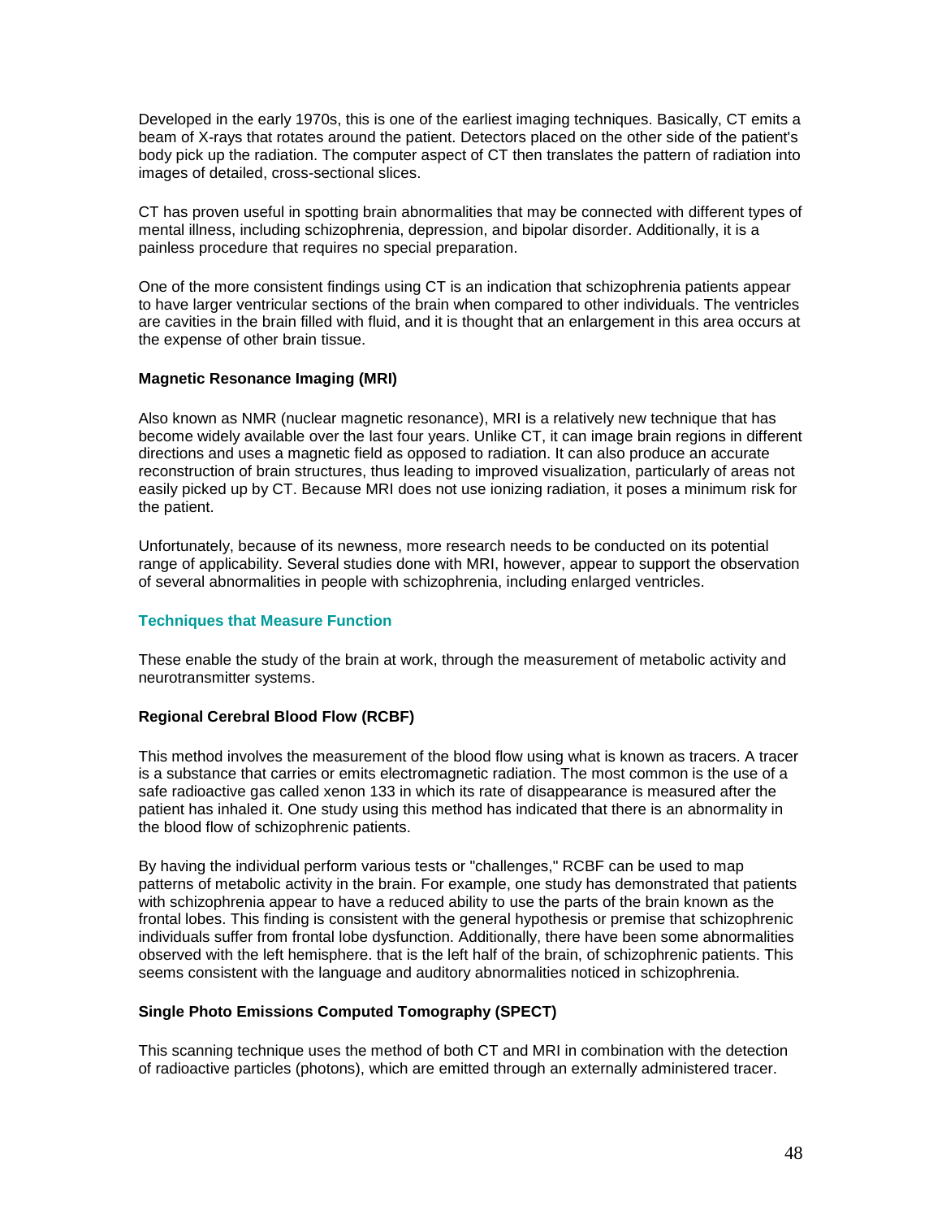Developed in the early 1970s, this is one of the earliest imaging techniques. Basically, CT emits a beam of X-rays that rotates around the patient. Detectors placed on the other side of the patient's body pick up the radiation. The computer aspect of CT then translates the pattern of radiation into images of detailed, cross-sectional slices.

CT has proven useful in spotting brain abnormalities that may be connected with different types of mental illness, including schizophrenia, depression, and bipolar disorder. Additionally, it is a painless procedure that requires no special preparation.

One of the more consistent findings using CT is an indication that schizophrenia patients appear to have larger ventricular sections of the brain when compared to other individuals. The ventricles are cavities in the brain filled with fluid, and it is thought that an enlargement in this area occurs at the expense of other brain tissue.

#### Magnetic Resonance Imaging (MRI)

Also known as NMR (nuclear magnetic resonance), MRI is a relatively new technique that has become widely available over the last four years. Unlike CT, it can image brain regions in different directions and uses a magnetic field as opposed to radiation. It can also produce an accurate reconstruction of brain structures, thus leading to improved visualization, particularly of areas not easily picked up by CT. Because MRI does not use ionizing radiation, it poses a minimum risk for the patient.

Unfortunately, because of its newness, more research needs to be conducted on its potential range of applicability. Several studies done with MRI, however, appear to support the observation of several abnormalities in people with schizophrenia, including enlarged ventricles.

### Techniques that Measure Function

These enable the study of the brain at work, through the measurement of metabolic activity and neurotransmitter systems.

#### Regional Cerebral Blood Flow (RCBF)

This method involves the measurement of the blood flow using what is known as tracers. A tracer is a substance that carries or emits electromagnetic radiation. The most common is the use of a safe radioactive gas called xenon 133 in which its rate of disappearance is measured after the patient has inhaled it. One study using this method has indicated that there is an abnormality in the blood flow of schizophrenic patients.

By having the individual perform various tests or "challenges," RCBF can be used to map patterns of metabolic activity in the brain. For example, one study has demonstrated that patients with schizophrenia appear to have a reduced ability to use the parts of the brain known as the frontal lobes. This finding is consistent with the general hypothesis or premise that schizophrenic individuals suffer from frontal lobe dysfunction. Additionally, there have been some abnormalities observed with the left hemisphere. that is the left half of the brain, of schizophrenic patients. This seems consistent with the language and auditory abnormalities noticed in schizophrenia.

#### Single Photo Emissions Computed Tomography (SPECT)

This scanning technique uses the method of both CT and MRI in combination with the detection of radioactive particles (photons), which are emitted through an externally administered tracer.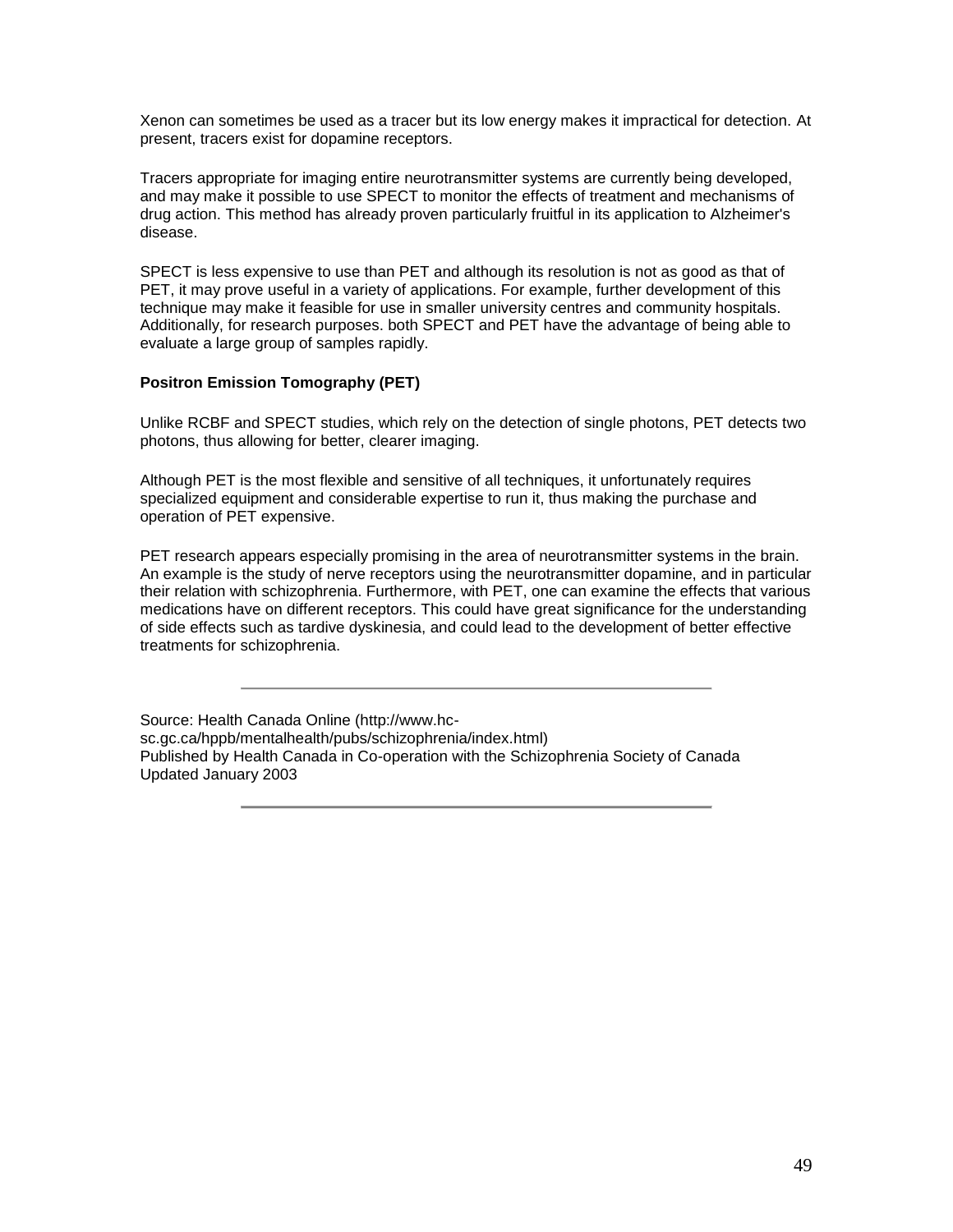Xenon can sometimes be used as a tracer but its low energy makes it impractical for detection. At present, tracers exist for dopamine receptors.

Tracers appropriate for imaging entire neurotransmitter systems are currently being developed, and may make it possible to use SPECT to monitor the effects of treatment and mechanisms of drug action. This method has already proven particularly fruitful in its application to Alzheimer's disease.

SPECT is less expensive to use than PET and although its resolution is not as good as that of PET, it may prove useful in a variety of applications. For example, further development of this technique may make it feasible for use in smaller university centres and community hospitals. Additionally, for research purposes. both SPECT and PET have the advantage of being able to evaluate a large group of samples rapidly.

**Positron Emission Tomography (PET)**

Unlike RCBF and SPECT studies, which rely on the detection of single photons, PET detects two photons, thus allowing for better, clearer imaging.

Although PET is the most flexible and sensitive of all techniques, it unfortunately requires specialized equipment and considerable expertise to run it, thus making the purchase and operation of PET expensive.

PET research appears especially promising in the area of neurotransmitter systems in the brain. An example is the study of nerve receptors using the neurotransmitter dopamine, and in particular their relation with schizophrenia. Furthermore, with PET, one can examine the effects that various medications have on different receptors. This could have great significance for the understanding of side effects such as tardive dyskinesia, and could lead to the development of better effective treatments for schizophrenia.

---

Source: Health Canada Online (http://www.hc-sc.gc.ca/hppb/mentalhealth/pubs/schizophrenia/index.html)
Published by Health Canada in Co-operation with the Schizophrenia Society of Canada
Updated January 2003

---